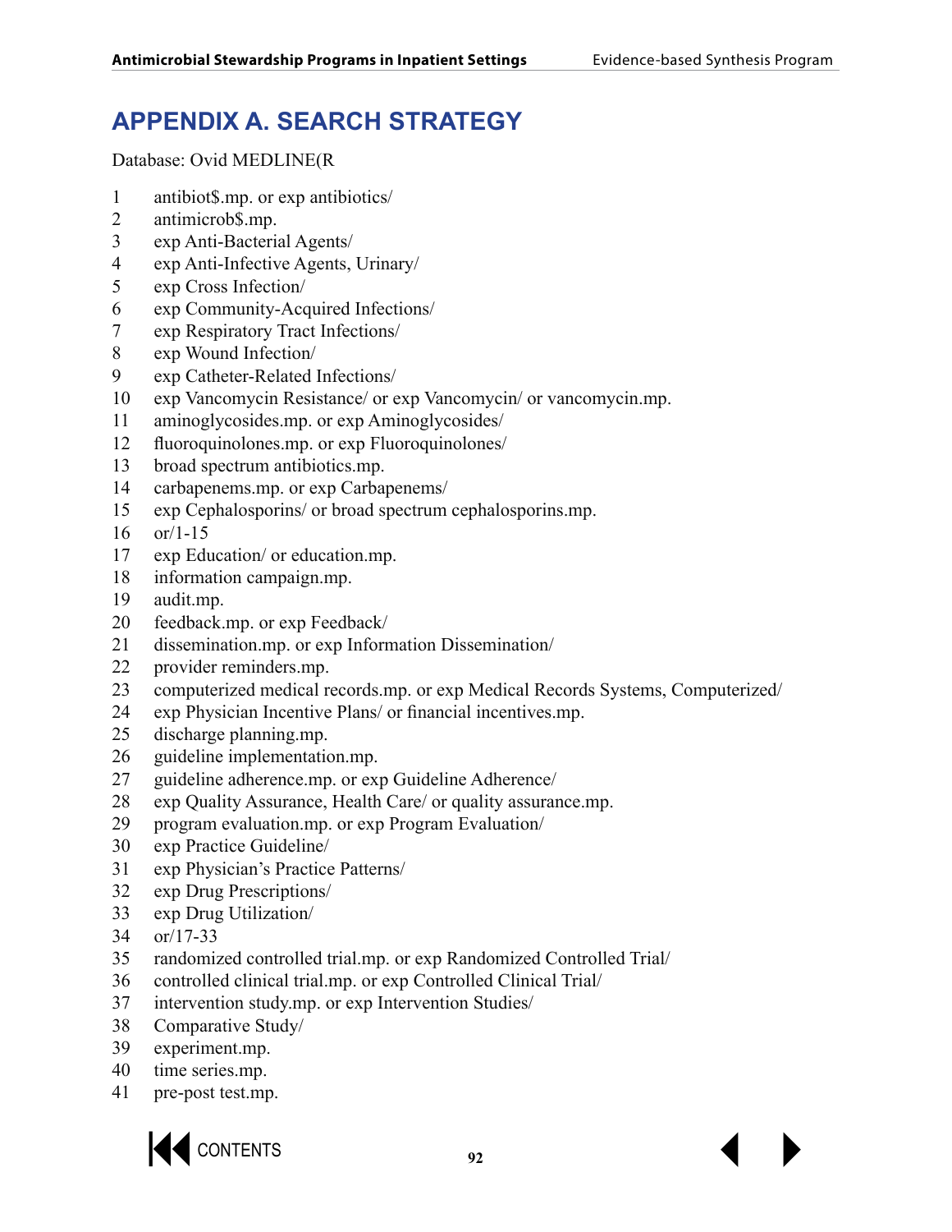# APPENDIX A. SEARCH STRATEGY

Database: Ovid MEDLINE(R

1 antibiot$.mp. or exp antibiotics/
2 antimicrob$.mp.
3 exp Anti-Bacterial Agents/
4 exp Anti-Infective Agents, Urinary/
5 exp Cross Infection/
6 exp Community-Acquired Infections/
7 exp Respiratory Tract Infections/
8 exp Wound Infection/
9 exp Catheter-Related Infections/
10 exp Vancomycin Resistance/ or exp Vancomycin/ or vancomycin.mp.
11 aminoglycosides.mp. or exp Aminoglycosides/
12 fluoroquinolones.mp. or exp Fluoroquinolones/
13 broad spectrum antibiotics.mp.
14 carbapenems.mp. or exp Carbapenems/
15 exp Cephalosporins/ or broad spectrum cephalosporins.mp.
16 or/1-15
17 exp Education/ or education.mp.
18 information campaign.mp.
19 audit.mp.
20 feedback.mp. or exp Feedback/
21 dissemination.mp. or exp Information Dissemination/
22 provider reminders.mp.
23 computerized medical records.mp. or exp Medical Records Systems, Computerized/
24 exp Physician Incentive Plans/ or financial incentives.mp.
25 discharge planning.mp.
26 guideline implementation.mp.
27 guideline adherence.mp. or exp Guideline Adherence/
28 exp Quality Assurance, Health Care/ or quality assurance.mp.
29 program evaluation.mp. or exp Program Evaluation/
30 exp Practice Guideline/
31 exp Physician's Practice Patterns/
32 exp Drug Prescriptions/
33 exp Drug Utilization/
34 or/17-33
35 randomized controlled trial.mp. or exp Randomized Controlled Trial/
36 controlled clinical trial.mp. or exp Controlled Clinical Trial/
37 intervention study.mp. or exp Intervention Studies/
38 Comparative Study/
39 experiment.mp.
40 time series.mp.
41 pre-post test.mp.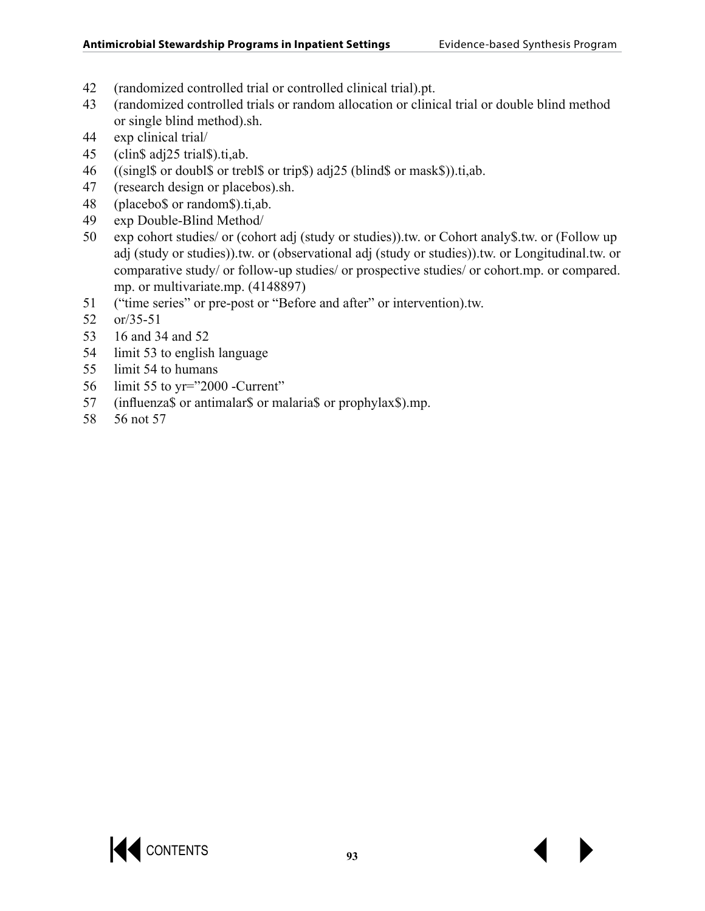42 (randomized controlled trial or controlled clinical trial).pt.

43 (randomized controlled trials or random allocation or clinical trial or double blind method or single blind method).sh.

44 exp clinical trial/

45 (clin$ adj25 trial$).ti,ab.

46 ((singl$ or doubl$ or trebl$ or trip$) adj25 (blind$ or mask$)).ti,ab.

47 (research design or placebos).sh.

48 (placebo$ or random$).ti,ab.

49 exp Double-Blind Method/

50 exp cohort studies/ or (cohort adj (study or studies)).tw. or Cohort analy$.tw. or (Follow up adj (study or studies)).tw. or (observational adj (study or studies)).tw. or Longitudinal.tw. or comparative study/ or follow-up studies/ or prospective studies/ or cohort.mp. or compared.mp. or multivariate.mp. (4148897)

51 ("time series" or pre-post or "Before and after" or intervention).tw.

52 or/35-51

53 16 and 34 and 52

54 limit 53 to english language

55 limit 54 to humans

56 limit 55 to yr="2000 -Current"

57 (influenza$ or antimalar$ or malaria$ or prophylax$).mp.

58 56 not 57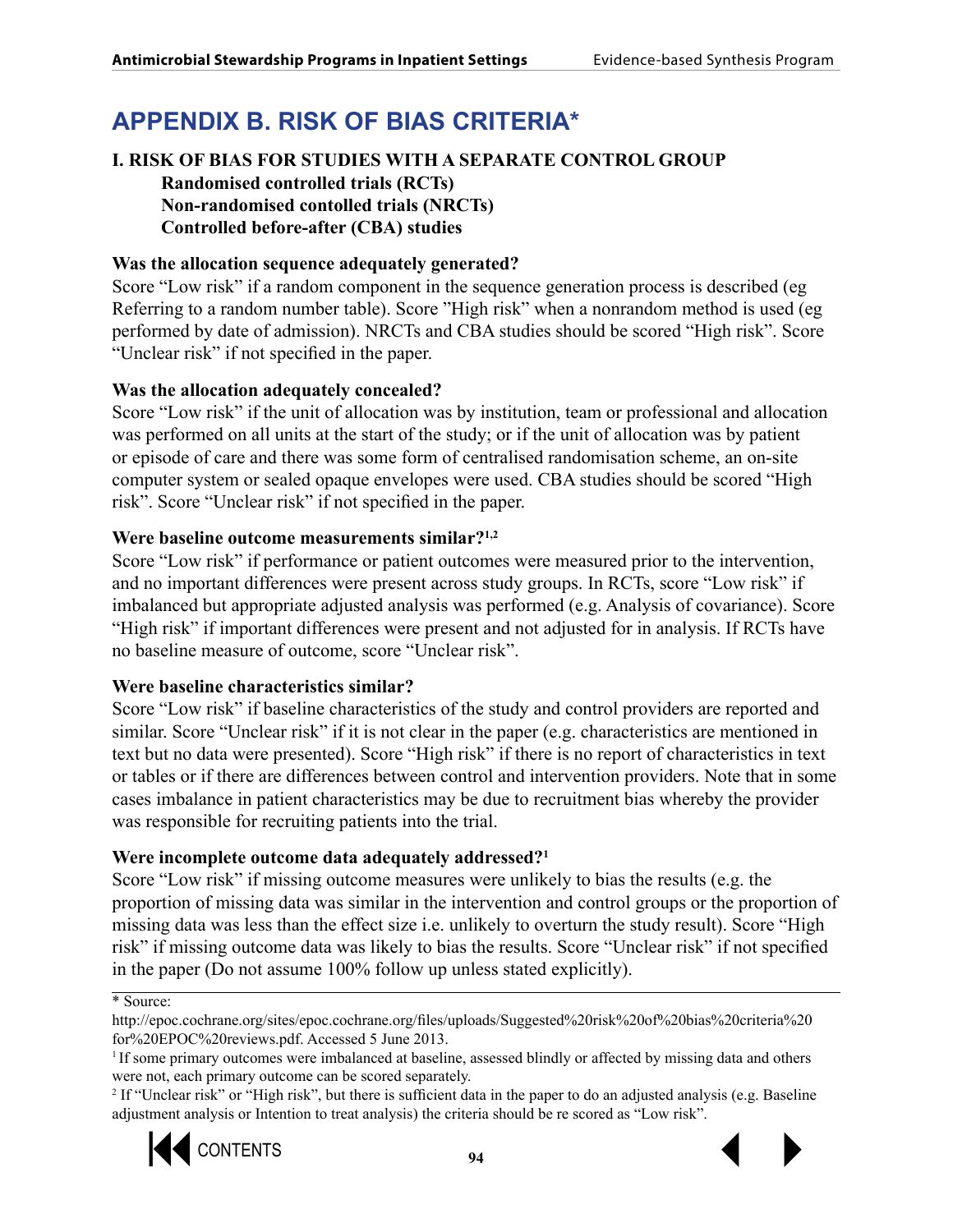# APPENDIX B. RISK OF BIAS CRITERIA*

## I. RISK OF BIAS FOR STUDIES WITH A SEPARATE CONTROL GROUP

**Randomised controlled trials (RCTs)**
**Non-randomised contolled trials (NRCTs)**
**Controlled before-after (CBA) studies**

**Was the allocation sequence adequately generated?**

Score "Low risk" if a random component in the sequence generation process is described (eg Referring to a random number table). Score "High risk" when a nonrandom method is used (eg performed by date of admission). NRCTs and CBA studies should be scored "High risk". Score "Unclear risk" if not specified in the paper.

**Was the allocation adequately concealed?**

Score "Low risk" if the unit of allocation was by institution, team or professional and allocation was performed on all units at the start of the study; or if the unit of allocation was by patient or episode of care and there was some form of centralised randomisation scheme, an on-site computer system or sealed opaque envelopes were used. CBA studies should be scored "High risk". Score "Unclear risk" if not specified in the paper.

**Were baseline outcome measurements similar?[1,2]**

Score "Low risk" if performance or patient outcomes were measured prior to the intervention, and no important differences were present across study groups. In RCTs, score "Low risk" if imbalanced but appropriate adjusted analysis was performed (e.g. Analysis of covariance). Score "High risk" if important differences were present and not adjusted for in analysis. If RCTs have no baseline measure of outcome, score "Unclear risk".

**Were baseline characteristics similar?**

Score "Low risk" if baseline characteristics of the study and control providers are reported and similar. Score "Unclear risk" if it is not clear in the paper (e.g. characteristics are mentioned in text but no data were presented). Score "High risk" if there is no report of characteristics in text or tables or if there are differences between control and intervention providers. Note that in some cases imbalance in patient characteristics may be due to recruitment bias whereby the provider was responsible for recruiting patients into the trial.

**Were incomplete outcome data adequately addressed?[1]**

Score "Low risk" if missing outcome measures were unlikely to bias the results (e.g. the proportion of missing data was similar in the intervention and control groups or the proportion of missing data was less than the effect size i.e. unlikely to overturn the study result). Score "High risk" if missing outcome data was likely to bias the results. Score "Unclear risk" if not specified in the paper (Do not assume 100% follow up unless stated explicitly).

---

* Source: http://epoc.cochrane.org/sites/epoc.cochrane.org/files/uploads/Suggested%20risk%20of%20bias%20criteria%20for%20EPOC%20reviews.pdf. Accessed 5 June 2013.

[1] If some primary outcomes were imbalanced at baseline, assessed blindly or affected by missing data and others were not, each primary outcome can be scored separately.

[2] If "Unclear risk" or "High risk", but there is sufficient data in the paper to do an adjusted analysis (e.g. Baseline adjustment analysis or Intention to treat analysis) the criteria should be re scored as "Low risk".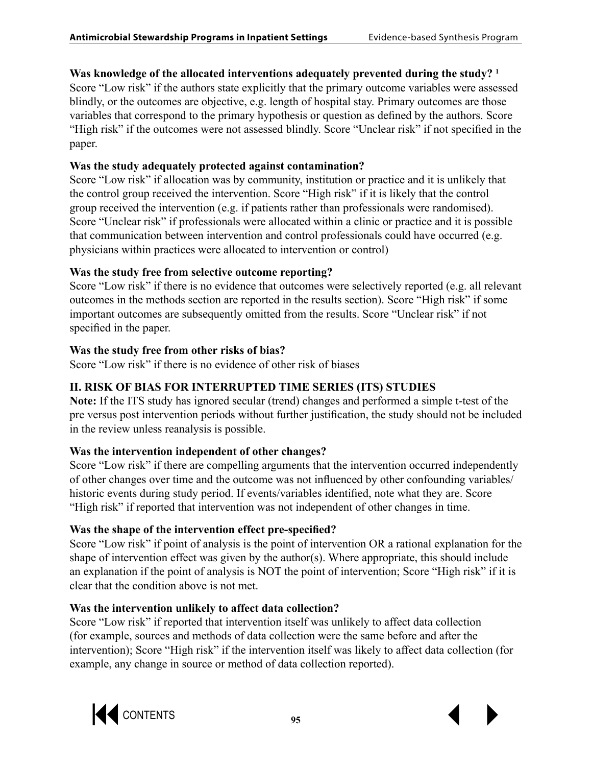**Was knowledge of the allocated interventions adequately prevented during the study? [1]**
Score "Low risk" if the authors state explicitly that the primary outcome variables were assessed blindly, or the outcomes are objective, e.g. length of hospital stay. Primary outcomes are those variables that correspond to the primary hypothesis or question as defined by the authors. Score "High risk" if the outcomes were not assessed blindly. Score "Unclear risk" if not specified in the paper.

**Was the study adequately protected against contamination?**
Score "Low risk" if allocation was by community, institution or practice and it is unlikely that the control group received the intervention. Score "High risk" if it is likely that the control group received the intervention (e.g. if patients rather than professionals were randomised). Score "Unclear risk" if professionals were allocated within a clinic or practice and it is possible that communication between intervention and control professionals could have occurred (e.g. physicians within practices were allocated to intervention or control)

**Was the study free from selective outcome reporting?**
Score "Low risk" if there is no evidence that outcomes were selectively reported (e.g. all relevant outcomes in the methods section are reported in the results section). Score "High risk" if some important outcomes are subsequently omitted from the results. Score "Unclear risk" if not specified in the paper.

**Was the study free from other risks of bias?**
Score "Low risk" if there is no evidence of other risk of biases

## II. RISK OF BIAS FOR INTERRUPTED TIME SERIES (ITS) STUDIES

**Note:** If the ITS study has ignored secular (trend) changes and performed a simple t-test of the pre versus post intervention periods without further justification, the study should not be included in the review unless reanalysis is possible.

**Was the intervention independent of other changes?**
Score "Low risk" if there are compelling arguments that the intervention occurred independently of other changes over time and the outcome was not influenced by other confounding variables/historic events during study period. If events/variables identified, note what they are. Score "High risk" if reported that intervention was not independent of other changes in time.

**Was the shape of the intervention effect pre-specified?**
Score "Low risk" if point of analysis is the point of intervention OR a rational explanation for the shape of intervention effect was given by the author(s). Where appropriate, this should include an explanation if the point of analysis is NOT the point of intervention; Score "High risk" if it is clear that the condition above is not met.

**Was the intervention unlikely to affect data collection?**
Score "Low risk" if reported that intervention itself was unlikely to affect data collection (for example, sources and methods of data collection were the same before and after the intervention); Score "High risk" if the intervention itself was likely to affect data collection (for example, any change in source or method of data collection reported).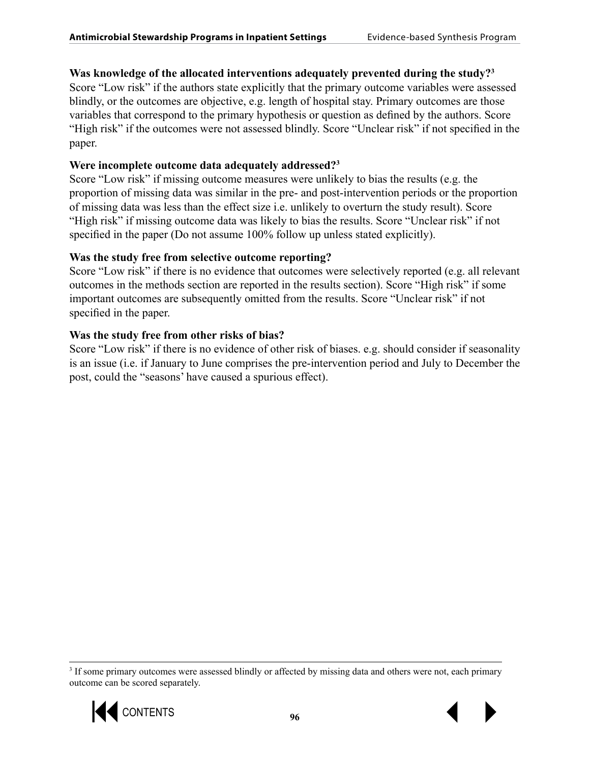**Was knowledge of the allocated interventions adequately prevented during the study?[3]**
Score "Low risk" if the authors state explicitly that the primary outcome variables were assessed blindly, or the outcomes are objective, e.g. length of hospital stay. Primary outcomes are those variables that correspond to the primary hypothesis or question as defined by the authors. Score "High risk" if the outcomes were not assessed blindly. Score "Unclear risk" if not specified in the paper.

**Were incomplete outcome data adequately addressed?[3]**
Score "Low risk" if missing outcome measures were unlikely to bias the results (e.g. the proportion of missing data was similar in the pre- and post-intervention periods or the proportion of missing data was less than the effect size i.e. unlikely to overturn the study result). Score "High risk" if missing outcome data was likely to bias the results. Score "Unclear risk" if not specified in the paper (Do not assume 100% follow up unless stated explicitly).

**Was the study free from selective outcome reporting?**
Score "Low risk" if there is no evidence that outcomes were selectively reported (e.g. all relevant outcomes in the methods section are reported in the results section). Score "High risk" if some important outcomes are subsequently omitted from the results. Score "Unclear risk" if not specified in the paper.

**Was the study free from other risks of bias?**
Score "Low risk" if there is no evidence of other risk of biases. e.g. should consider if seasonality is an issue (i.e. if January to June comprises the pre-intervention period and July to December the post, could the "seasons' have caused a spurious effect).

[3] If some primary outcomes were assessed blindly or affected by missing data and others were not, each primary outcome can be scored separately.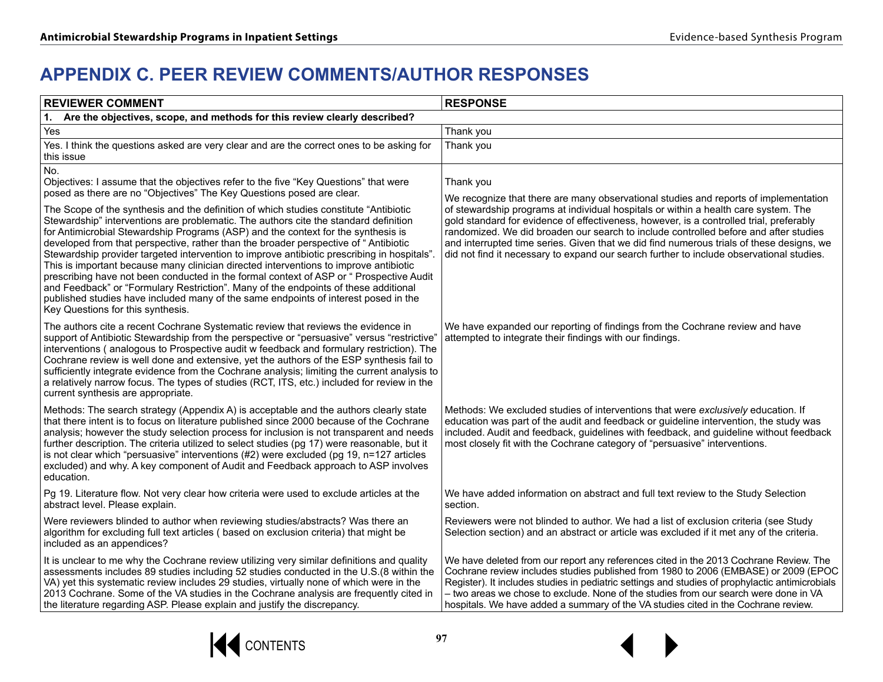# APPENDIX C. PEER REVIEW COMMENTS/AUTHOR RESPONSES

| REVIEWER COMMENT | RESPONSE |
|---|---|
| **1. Are the objectives, scope, and methods for this review clearly described?** | |
| Yes | Thank you |
| Yes. I think the questions asked are very clear and are the correct ones to be asking for this issue | Thank you |
| No.<br>Objectives: I assume that the objectives refer to the five "Key Questions" that were posed as there are no "Objectives" The Key Questions posed are clear.<br><br>The Scope of the synthesis and the definition of which studies constitute "Antibiotic Stewardship" interventions are problematic. The authors cite the standard definition for Antimicrobial Stewardship Programs (ASP) and the context for the synthesis is developed from that perspective, rather than the broader perspective of " Antibiotic Stewardship provider targeted intervention to improve antibiotic prescribing in hospitals". This is important because many clinician directed interventions to improve antibiotic prescribing have not been conducted in the formal context of ASP or " Prospective Audit and Feedback" or "Formulary Restriction". Many of the endpoints of these additional published studies have included many of the same endpoints of interest posed in the Key Questions for this synthesis. | Thank you<br><br>We recognize that there are many observational studies and reports of implementation of stewardship programs at individual hospitals or within a health care system. The gold standard for evidence of effectiveness, however, is a controlled trial, preferably randomized. We did broaden our search to include controlled before and after studies and interrupted time series. Given that we did find numerous trials of these designs, we did not find it necessary to expand our search further to include observational studies. |
| The authors cite a recent Cochrane Systematic review that reviews the evidence in support of Antibiotic Stewardship from the perspective or "persuasive" versus "restrictive" interventions ( analogous to Prospective audit w feedback and formulary restriction). The Cochrane review is well done and extensive, yet the authors of the ESP synthesis fail to sufficiently integrate evidence from the Cochrane analysis; limiting the current analysis to a relatively narrow focus. The types of studies (RCT, ITS, etc.) included for review in the current synthesis are appropriate. | We have expanded our reporting of findings from the Cochrane review and have attempted to integrate their findings with our findings. |
| Methods: The search strategy (Appendix A) is acceptable and the authors clearly state that there intent is to focus on literature published since 2000 because of the Cochrane analysis; however the study selection process for inclusion is not transparent and needs further description. The criteria utilized to select studies (pg 17) were reasonable, but it is not clear which "persuasive" interventions (#2) were excluded (pg 19, n=127 articles excluded) and why. A key component of Audit and Feedback approach to ASP involves education. | Methods: We excluded studies of interventions that were *exclusively* education. If education was part of the audit and feedback or guideline intervention, the study was included. Audit and feedback, guidelines with feedback, and guideline without feedback most closely fit with the Cochrane category of "persuasive" interventions. |
| Pg 19. Literature flow. Not very clear how criteria were used to exclude articles at the abstract level. Please explain. | We have added information on abstract and full text review to the Study Selection section. |
| Were reviewers blinded to author when reviewing studies/abstracts? Was there an algorithm for excluding full text articles ( based on exclusion criteria) that might be included as an appendices? | Reviewers were not blinded to author. We had a list of exclusion criteria (see Study Selection section) and an abstract or article was excluded if it met any of the criteria. |
| It is unclear to me why the Cochrane review utilizing very similar definitions and quality assessments includes 89 studies including 52 studies conducted in the U.S.(8 within the VA) yet this systematic review includes 29 studies, virtually none of which were in the 2013 Cochrane. Some of the VA studies in the Cochrane analysis are frequently cited in the literature regarding ASP. Please explain and justify the discrepancy. | We have deleted from our report any references cited in the 2013 Cochrane Review. The Cochrane review includes studies published from 1980 to 2006 (EMBASE) or 2009 (EPOC Register). It includes studies in pediatric settings and studies of prophylactic antimicrobials – two areas we chose to exclude. None of the studies from our search were done in VA hospitals. We have added a summary of the VA studies cited in the Cochrane review. |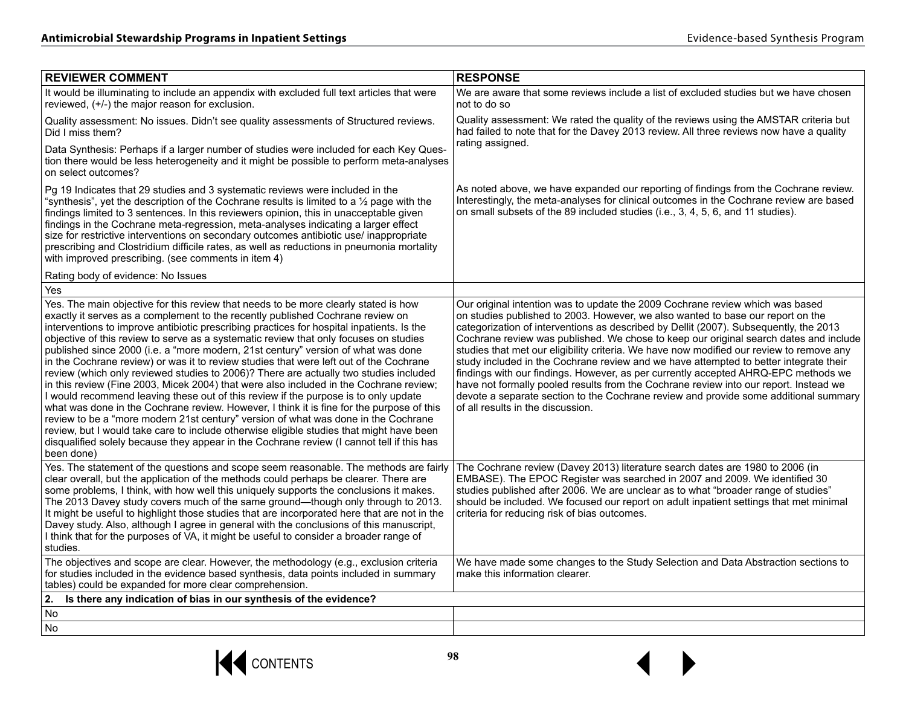| REVIEWER COMMENT | RESPONSE |
|---|---|
| It would be illuminating to include an appendix with excluded full text articles that were reviewed, (+/-) the major reason for exclusion. | We are aware that some reviews include a list of excluded studies but we have chosen not to do so |
| Quality assessment: No issues. Didn't see quality assessments of Structured reviews. Did I miss them?<br><br>Data Synthesis: Perhaps if a larger number of studies were included for each Key Question there would be less heterogeneity and it might be possible to perform meta-analyses on select outcomes? | Quality assessment: We rated the quality of the reviews using the AMSTAR criteria but had failed to note that for the Davey 2013 review. All three reviews now have a quality rating assigned. |
| Pg 19 Indicates that 29 studies and 3 systematic reviews were included in the "synthesis", yet the description of the Cochrane results is limited to a ½ page with the findings limited to 3 sentences. In this reviewers opinion, this in unacceptable given findings in the Cochrane meta-regression, meta-analyses indicating a larger effect size for restrictive interventions on secondary outcomes antibiotic use/ inappropriate prescribing and Clostridium difficile rates, as well as reductions in pneumonia mortality with improved prescribing. (see comments in item 4)<br><br>Rating body of evidence: No Issues | As noted above, we have expanded our reporting of findings from the Cochrane review. Interestingly, the meta-analyses for clinical outcomes in the Cochrane review are based on small subsets of the 89 included studies (i.e., 3, 4, 5, 6, and 11 studies). |
| Yes | |
| Yes. The main objective for this review that needs to be more clearly stated is how exactly it serves as a complement to the recently published Cochrane review on interventions to improve antibiotic prescribing practices for hospital inpatients. Is the objective of this review to serve as a systematic review that only focuses on studies published since 2000 (i.e. a "more modern, 21st century" version of what was done in the Cochrane review) or was it to review studies that were left out of the Cochrane review (which only reviewed studies to 2006)? There are actually two studies included in this review (Fine 2003, Micek 2004) that were also included in the Cochrane review; I would recommend leaving these out of this review if the purpose is to only update what was done in the Cochrane review. However, I think it is fine for the purpose of this review to be a "more modern 21st century" version of what was done in the Cochrane review, but I would take care to include otherwise eligible studies that might have been disqualified solely because they appear in the Cochrane review (I cannot tell if this has been done) | Our original intention was to update the 2009 Cochrane review which was based on studies published to 2003. However, we also wanted to base our report on the categorization of interventions as described by Dellit (2007). Subsequently, the 2013 Cochrane review was published. We chose to keep our original search dates and include studies that met our eligibility criteria. We have now modified our review to remove any study included in the Cochrane review and we have attempted to better integrate their findings with our findings. However, as per currently accepted AHRQ-EPC methods we have not formally pooled results from the Cochrane review into our report. Instead we devote a separate section to the Cochrane review and provide some additional summary of all results in the discussion. |
| Yes. The statement of the questions and scope seem reasonable. The methods are fairly clear overall, but the application of the methods could perhaps be clearer. There are some problems, I think, with how well this uniquely supports the conclusions it makes. The 2013 Davey study covers much of the same ground—though only through to 2013. It might be useful to highlight those studies that are incorporated here that are not in the Davey study. Also, although I agree in general with the conclusions of this manuscript, I think that for the purposes of VA, it might be useful to consider a broader range of studies. | The Cochrane review (Davey 2013) literature search dates are 1980 to 2006 (in EMBASE). The EPOC Register was searched in 2007 and 2009. We identified 30 studies published after 2006. We are unclear as to what "broader range of studies" should be included. We focused our report on adult inpatient settings that met minimal criteria for reducing risk of bias outcomes. |
| The objectives and scope are clear. However, the methodology (e.g., exclusion criteria for studies included in the evidence based synthesis, data points included in summary tables) could be expanded for more clear comprehension. | We have made some changes to the Study Selection and Data Abstraction sections to make this information clearer. |
| **2. Is there any indication of bias in our synthesis of the evidence?** | |
| No | |
| No | |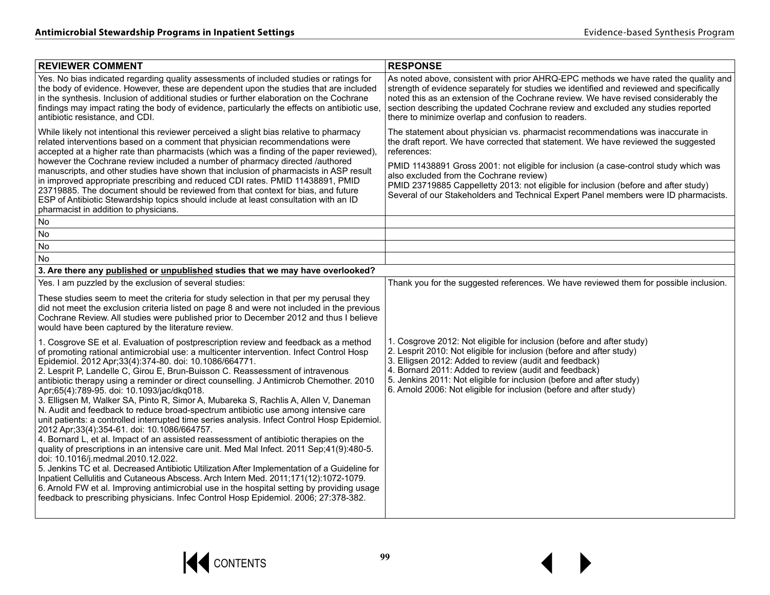| REVIEWER COMMENT | RESPONSE |
|---|---|
| Yes. No bias indicated regarding quality assessments of included studies or ratings for the body of evidence. However, these are dependent upon the studies that are included in the synthesis. Inclusion of additional studies or further elaboration on the Cochrane findings may impact rating the body of evidence, particularly the effects on antibiotic use, antibiotic resistance, and CDI. | As noted above, consistent with prior AHRQ-EPC methods we have rated the quality and strength of evidence separately for studies we identified and reviewed and specifically noted this as an extension of the Cochrane review. We have revised considerably the section describing the updated Cochrane review and excluded any studies reported there to minimize overlap and confusion to readers. |
| While likely not intentional this reviewer perceived a slight bias relative to pharmacy related interventions based on a comment that physician recommendations were accepted at a higher rate than pharmacists (which was a finding of the paper reviewed), however the Cochrane review included a number of pharmacy directed /authored manuscripts, and other studies have shown that inclusion of pharmacists in ASP result in improved appropriate prescribing and reduced CDI rates. PMID 11438891, PMID 23719885. The document should be reviewed from that context for bias, and future ESP of Antibiotic Stewardship topics should include at least consultation with an ID pharmacist in addition to physicians. | The statement about physician vs. pharmacist recommendations was inaccurate in the draft report. We have corrected that statement. We have reviewed the suggested references:<br><br>PMID 11438891 Gross 2001: not eligible for inclusion (a case-control study which was also excluded from the Cochrane review)<br>PMID 23719885 Cappelletty 2013: not eligible for inclusion (before and after study)<br>Several of our Stakeholders and Technical Expert Panel members were ID pharmacists. |
| No | |
| No | |
| No | |
| No | |
| **3. Are there any <u>published</u> or <u>unpublished</u> studies that we may have overlooked?** | |
| Yes. I am puzzled by the exclusion of several studies:<br><br>These studies seem to meet the criteria for study selection in that per my perusal they did not meet the exclusion criteria listed on page 8 and were not included in the previous Cochrane Review. All studies were published prior to December 2012 and thus I believe would have been captured by the literature review.<br><br>1. Cosgrove SE et al. Evaluation of postprescription review and feedback as a method of promoting rational antimicrobial use: a multicenter intervention. Infect Control Hosp Epidemiol. 2012 Apr;33(4):374-80. doi: 10.1086/664771.<br>2. Lesprit P, Landelle C, Girou E, Brun-Buisson C. Reassessment of intravenous antibiotic therapy using a reminder or direct counselling. J Antimicrob Chemother. 2010 Apr;65(4):789-95. doi: 10.1093/jac/dkq018.<br>3. Elligsen M, Walker SA, Pinto R, Simor A, Mubareka S, Rachlis A, Allen V, Daneman N. Audit and feedback to reduce broad-spectrum antibiotic use among intensive care unit patients: a controlled interrupted time series analysis. Infect Control Hosp Epidemiol. 2012 Apr;33(4):354-61. doi: 10.1086/664757.<br>4. Bornard L, et al. Impact of an assisted reassessment of antibiotic therapies on the quality of prescriptions in an intensive care unit. Med Mal Infect. 2011 Sep;41(9):480-5. doi: 10.1016/j.medmal.2010.12.022.<br>5. Jenkins TC et al. Decreased Antibiotic Utilization After Implementation of a Guideline for Inpatient Cellulitis and Cutaneous Abscess. Arch Intern Med. 2011;171(12):1072-1079.<br>6. Arnold FW et al. Improving antimicrobial use in the hospital setting by providing usage feedback to prescribing physicians. Infec Control Hosp Epidemiol. 2006; 27:378-382. | Thank you for the suggested references. We have reviewed them for possible inclusion.<br><br>1. Cosgrove 2012: Not eligible for inclusion (before and after study)<br>2. Lesprit 2010: Not eligible for inclusion (before and after study)<br>3. Elligsen 2012: Added to review (audit and feedback)<br>4. Bornard 2011: Added to review (audit and feedback)<br>5. Jenkins 2011: Not eligible for inclusion (before and after study)<br>6. Arnold 2006: Not eligible for inclusion (before and after study) |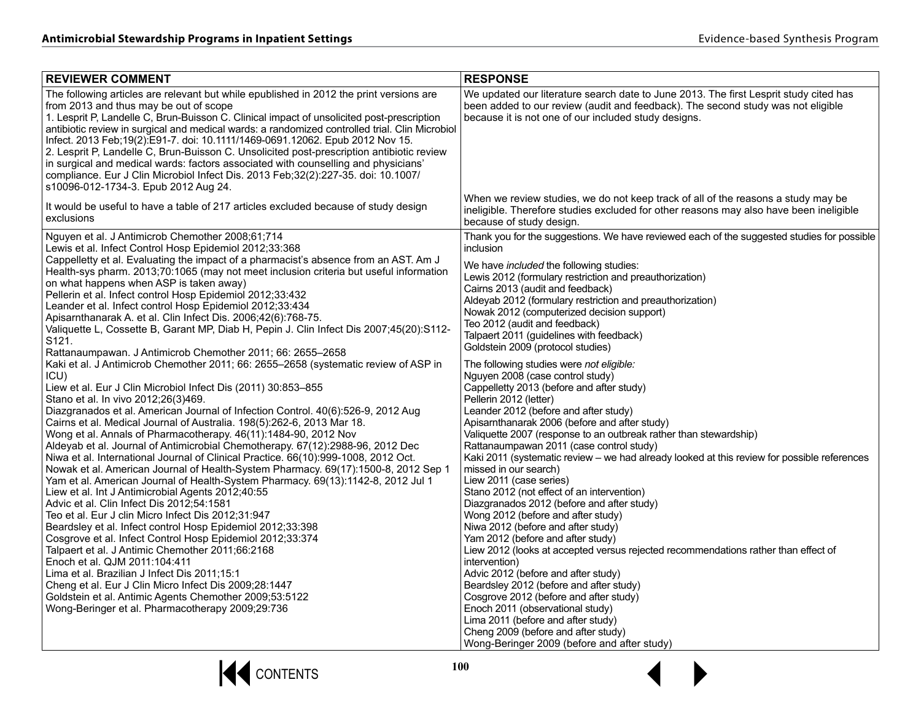| REVIEWER COMMENT | RESPONSE |
|---|---|
| The following articles are relevant but while epublished in 2012 the print versions are from 2013 and thus may be out of scope<br>1. Lesprit P, Landelle C, Brun-Buisson C. Clinical impact of unsolicited post-prescription antibiotic review in surgical and medical wards: a randomized controlled trial. Clin Microbiol Infect. 2013 Feb;19(2):E91-7. doi: 10.1111/1469-0691.12062. Epub 2012 Nov 15.<br>2. Lesprit P, Landelle C, Brun-Buisson C. Unsolicited post-prescription antibiotic review in surgical and medical wards: factors associated with counselling and physicians' compliance. Eur J Clin Microbiol Infect Dis. 2013 Feb;32(2):227-35. doi: 10.1007/s10096-012-1734-3. Epub 2012 Aug 24. | We updated our literature search date to June 2013. The first Lesprit study cited has been added to our review (audit and feedback). The second study was not eligible because it is not one of our included study designs. |
| It would be useful to have a table of 217 articles excluded because of study design exclusions | When we review studies, we do not keep track of all of the reasons a study may be ineligible. Therefore studies excluded for other reasons may also have been ineligible because of study design. |
| Nguyen et al. J Antimicrob Chemother 2008;61;714<br>Lewis et al. Infect Control Hosp Epidemiol 2012;33:368<br>Cappelletty et al. Evaluating the impact of a pharmacist's absence from an AST. Am J Health-sys pharm. 2013;70:1065 (may not meet inclusion criteria but useful information on what happens when ASP is taken away)<br>Pellerin et al. Infect control Hosp Epidemiol 2012;33:432<br>Leander et al. Infect control Hosp Epidemiol 2012;33:434<br>Apisarnthanarak A. et al. Clin Infect Dis. 2006;42(6):768-75.<br>Valiquette L, Cossette B, Garant MP, Diab H, Pepin J. Clin Infect Dis 2007;45(20):S112-S121.<br>Rattanaumpawan. J Antimicrob Chemother 2011; 66: 2655–2658<br>Kaki et al. J Antimicrob Chemother 2011; 66: 2655–2658 (systematic review of ASP in ICU)<br>Liew et al. Eur J Clin Microbiol Infect Dis (2011) 30:853–855<br>Stano et al. In vivo 2012;26(3)469.<br>Diazgranados et al. American Journal of Infection Control. 40(6):526-9, 2012 Aug<br>Cairns et al. Medical Journal of Australia. 198(5):262-6, 2013 Mar 18.<br>Wong et al. Annals of Pharmacotherapy. 46(11):1484-90, 2012 Nov<br>Aldeyab et al. Journal of Antimicrobial Chemotherapy. 67(12):2988-96, 2012 Dec<br>Niwa et al. International Journal of Clinical Practice. 66(10):999-1008, 2012 Oct.<br>Nowak et al. American Journal of Health-System Pharmacy. 69(17):1500-8, 2012 Sep 1<br>Yam et al. American Journal of Health-System Pharmacy. 69(13):1142-8, 2012 Jul 1<br>Liew et al. Int J Antimicrobial Agents 2012;40:55<br>Advic et al. Clin Infect Dis 2012;54:1581<br>Teo et al. Eur J clin Micro Infect Dis 2012;31:947<br>Beardsley et al. Infect control Hosp Epidemiol 2012;33:398<br>Cosgrove et al. Infect Control Hosp Epidemiol 2012;33:374<br>Talpaert et al. J Antimic Chemother 2011;66:2168<br>Enoch et al. QJM 2011:104:411<br>Lima et al. Brazilian J Infect Dis 2011;15:1<br>Cheng et al. Eur J Clin Micro Infect Dis 2009;28:1447<br>Goldstein et al. Antimic Agents Chemother 2009;53:5122<br>Wong-Beringer et al. Pharmacotherapy 2009;29:736 | Thank you for the suggestions. We have reviewed each of the suggested studies for possible inclusion<br><br>We have *included* the following studies:<br>Lewis 2012 (formulary restriction and preauthorization)<br>Cairns 2013 (audit and feedback)<br>Aldeyab 2012 (formulary restriction and preauthorization)<br>Nowak 2012 (computerized decision support)<br>Teo 2012 (audit and feedback)<br>Talpaert 2011 (guidelines with feedback)<br>Goldstein 2009 (protocol studies)<br><br>The following studies were *not eligible:*<br>Nguyen 2008 (case control study)<br>Cappelletty 2013 (before and after study)<br>Pellerin 2012 (letter)<br>Leander 2012 (before and after study)<br>Apisarnthanarak 2006 (before and after study)<br>Valiquette 2007 (response to an outbreak rather than stewardship)<br>Rattanaumpawan 2011 (case control study)<br>Kaki 2011 (systematic review – we had already looked at this review for possible references missed in our search)<br>Liew 2011 (case series)<br>Stano 2012 (not effect of an intervention)<br>Diazgranados 2012 (before and after study)<br>Wong 2012 (before and after study)<br>Niwa 2012 (before and after study)<br>Yam 2012 (before and after study)<br>Liew 2012 (looks at accepted versus rejected recommendations rather than effect of intervention)<br>Advic 2012 (before and after study)<br>Beardsley 2012 (before and after study)<br>Cosgrove 2012 (before and after study)<br>Enoch 2011 (observational study)<br>Lima 2011 (before and after study)<br>Cheng 2009 (before and after study)<br>Wong-Beringer 2009 (before and after study) |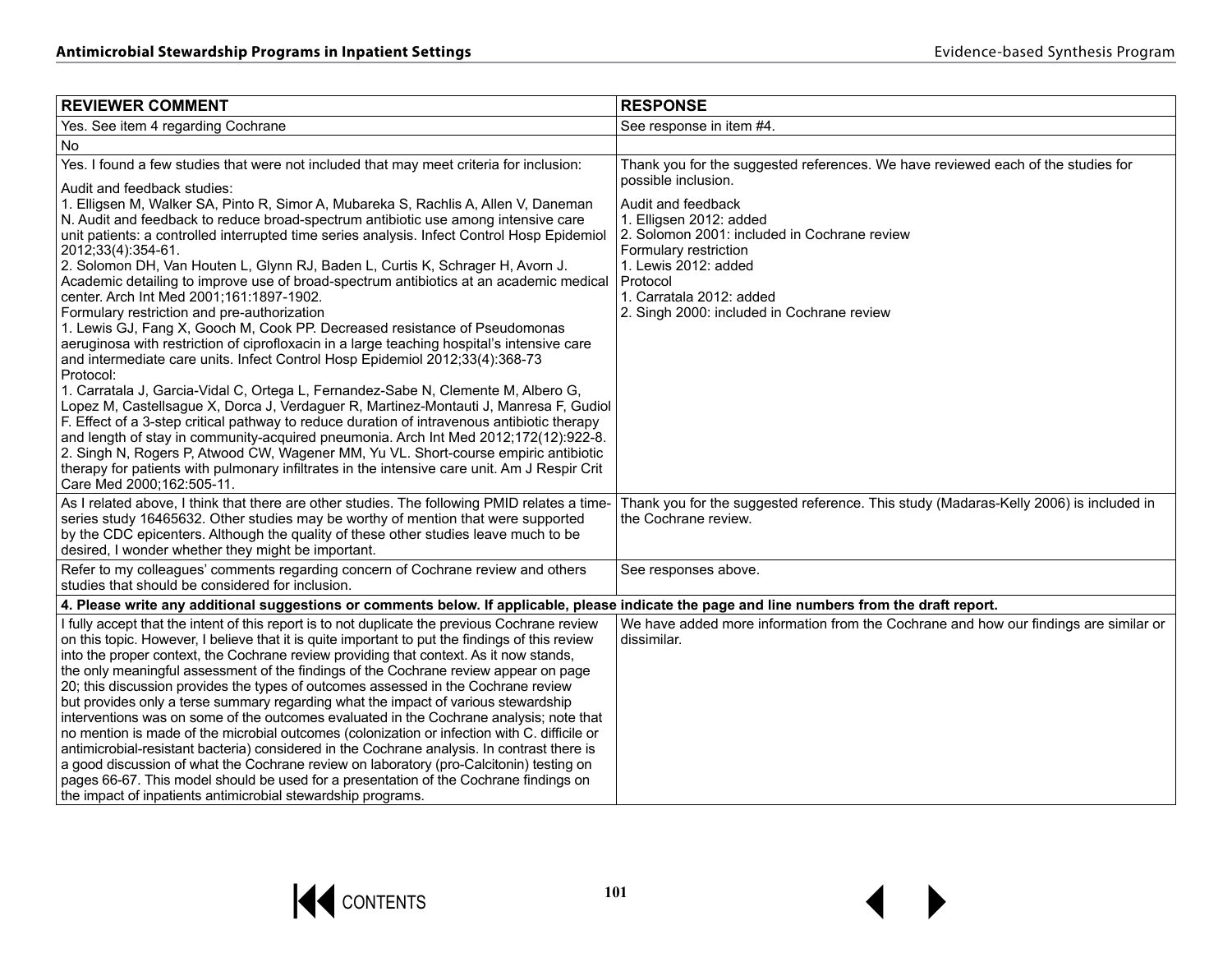| REVIEWER COMMENT | RESPONSE |
|---|---|
| Yes. See item 4 regarding Cochrane | See response in item #4. |
| No | |
| Yes. I found a few studies that were not included that may meet criteria for inclusion:<br><br>Audit and feedback studies:<br>1. Elligsen M, Walker SA, Pinto R, Simor A, Mubareka S, Rachlis A, Allen V, Daneman N. Audit and feedback to reduce broad-spectrum antibiotic use among intensive care unit patients: a controlled interrupted time series analysis. Infect Control Hosp Epidemiol 2012;33(4):354-61.<br>2. Solomon DH, Van Houten L, Glynn RJ, Baden L, Curtis K, Schrager H, Avorn J. Academic detailing to improve use of broad-spectrum antibiotics at an academic medical center. Arch Int Med 2001;161:1897-1902.<br>Formulary restriction and pre-authorization<br>1. Lewis GJ, Fang X, Gooch M, Cook PP. Decreased resistance of Pseudomonas aeruginosa with restriction of ciprofloxacin in a large teaching hospital's intensive care and intermediate care units. Infect Control Hosp Epidemiol 2012;33(4):368-73<br>Protocol:<br>1. Carratala J, Garcia-Vidal C, Ortega L, Fernandez-Sabe N, Clemente M, Albero G, Lopez M, Castellsague X, Dorca J, Verdaguer R, Martinez-Montauti J, Manresa F, Gudiol F. Effect of a 3-step critical pathway to reduce duration of intravenous antibiotic therapy and length of stay in community-acquired pneumonia. Arch Int Med 2012;172(12):922-8.<br>2. Singh N, Rogers P, Atwood CW, Wagener MM, Yu VL. Short-course empiric antibiotic therapy for patients with pulmonary infiltrates in the intensive care unit. Am J Respir Crit Care Med 2000;162:505-11. | Thank you for the suggested references. We have reviewed each of the studies for possible inclusion.<br><br>Audit and feedback<br>1. Elligsen 2012: added<br>2. Solomon 2001: included in Cochrane review<br>Formulary restriction<br>1. Lewis 2012: added<br>Protocol<br>1. Carratala 2012: added<br>2. Singh 2000: included in Cochrane review |
| As I related above, I think that there are other studies. The following PMID relates a time-series study 16465632. Other studies may be worthy of mention that were supported by the CDC epicenters. Although the quality of these other studies leave much to be desired, I wonder whether they might be important. | Thank you for the suggested reference. This study (Madaras-Kelly 2006) is included in the Cochrane review. |
| Refer to my colleagues' comments regarding concern of Cochrane review and others studies that should be considered for inclusion. | See responses above. |
| **4. Please write any additional suggestions or comments below. If applicable, please indicate the page and line numbers from the draft report.** | |
| I fully accept that the intent of this report is to not duplicate the previous Cochrane review on this topic. However, I believe that it is quite important to put the findings of this review into the proper context, the Cochrane review providing that context. As it now stands, the only meaningful assessment of the findings of the Cochrane review appear on page 20; this discussion provides the types of outcomes assessed in the Cochrane review but provides only a terse summary regarding what the impact of various stewardship interventions was on some of the outcomes evaluated in the Cochrane analysis; note that no mention is made of the microbial outcomes (colonization or infection with C. difficile or antimicrobial-resistant bacteria) considered in the Cochrane analysis. In contrast there is a good discussion of what the Cochrane review on laboratory (pro-Calcitonin) testing on pages 66-67. This model should be used for a presentation of the Cochrane findings on the impact of inpatients antimicrobial stewardship programs. | We have added more information from the Cochrane and how our findings are similar or dissimilar. |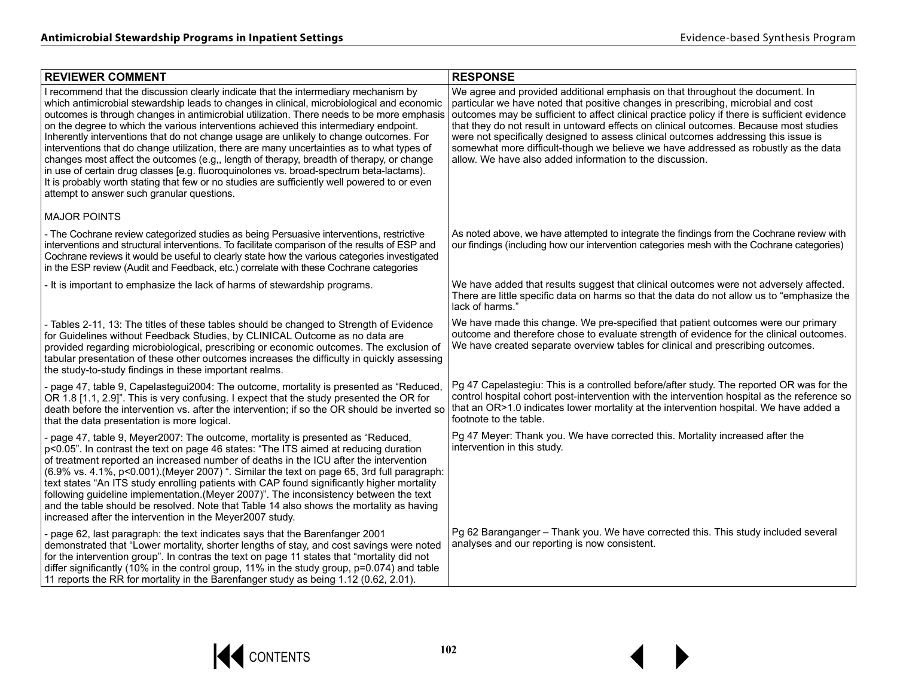| REVIEWER COMMENT | RESPONSE |
|---|---|
| I recommend that the discussion clearly indicate that the intermediary mechanism by which antimicrobial stewardship leads to changes in clinical, microbiological and economic outcomes is through changes in antimicrobial utilization. There needs to be more emphasis on the degree to which the various interventions achieved this intermediary endpoint. Inherently interventions that do not change usage are unlikely to change outcomes. For interventions that do change utilization, there are many uncertainties as to what types of changes most affect the outcomes (e.g,, length of therapy, breadth of therapy, or change in use of certain drug classes [e.g. fluoroquinolones vs. broad-spectrum beta-lactams). It is probably worth stating that few or no studies are sufficiently well powered to or even attempt to answer such granular questions. | We agree and provided additional emphasis on that throughout the document. In particular we have noted that positive changes in prescribing, microbial and cost outcomes may be sufficient to affect clinical practice policy if there is sufficient evidence that they do not result in untoward effects on clinical outcomes. Because most studies were not specifically designed to assess clinical outcomes addressing this issue is somewhat more difficult-though we believe we have addressed as robustly as the data allow. We have also added information to the discussion. |
| MAJOR POINTS | |
| - The Cochrane review categorized studies as being Persuasive interventions, restrictive interventions and structural interventions. To facilitate comparison of the results of ESP and Cochrane reviews it would be useful to clearly state how the various categories investigated in the ESP review (Audit and Feedback, etc.) correlate with these Cochrane categories | As noted above, we have attempted to integrate the findings from the Cochrane review with our findings (including how our intervention categories mesh with the Cochrane categories) |
| - It is important to emphasize the lack of harms of stewardship programs. | We have added that results suggest that clinical outcomes were not adversely affected. There are little specific data on harms so that the data do not allow us to "emphasize the lack of harms." |
| - Tables 2-11, 13: The titles of these tables should be changed to Strength of Evidence for Guidelines without Feedback Studies, by CLINICAL Outcome as no data are provided regarding microbiological, prescribing or economic outcomes. The exclusion of tabular presentation of these other outcomes increases the difficulty in quickly assessing the study-to-study findings in these important realms. | We have made this change. We pre-specified that patient outcomes were our primary outcome and therefore chose to evaluate strength of evidence for the clinical outcomes. We have created separate overview tables for clinical and prescribing outcomes. |
| - page 47, table 9, Capelastegui2004: The outcome, mortality is presented as "Reduced, OR 1.8 [1.1, 2.9]". This is very confusing. I expect that the study presented the OR for death before the intervention vs. after the intervention; if so the OR should be inverted so that the data presentation is more logical. | Pg 47 Capelastegiu: This is a controlled before/after study. The reported OR was for the control hospital cohort post-intervention with the intervention hospital as the reference so that an OR>1.0 indicates lower mortality at the intervention hospital. We have added a footnote to the table. |
| - page 47, table 9, Meyer2007: The outcome, mortality is presented as "Reduced, p<0.05". In contrast the text on page 46 states: "The ITS aimed at reducing duration of treatment reported an increased number of deaths in the ICU after the intervention (6.9% vs. 4.1%, p<0.001).(Meyer 2007) ". Similar the text on page 65, 3rd full paragraph: text states "An ITS study enrolling patients with CAP found significantly higher mortality following guideline implementation.(Meyer 2007)". The inconsistency between the text and the table should be resolved. Note that Table 14 also shows the mortality as having increased after the intervention in the Meyer2007 study. | Pg 47 Meyer: Thank you. We have corrected this. Mortality increased after the intervention in this study. |
| - page 62, last paragraph: the text indicates says that the Barenfanger 2001 demonstrated that "Lower mortality, shorter lengths of stay, and cost savings were noted for the intervention group". In contras the text on page 11 states that "mortality did not differ significantly (10% in the control group, 11% in the study group, p=0.074) and table 11 reports the RR for mortality in the Barenfanger study as being 1.12 (0.62, 2.01). | Pg 62 Baranganger – Thank you. We have corrected this. This study included several analyses and our reporting is now consistent. |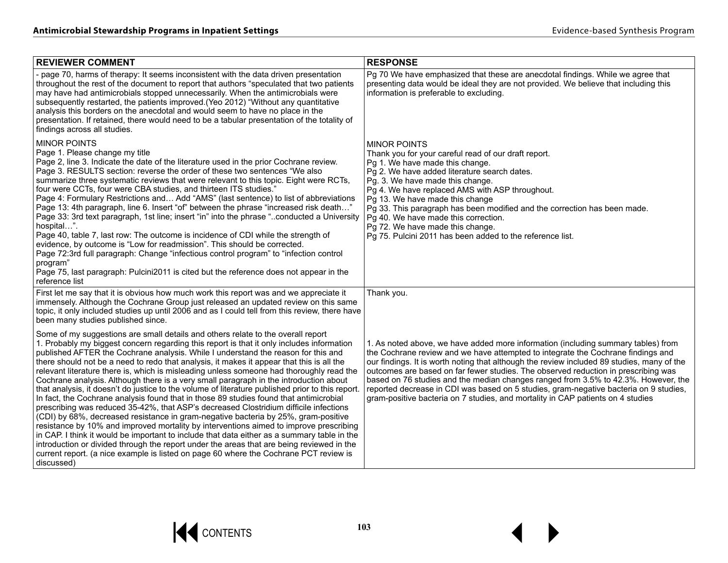| REVIEWER COMMENT | RESPONSE |
|---|---|
| - page 70, harms of therapy: It seems inconsistent with the data driven presentation throughout the rest of the document to report that authors "speculated that two patients may have had antimicrobials stopped unnecessarily. When the antimicrobials were subsequently restarted, the patients improved.(Yeo 2012) "Without any quantitative analysis this borders on the anecdotal and would seem to have no place in the presentation. If retained, there would need to be a tabular presentation of the totality of findings across all studies. | Pg 70 We have emphasized that these are anecdotal findings. While we agree that presenting data would be ideal they are not provided. We believe that including this information is preferable to excluding. |
| MINOR POINTS<br>Page 1. Please change my title<br>Page 2, line 3. Indicate the date of the literature used in the prior Cochrane review.<br>Page 3. RESULTS section: reverse the order of these two sentences "We also summarize three systematic reviews that were relevant to this topic. Eight were RCTs, four were CCTs, four were CBA studies, and thirteen ITS studies."<br>Page 4: Formulary Restrictions and… Add "AMS" (last sentence) to list of abbreviations<br>Page 13: 4th paragraph, line 6. Insert "of" between the phrase "increased risk death…"<br>Page 33: 3rd text paragraph, 1st line; insert "in" into the phrase "..conducted a University hospital…".<br>Page 40, table 7, last row: The outcome is incidence of CDI while the strength of evidence, by outcome is "Low for readmission". This should be corrected.<br>Page 72:3rd full paragraph: Change "infectious control program" to "infection control program"<br>Page 75, last paragraph: Pulcini2011 is cited but the reference does not appear in the reference list | MINOR POINTS<br>Thank you for your careful read of our draft report.<br>Pg 1. We have made this change.<br>Pg 2. We have added literature search dates.<br>Pg. 3. We have made this change.<br>Pg 4. We have replaced AMS with ASP throughout.<br>Pg 13. We have made this change<br>Pg 33. This paragraph has been modified and the correction has been made.<br>Pg 40. We have made this correction.<br>Pg 72. We have made this change.<br>Pg 75. Pulcini 2011 has been added to the reference list. |
| First let me say that it is obvious how much work this report was and we appreciate it immensely. Although the Cochrane Group just released an updated review on this same topic, it only included studies up until 2006 and as I could tell from this review, there have been many studies published since.<br><br>Some of my suggestions are small details and others relate to the overall report<br>1. Probably my biggest concern regarding this report is that it only includes information published AFTER the Cochrane analysis. While I understand the reason for this and there should not be a need to redo that analysis, it makes it appear that this is all the relevant literature there is, which is misleading unless someone had thoroughly read the Cochrane analysis. Although there is a very small paragraph in the introduction about that analysis, it doesn't do justice to the volume of literature published prior to this report. In fact, the Cochrane analysis found that in those 89 studies found that antimicrobial prescribing was reduced 35-42%, that ASP's decreased Clostridium difficile infections (CDI) by 68%, decreased resistance in gram-negative bacteria by 25%, gram-positive resistance by 10% and improved mortality by interventions aimed to improve prescribing in CAP. I think it would be important to include that data either as a summary table in the introduction or divided through the report under the areas that are being reviewed in the current report. (a nice example is listed on page 60 where the Cochrane PCT review is discussed) | Thank you.<br><br>1. As noted above, we have added more information (including summary tables) from the Cochrane review and we have attempted to integrate the Cochrane findings and our findings. It is worth noting that although the review included 89 studies, many of the outcomes are based on far fewer studies. The observed reduction in prescribing was based on 76 studies and the median changes ranged from 3.5% to 42.3%. However, the reported decrease in CDI was based on 5 studies, gram-negative bacteria on 9 studies, gram-positive bacteria on 7 studies, and mortality in CAP patients on 4 studies |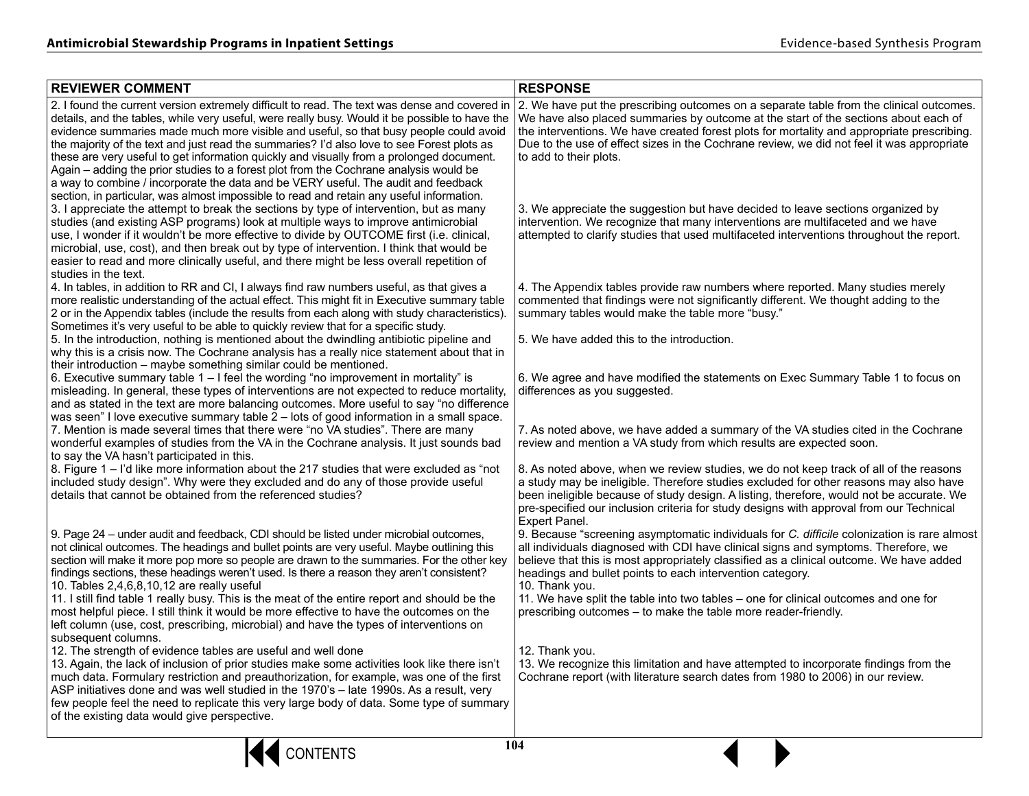| REVIEWER COMMENT | RESPONSE |
|---|---|
| 2. I found the current version extremely difficult to read. The text was dense and covered in details, and the tables, while very useful, were really busy. Would it be possible to have the evidence summaries made much more visible and useful, so that busy people could avoid the majority of the text and just read the summaries? I'd also love to see Forest plots as these are very useful to get information quickly and visually from a prolonged document. Again – adding the prior studies to a forest plot from the Cochrane analysis would be a way to combine / incorporate the data and be VERY useful. The audit and feedback section, in particular, was almost impossible to read and retain any useful information. | 2. We have put the prescribing outcomes on a separate table from the clinical outcomes. We have also placed summaries by outcome at the start of the sections about each of the interventions. We have created forest plots for mortality and appropriate prescribing. Due to the use of effect sizes in the Cochrane review, we did not feel it was appropriate to add to their plots. |
| 3. I appreciate the attempt to break the sections by type of intervention, but as many studies (and existing ASP programs) look at multiple ways to improve antimicrobial use, I wonder if it wouldn't be more effective to divide by OUTCOME first (i.e. clinical, microbial, use, cost), and then break out by type of intervention. I think that would be easier to read and more clinically useful, and there might be less overall repetition of studies in the text. | 3. We appreciate the suggestion but have decided to leave sections organized by intervention. We recognize that many interventions are multifaceted and we have attempted to clarify studies that used multifaceted interventions throughout the report. |
| 4. In tables, in addition to RR and CI, I always find raw numbers useful, as that gives a more realistic understanding of the actual effect. This might fit in Executive summary table 2 or in the Appendix tables (include the results from each along with study characteristics). Sometimes it's very useful to be able to quickly review that for a specific study. | 4. The Appendix tables provide raw numbers where reported. Many studies merely commented that findings were not significantly different. We thought adding to the summary tables would make the table more "busy." |
| 5. In the introduction, nothing is mentioned about the dwindling antibiotic pipeline and why this is a crisis now. The Cochrane analysis has a really nice statement about that in their introduction – maybe something similar could be mentioned. | 5. We have added this to the introduction. |
| 6. Executive summary table 1 – I feel the wording "no improvement in mortality" is misleading. In general, these types of interventions are not expected to reduce mortality, and as stated in the text are more balancing outcomes. More useful to say "no difference was seen" I love executive summary table 2 – lots of good information in a small space. | 6. We agree and have modified the statements on Exec Summary Table 1 to focus on differences as you suggested. |
| 7. Mention is made several times that there were "no VA studies". There are many wonderful examples of studies from the VA in the Cochrane analysis. It just sounds bad to say the VA hasn't participated in this. | 7. As noted above, we have added a summary of the VA studies cited in the Cochrane review and mention a VA study from which results are expected soon. |
| 8. Figure 1 – I'd like more information about the 217 studies that were excluded as "not included study design". Why were they excluded and do any of those provide useful details that cannot be obtained from the referenced studies? | 8. As noted above, when we review studies, we do not keep track of all of the reasons a study may be ineligible. Therefore studies excluded for other reasons may also have been ineligible because of study design. A listing, therefore, would not be accurate. We pre-specified our inclusion criteria for study designs with approval from our Technical Expert Panel. |
| 9. Page 24 – under audit and feedback, CDI should be listed under microbial outcomes, not clinical outcomes. The headings and bullet points are very useful. Maybe outlining this section will make it more pop more so people are drawn to the summaries. For the other key findings sections, these headings weren't used. Is there a reason they aren't consistent? | 9. Because "screening asymptomatic individuals for *C. difficile* colonization is rare almost all individuals diagnosed with CDI have clinical signs and symptoms. Therefore, we believe that this is most appropriately classified as a clinical outcome. We have added headings and bullet points to each intervention category. |
| 10. Tables 2,4,6,8,10,12 are really useful | 10. Thank you. |
| 11. I still find table 1 really busy. This is the meat of the entire report and should be the most helpful piece. I still think it would be more effective to have the outcomes on the left column (use, cost, prescribing, microbial) and have the types of interventions on subsequent columns. | 11. We have split the table into two tables – one for clinical outcomes and one for prescribing outcomes – to make the table more reader-friendly. |
| 12. The strength of evidence tables are useful and well done | 12. Thank you. |
| 13. Again, the lack of inclusion of prior studies make some activities look like there isn't much data. Formulary restriction and preauthorization, for example, was one of the first ASP initiatives done and was well studied in the 1970's – late 1990s. As a result, very few people feel the need to replicate this very large body of data. Some type of summary of the existing data would give perspective. | 13. We recognize this limitation and have attempted to incorporate findings from the Cochrane report (with literature search dates from 1980 to 2006) in our review. |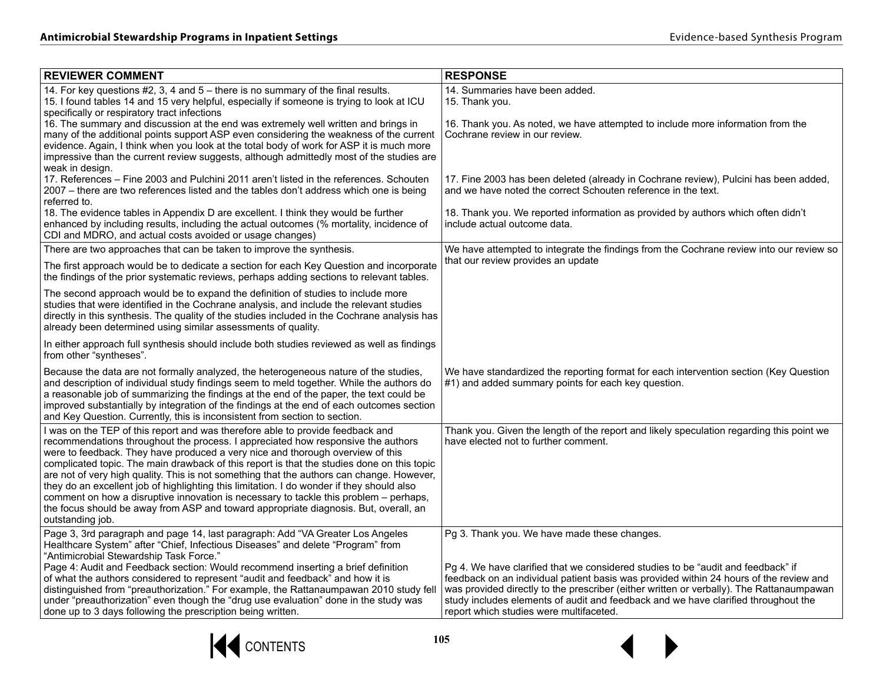| REVIEWER COMMENT | RESPONSE |
|---|---|
| 14. For key questions #2, 3, 4 and 5 – there is no summary of the final results.<br>15. I found tables 14 and 15 very helpful, especially if someone is trying to look at ICU specifically or respiratory tract infections<br>16. The summary and discussion at the end was extremely well written and brings in many of the additional points support ASP even considering the weakness of the current evidence. Again, I think when you look at the total body of work for ASP it is much more impressive than the current review suggests, although admittedly most of the studies are weak in design.<br>17. References – Fine 2003 and Pulchini 2011 aren't listed in the references. Schouten 2007 – there are two references listed and the tables don't address which one is being referred to.<br>18. The evidence tables in Appendix D are excellent. I think they would be further enhanced by including results, including the actual outcomes (% mortality, incidence of CDI and MDRO, and actual costs avoided or usage changes) | 14. Summaries have been added.<br>15. Thank you.<br><br>16. Thank you. As noted, we have attempted to include more information from the Cochrane review in our review.<br><br>17. Fine 2003 has been deleted (already in Cochrane review), Pulcini has been added, and we have noted the correct Schouten reference in the text.<br><br>18. Thank you. We reported information as provided by authors which often didn't include actual outcome data. |
| There are two approaches that can be taken to improve the synthesis.<br><br>The first approach would be to dedicate a section for each Key Question and incorporate the findings of the prior systematic reviews, perhaps adding sections to relevant tables.<br><br>The second approach would be to expand the definition of studies to include more studies that were identified in the Cochrane analysis, and include the relevant studies directly in this synthesis. The quality of the studies included in the Cochrane analysis has already been determined using similar assessments of quality.<br><br>In either approach full synthesis should include both studies reviewed as well as findings from other "syntheses".<br><br>Because the data are not formally analyzed, the heterogeneous nature of the studies, and description of individual study findings seem to meld together. While the authors do a reasonable job of summarizing the findings at the end of the paper, the text could be improved substantially by integration of the findings at the end of each outcomes section and Key Question. Currently, this is inconsistent from section to section. | We have attempted to integrate the findings from the Cochrane review into our review so that our review provides an update<br><br>We have standardized the reporting format for each intervention section (Key Question #1) and added summary points for each key question. |
| I was on the TEP of this report and was therefore able to provide feedback and recommendations throughout the process. I appreciated how responsive the authors were to feedback. They have produced a very nice and thorough overview of this complicated topic. The main drawback of this report is that the studies done on this topic are not of very high quality. This is not something that the authors can change. However, they do an excellent job of highlighting this limitation. I do wonder if they should also comment on how a disruptive innovation is necessary to tackle this problem – perhaps, the focus should be away from ASP and toward appropriate diagnosis. But, overall, an outstanding job. | Thank you. Given the length of the report and likely speculation regarding this point we have elected not to further comment. |
| Page 3, 3rd paragraph and page 14, last paragraph: Add "VA Greater Los Angeles Healthcare System" after "Chief, Infectious Diseases" and delete "Program" from "Antimicrobial Stewardship Task Force."<br>Page 4: Audit and Feedback section: Would recommend inserting a brief definition of what the authors considered to represent "audit and feedback" and how it is distinguished from "preauthorization." For example, the Rattanaumpawan 2010 study fell under "preauthorization" even though the "drug use evaluation" done in the study was done up to 3 days following the prescription being written. | Pg 3. Thank you. We have made these changes.<br><br>Pg 4. We have clarified that we considered studies to be "audit and feedback" if feedback on an individual patient basis was provided within 24 hours of the review and was provided directly to the prescriber (either written or verbally). The Rattanaumpawan study includes elements of audit and feedback and we have clarified throughout the report which studies were multifaceted. |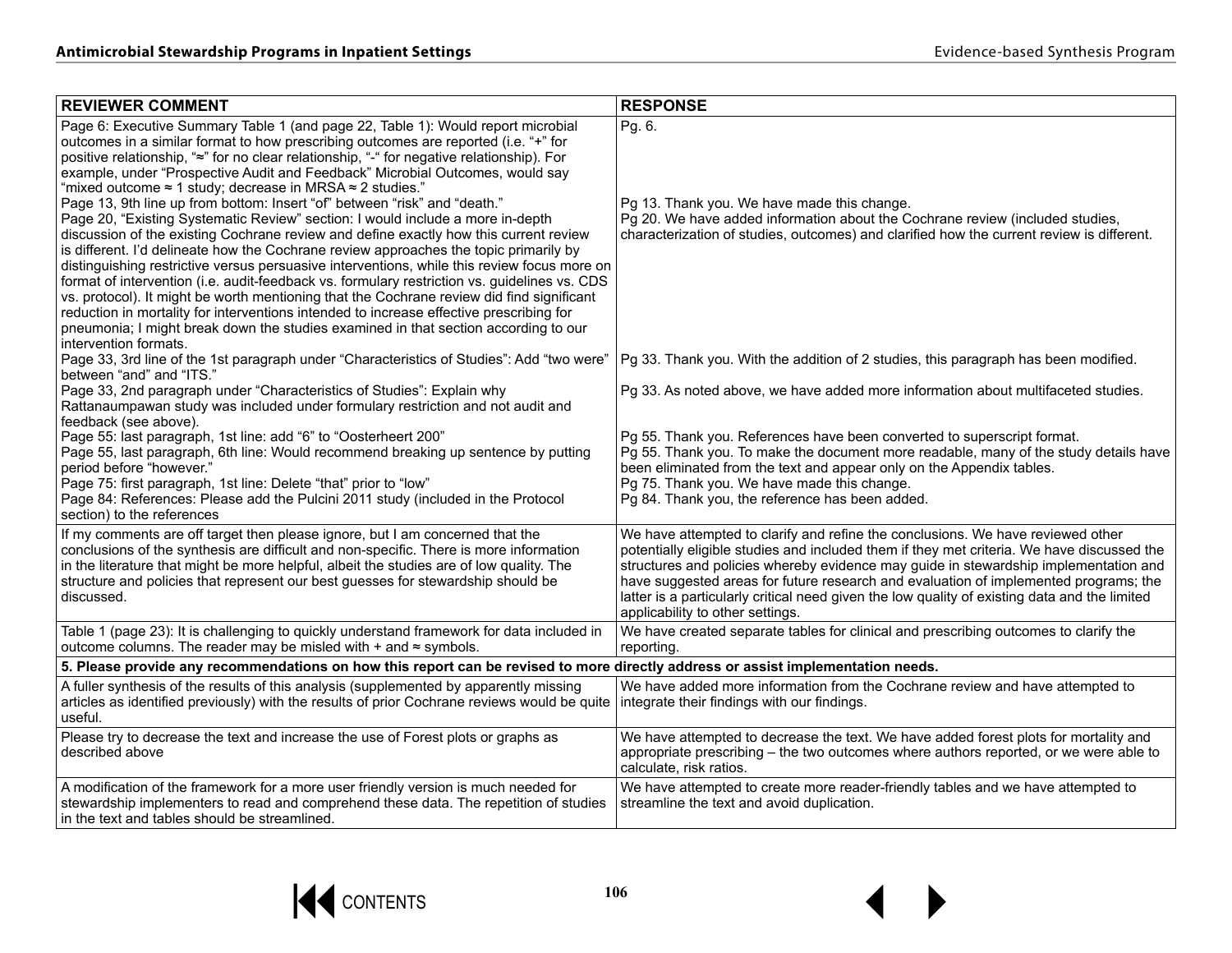| REVIEWER COMMENT | RESPONSE |
|---|---|
| Page 6: Executive Summary Table 1 (and page 22, Table 1): Would report microbial outcomes in a similar format to how prescribing outcomes are reported (i.e. "+" for positive relationship, "≈" for no clear relationship, "-" for negative relationship). For example, under "Prospective Audit and Feedback" Microbial Outcomes, would say "mixed outcome ≈ 1 study; decrease in MRSA ≈ 2 studies."<br>Page 13, 9th line up from bottom: Insert "of" between "risk" and "death."<br>Page 20, "Existing Systematic Review" section: I would include a more in-depth discussion of the existing Cochrane review and define exactly how this current review is different. I'd delineate how the Cochrane review approaches the topic primarily by distinguishing restrictive versus persuasive interventions, while this review focus more on format of intervention (i.e. audit-feedback vs. formulary restriction vs. guidelines vs. CDS vs. protocol). It might be worth mentioning that the Cochrane review did find significant reduction in mortality for interventions intended to increase effective prescribing for pneumonia; I might break down the studies examined in that section according to our intervention formats.<br>Page 33, 3rd line of the 1st paragraph under "Characteristics of Studies": Add "two were" between "and" and "ITS."<br>Page 33, 2nd paragraph under "Characteristics of Studies": Explain why Rattanaumpawan study was included under formulary restriction and not audit and feedback (see above).<br>Page 55: last paragraph, 1st line: add "6" to "Oosterheert 200"<br>Page 55, last paragraph, 6th line: Would recommend breaking up sentence by putting period before "however."<br>Page 75: first paragraph, 1st line: Delete "that" prior to "low"<br>Page 84: References: Please add the Pulcini 2011 study (included in the Protocol section) to the references | Pg. 6.<br><br>Pg 13. Thank you. We have made this change.<br>Pg 20. We have added information about the Cochrane review (included studies, characterization of studies, outcomes) and clarified how the current review is different.<br><br>Pg 33. Thank you. With the addition of 2 studies, this paragraph has been modified.<br><br>Pg 33. As noted above, we have added more information about multifaceted studies.<br><br>Pg 55. Thank you. References have been converted to superscript format.<br>Pg 55. Thank you. To make the document more readable, many of the study details have been eliminated from the text and appear only on the Appendix tables.<br>Pg 75. Thank you. We have made this change.<br>Pg 84. Thank you, the reference has been added. |
| If my comments are off target then please ignore, but I am concerned that the conclusions of the synthesis are difficult and non-specific. There is more information in the literature that might be more helpful, albeit the studies are of low quality. The structure and policies that represent our best guesses for stewardship should be discussed. | We have attempted to clarify and refine the conclusions. We have reviewed other potentially eligible studies and included them if they met criteria. We have discussed the structures and policies whereby evidence may guide in stewardship implementation and have suggested areas for future research and evaluation of implemented programs; the latter is a particularly critical need given the low quality of existing data and the limited applicability to other settings. |
| Table 1 (page 23): It is challenging to quickly understand framework for data included in outcome columns. The reader may be misled with + and ≈ symbols. | We have created separate tables for clinical and prescribing outcomes to clarify the reporting. |
| **5. Please provide any recommendations on how this report can be revised to more directly address or assist implementation needs.** | |
| A fuller synthesis of the results of this analysis (supplemented by apparently missing articles as identified previously) with the results of prior Cochrane reviews would be quite useful. | We have added more information from the Cochrane review and have attempted to integrate their findings with our findings. |
| Please try to decrease the text and increase the use of Forest plots or graphs as described above | We have attempted to decrease the text. We have added forest plots for mortality and appropriate prescribing – the two outcomes where authors reported, or we were able to calculate, risk ratios. |
| A modification of the framework for a more user friendly version is much needed for stewardship implementers to read and comprehend these data. The repetition of studies in the text and tables should be streamlined. | We have attempted to create more reader-friendly tables and we have attempted to streamline the text and avoid duplication. |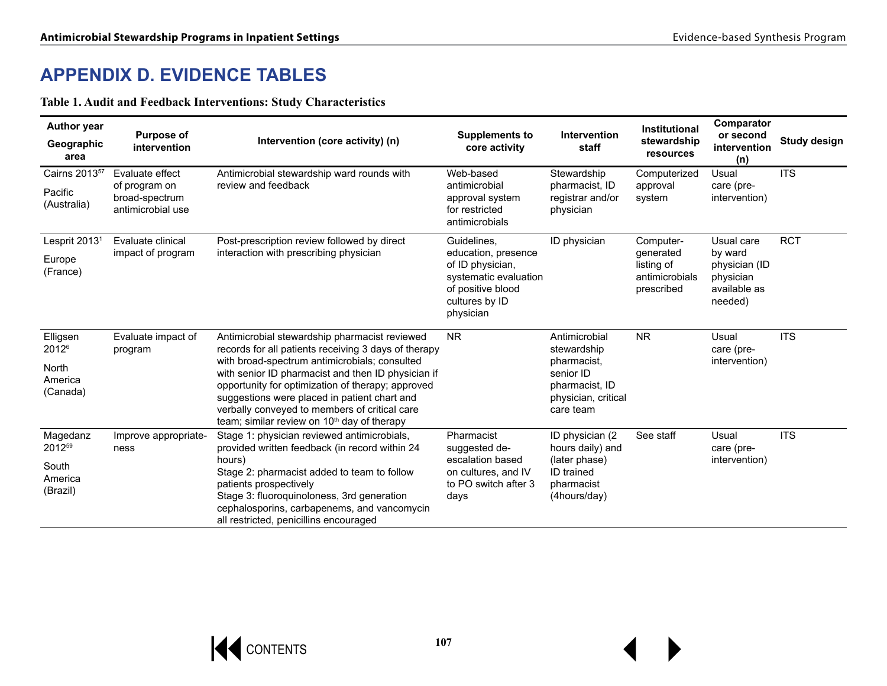# APPENDIX D. EVIDENCE TABLES

**Table 1. Audit and Feedback Interventions: Study Characteristics**

| Author year Geographic area | Purpose of intervention | Intervention (core activity) (n) | Supplements to core activity | Intervention staff | Institutional stewardship resources | Comparator or second intervention (n) | Study design |
|---|---|---|---|---|---|---|---|
| Cairns 2013[57] Pacific (Australia) | Evaluate effect of program on broad-spectrum antimicrobial use | Antimicrobial stewardship ward rounds with review and feedback | Web-based antimicrobial approval system for restricted antimicrobials | Stewardship pharmacist, ID registrar and/or physician | Computerized approval system | Usual care (pre-intervention) | ITS |
| Lesprit 2013[1] Europe (France) | Evaluate clinical impact of program | Post-prescription review followed by direct interaction with prescribing physician | Guidelines, education, presence of ID physician, systematic evaluation of positive blood cultures by ID physician | ID physician | Computer-generated listing of antimicrobials prescribed | Usual care by ward physician (ID physician available as needed) | RCT |
| Elligsen 2012[6] North America (Canada) | Evaluate impact of program | Antimicrobial stewardship pharmacist reviewed records for all patients receiving 3 days of therapy with broad-spectrum antimicrobials; consulted with senior ID pharmacist and then ID physician if opportunity for optimization of therapy; approved suggestions were placed in patient chart and verbally conveyed to members of critical care team; similar review on 10th day of therapy | NR | Antimicrobial stewardship pharmacist, senior ID pharmacist, ID physician, critical care team | NR | Usual care (pre-intervention) | ITS |
| Magedanz 2012[59] South America (Brazil) | Improve appropriate-ness | Stage 1: physician reviewed antimicrobials, provided written feedback (in record within 24 hours)<br>Stage 2: pharmacist added to team to follow patients prospectively<br>Stage 3: fluoroquinoloness, 3rd generation cephalosporins, carbapenems, and vancomycin all restricted, penicillins encouraged | Pharmacist suggested de-escalation based on cultures, and IV to PO switch after 3 days | ID physician (2 hours daily) and (later phase) ID trained pharmacist (4hours/day) | See staff | Usual care (pre-intervention) | ITS |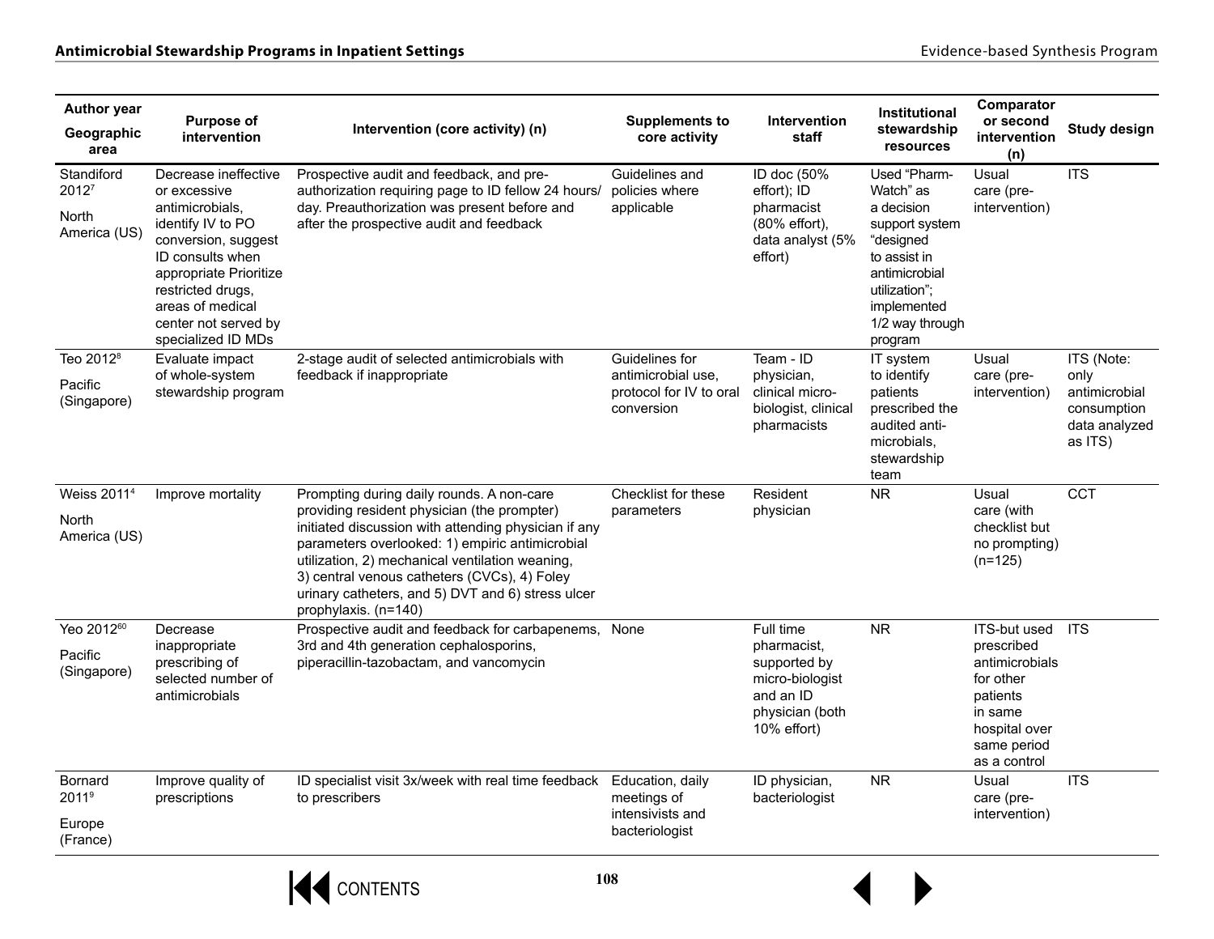| Author year<br>Geographic area | Purpose of intervention | Intervention (core activity) (n) | Supplements to core activity | Intervention staff | Institutional stewardship resources | Comparator or second intervention (n) | Study design |
|---|---|---|---|---|---|---|---|
| Standiford 2012[7]<br>North America (US) | Decrease ineffective or excessive antimicrobials, identify IV to PO conversion, suggest ID consults when appropriate Prioritize restricted drugs, areas of medical center not served by specialized ID MDs | Prospective audit and feedback, and pre-authorization requiring page to ID fellow 24 hours/ day. Preauthorization was present before and after the prospective audit and feedback | Guidelines and policies where applicable | ID doc (50% effort); ID pharmacist (80% effort), data analyst (5% effort) | Used "Pharm-Watch" as a decision support system "designed to assist in antimicrobial utilization"; implemented 1/2 way through program | Usual care (pre-intervention) | ITS |
| Teo 2012[8]<br>Pacific (Singapore) | Evaluate impact of whole-system stewardship program | 2-stage audit of selected antimicrobials with feedback if inappropriate | Guidelines for antimicrobial use, protocol for IV to oral conversion | Team - ID physician, clinical micro-biologist, clinical pharmacists | IT system to identify patients prescribed the audited anti-microbials, stewardship team | Usual care (pre-intervention) | ITS (Note: only antimicrobial consumption data analyzed as ITS) |
| Weiss 2011[4]<br>North America (US) | Improve mortality | Prompting during daily rounds. A non-care providing resident physician (the prompter) initiated discussion with attending physician if any parameters overlooked: 1) empiric antimicrobial utilization, 2) mechanical ventilation weaning, 3) central venous catheters (CVCs), 4) Foley urinary catheters, and 5) DVT and 6) stress ulcer prophylaxis. (n=140) | Checklist for these parameters | Resident physician | NR | Usual care (with checklist but no prompting) (n=125) | CCT |
| Yeo 2012[60]<br>Pacific (Singapore) | Decrease inappropriate prescribing of selected number of antimicrobials | Prospective audit and feedback for carbapenems, 3rd and 4th generation cephalosporins, piperacillin-tazobactam, and vancomycin | None | Full time pharmacist, supported by micro-biologist and an ID physician (both 10% effort) | NR | ITS-but used prescribed antimicrobials for other patients in same hospital over same period as a control | ITS |
| Bornard 2011[9]<br>Europe (France) | Improve quality of prescriptions | ID specialist visit 3x/week with real time feedback to prescribers | Education, daily meetings of intensivists and bacteriologist | ID physician, bacteriologist | NR | Usual care (pre-intervention) | ITS |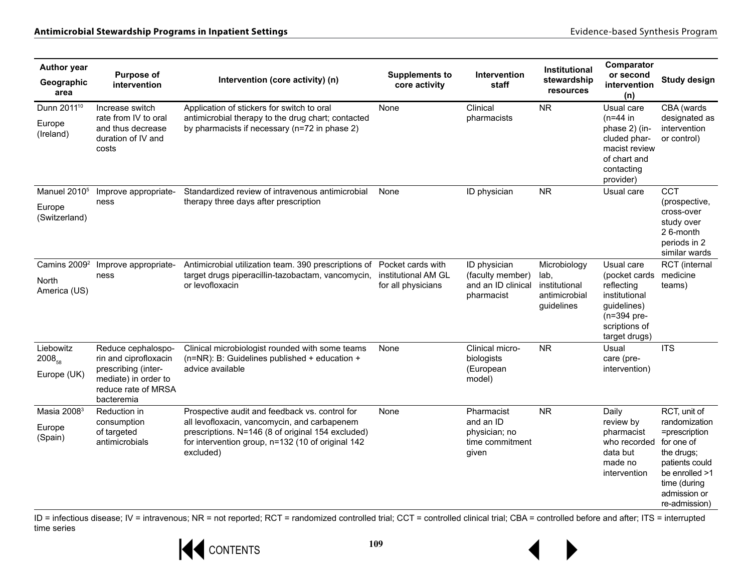| Author year Geographic area | Purpose of intervention | Intervention (core activity) (n) | Supplements to core activity | Intervention staff | Institutional stewardship resources | Comparator or second intervention (n) | Study design |
|---|---|---|---|---|---|---|---|
| Dunn 2011[10] Europe (Ireland) | Increase switch rate from IV to oral and thus decrease duration of IV and costs | Application of stickers for switch to oral antimicrobial therapy to the drug chart; contacted by pharmacists if necessary (n=72 in phase 2) | None | Clinical pharmacists | NR | Usual care (n=44 in phase 2) (included pharmacist review of chart and contacting provider) | CBA (wards designated as intervention or control) |
| Manuel 2010[5] Europe (Switzerland) | Improve appropriateness | Standardized review of intravenous antimicrobial therapy three days after prescription | None | ID physician | NR | Usual care | CCT (prospective, cross-over study over 2 6-month periods in 2 similar wards |
| Camins 2009[2] North America (US) | Improve appropriateness | Antimicrobial utilization team. 390 prescriptions of target drugs piperacillin-tazobactam, vancomycin, or levofloxacin | Pocket cards with institutional AM GL for all physicians | ID physician (faculty member) and an ID clinical pharmacist | Microbiology lab, institutional antimicrobial guidelines | Usual care (pocket cards reflecting institutional guidelines) (n=394 prescriptions of target drugs) | RCT (internal medicine teams) |
| Liebowitz 2008[58] Europe (UK) | Reduce cephalosporin and ciprofloxacin prescribing (intermediate) in order to reduce rate of MRSA bacteremia | Clinical microbiologist rounded with some teams (n=NR): B: Guidelines published + education + advice available | None | Clinical microbiologists (European model) | NR | Usual care (pre-intervention) | ITS |
| Masia 2008[3] Europe (Spain) | Reduction in consumption of targeted antimicrobials | Prospective audit and feedback vs. control for all levofloxacin, vancomycin, and carbapenem prescriptions. N=146 (8 of original 154 excluded) for intervention group, n=132 (10 of original 142 excluded) | None | Pharmacist and an ID physician; no time commitment given | NR | Daily review by pharmacist who recorded data but made no intervention | RCT, unit of randomization =prescription for one of the drugs; patients could be enrolled >1 time (during admission or re-admission) |

ID = infectious disease; IV = intravenous; NR = not reported; RCT = randomized controlled trial; CCT = controlled clinical trial; CBA = controlled before and after; ITS = interrupted time series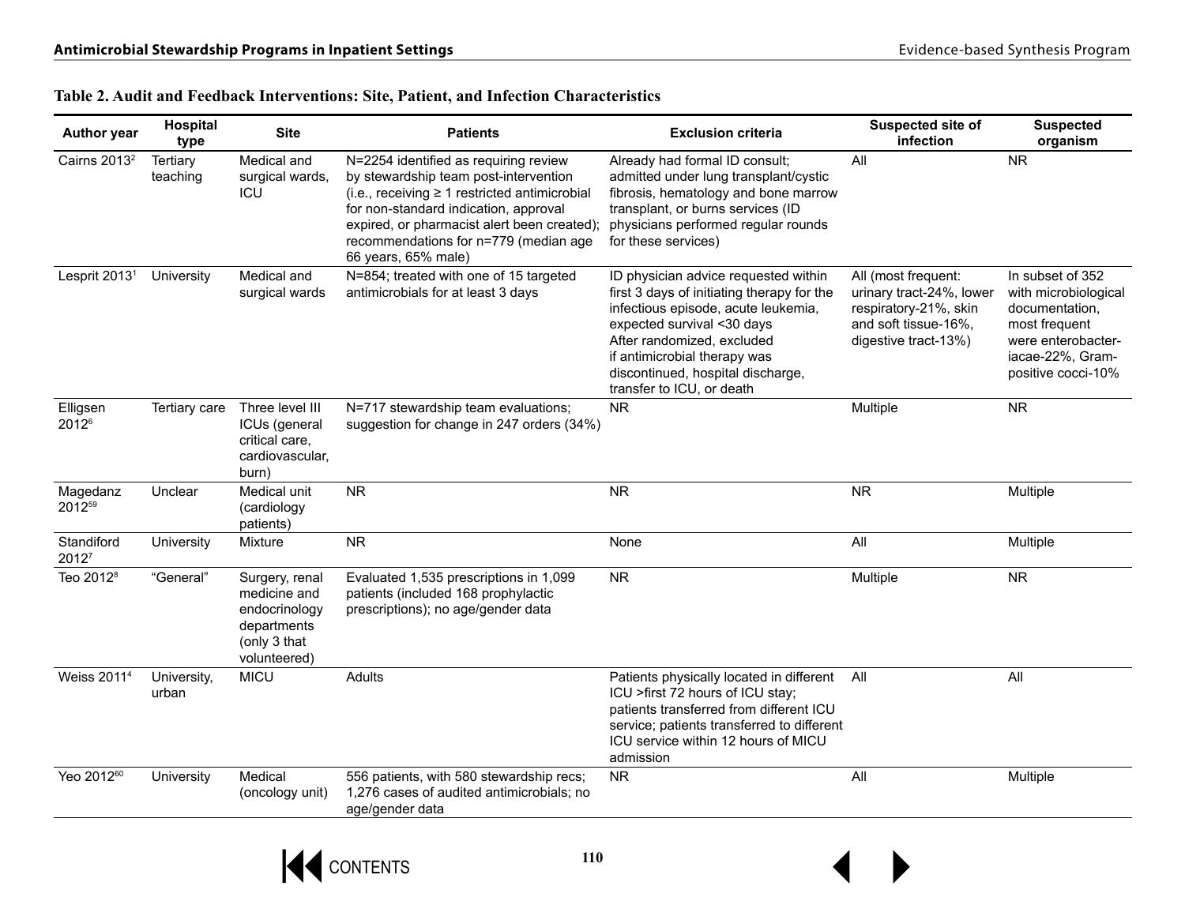**Table 2. Audit and Feedback Interventions: Site, Patient, and Infection Characteristics**

| Author year | Hospital type | Site | Patients | Exclusion criteria | Suspected site of infection | Suspected organism |
|---|---|---|---|---|---|---|
| Cairns 2013[2] | Tertiary teaching | Medical and surgical wards, ICU | N=2254 identified as requiring review by stewardship team post-intervention (i.e., receiving ≥ 1 restricted antimicrobial for non-standard indication, approval expired, or pharmacist alert been created); recommendations for n=779 (median age 66 years, 65% male) | Already had formal ID consult; admitted under lung transplant/cystic fibrosis, hematology and bone marrow transplant, or burns services (ID physicians performed regular rounds for these services) | All | NR |
| Lesprit 2013[1] | University | Medical and surgical wards | N=854; treated with one of 15 targeted antimicrobials for at least 3 days | ID physician advice requested within first 3 days of initiating therapy for the infectious episode, acute leukemia, expected survival <30 days After randomized, excluded if antimicrobial therapy was discontinued, hospital discharge, transfer to ICU, or death | All (most frequent: urinary tract-24%, lower respiratory-21%, skin and soft tissue-16%, digestive tract-13%) | In subset of 352 with microbiological documentation, most frequent were enterobacteriacae-22%, Gram-positive cocci-10% |
| Elligsen 2012[6] | Tertiary care | Three level III ICUs (general critical care, cardiovascular, burn) | N=717 stewardship team evaluations; suggestion for change in 247 orders (34%) | NR | Multiple | NR |
| Magedanz 2012[59] | Unclear | Medical unit (cardiology patients) | NR | NR | NR | Multiple |
| Standiford 2012[7] | University | Mixture | NR | None | All | Multiple |
| Teo 2012[8] | "General" | Surgery, renal medicine and endocrinology departments (only 3 that volunteered) | Evaluated 1,535 prescriptions in 1,099 patients (included 168 prophylactic prescriptions); no age/gender data | NR | Multiple | NR |
| Weiss 2011[4] | University, urban | MICU | Adults | Patients physically located in different ICU >first 72 hours of ICU stay; patients transferred from different ICU service; patients transferred to different ICU service within 12 hours of MICU admission | All | All |
| Yeo 2012[60] | University | Medical (oncology unit) | 556 patients, with 580 stewardship recs; 1,276 cases of audited antimicrobials; no age/gender data | NR | All | Multiple |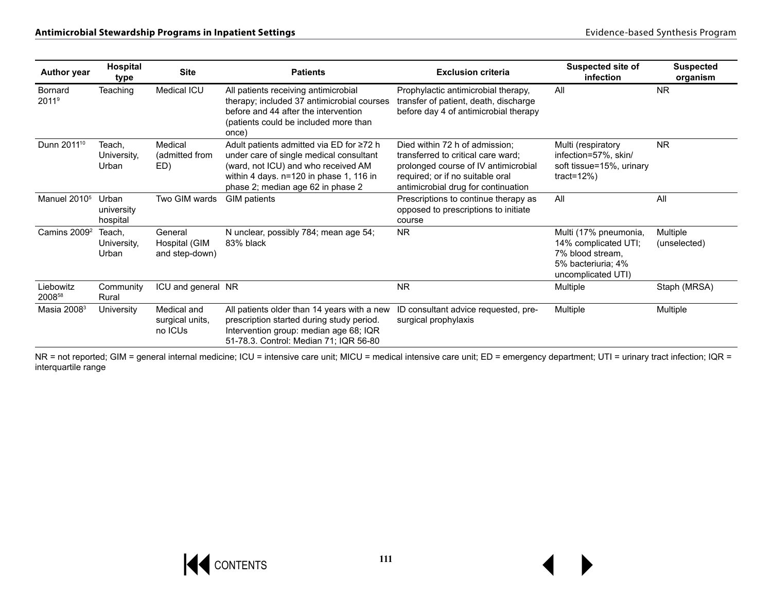| Author year | Hospital type | Site | Patients | Exclusion criteria | Suspected site of infection | Suspected organism |
|---|---|---|---|---|---|---|
| Bornard 2011[9] | Teaching | Medical ICU | All patients receiving antimicrobial therapy; included 37 antimicrobial courses before and 44 after the intervention (patients could be included more than once) | Prophylactic antimicrobial therapy, transfer of patient, death, discharge before day 4 of antimicrobial therapy | All | NR |
| Dunn 2011[10] | Teach, University, Urban | Medical (admitted from ED) | Adult patients admitted via ED for ≥72 h under care of single medical consultant (ward, not ICU) and who received AM within 4 days. n=120 in phase 1, 116 in phase 2; median age 62 in phase 2 | Died within 72 h of admission; transferred to critical care ward; prolonged course of IV antimicrobial required; or if no suitable oral antimicrobial drug for continuation | Multi (respiratory infection=57%, skin/ soft tissue=15%, urinary tract=12%) | NR |
| Manuel 2010[5] | Urban university hospital | Two GIM wards | GIM patients | Prescriptions to continue therapy as opposed to prescriptions to initiate course | All | All |
| Camins 2009[2] | Teach, University, Urban | General Hospital (GIM and step-down) | N unclear, possibly 784; mean age 54; 83% black | NR | Multi (17% pneumonia, 14% complicated UTI; 7% blood stream, 5% bacteriuria; 4% uncomplicated UTI) | Multiple (unselected) |
| Liebowitz 2008[58] | Community Rural | ICU and general | NR | NR | Multiple | Staph (MRSA) |
| Masia 2008[3] | University | Medical and surgical units, no ICUs | All patients older than 14 years with a new prescription started during study period. Intervention group: median age 68; IQR 51-78.3. Control: Median 71; IQR 56-80 | ID consultant advice requested, pre-surgical prophylaxis | Multiple | Multiple |

NR = not reported; GIM = general internal medicine; ICU = intensive care unit; MICU = medical intensive care unit; ED = emergency department; UTI = urinary tract infection; IQR = interquartile range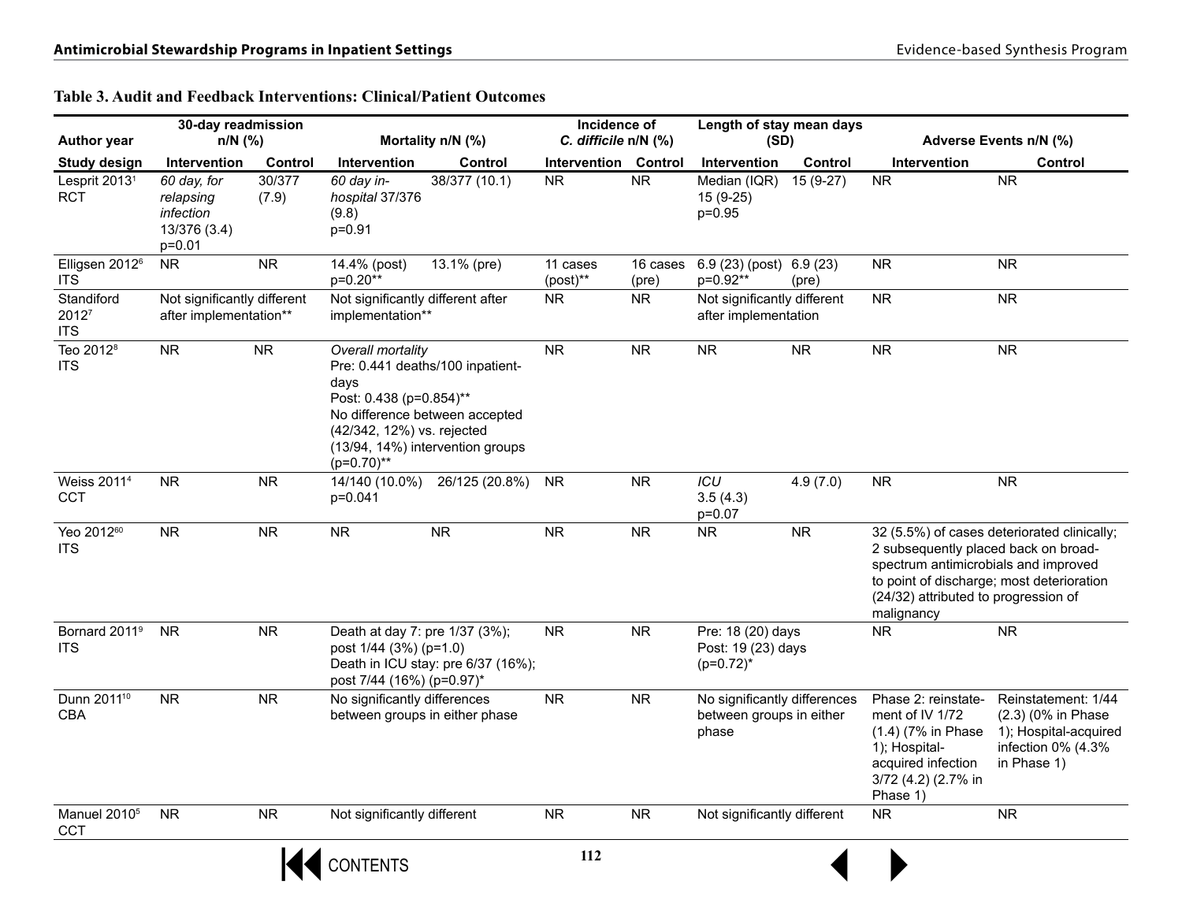**Table 3. Audit and Feedback Interventions: Clinical/Patient Outcomes**

| Author year | 30-day readmission n/N (%) | | Mortality n/N (%) | | Incidence of *C. difficile* n/N (%) | | Length of stay mean days (SD) | | Adverse Events n/N (%) | |
|---|---|---|---|---|---|---|---|---|---|---|
| Study design | Intervention | Control | Intervention | Control | Intervention | Control | Intervention | Control | Intervention | Control |
| Lesprit 2013[1] RCT | *60 day, for relapsing infection* 13/376 (3.4) p=0.01 | 30/377 (7.9) | *60 day in-hospital* 37/376 (9.8) p=0.91 | 38/377 (10.1) | NR | NR | Median (IQR) 15 (9-25) p=0.95 | 15 (9-27) | NR | NR |
| Elligsen 2012[6] ITS | NR | NR | 14.4% (post) p=0.20** | 13.1% (pre) | 11 cases (post)** | 16 cases (pre) | 6.9 (23) (post) p=0.92** | 6.9 (23) (pre) | NR | NR |
| Standiford 2012[7] ITS | Not significantly different after implementation** | | Not significantly different after implementation** | | NR | NR | Not significantly different after implementation | | NR | NR |
| Teo 2012[8] ITS | NR | NR | *Overall mortality* Pre: 0.441 deaths/100 inpatient-days Post: 0.438 (p=0.854)** No difference between accepted (42/342, 12%) vs. rejected (13/94, 14%) intervention groups (p=0.70)** | | NR | NR | NR | NR | NR | NR |
| Weiss 2011[4] CCT | NR | NR | 14/140 (10.0%) p=0.041 | 26/125 (20.8%) | NR | NR | *ICU* 3.5 (4.3) p=0.07 | 4.9 (7.0) | NR | NR |
| Yeo 2012[60] ITS | NR | NR | NR | NR | NR | NR | NR | NR | 32 (5.5%) of cases deteriorated clinically; 2 subsequently placed back on broad-spectrum antimicrobials and improved to point of discharge; most deterioration (24/32) attributed to progression of malignancy | |
| Bornard 2011[9] ITS | NR | NR | Death at day 7: pre 1/37 (3%); post 1/44 (3%) (p=1.0) Death in ICU stay: pre 6/37 (16%); post 7/44 (16%) (p=0.97)* | | NR | NR | Pre: 18 (20) days Post: 19 (23) days (p=0.72)* | | NR | NR |
| Dunn 2011[10] CBA | NR | NR | No significantly differences between groups in either phase | | NR | NR | No significantly differences between groups in either phase | | Phase 2: reinstatement of IV 1/72 (1.4) (7% in Phase 1); Hospital-acquired infection 3/72 (4.2) (2.7% in Phase 1) | Reinstatement: 1/44 (2.3) (0% in Phase 1); Hospital-acquired infection 0% (4.3% in Phase 1) |
| Manuel 2010[5] CCT | NR | NR | Not significantly different | | NR | NR | Not significantly different | | NR | NR |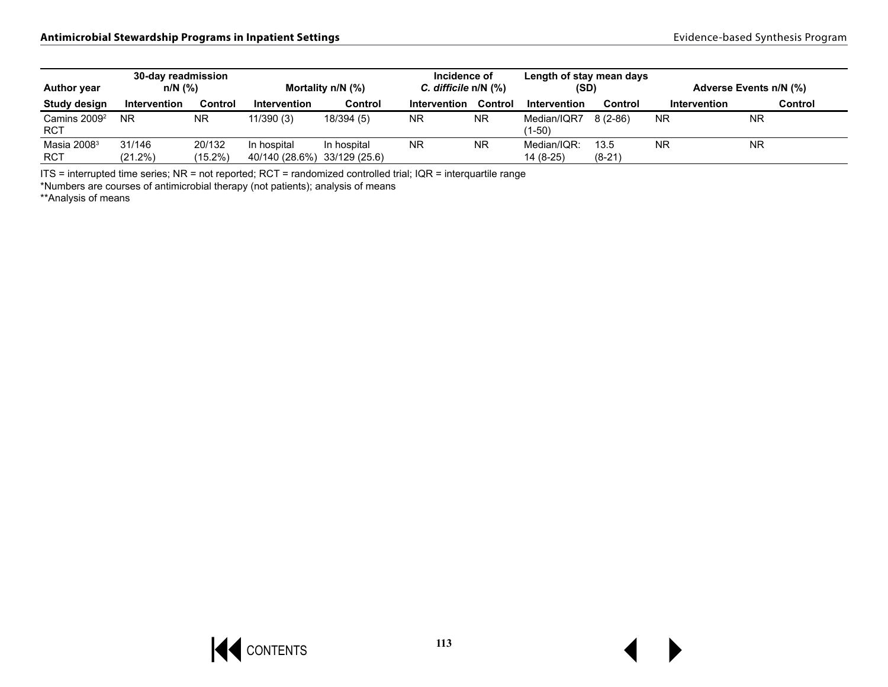| Author year | 30-day readmission n/N (%) | | Mortality n/N (%) | | Incidence of *C. difficile* n/N (%) | | Length of stay mean days (SD) | | Adverse Events n/N (%) | |
|---|---|---|---|---|---|---|---|---|---|---|
| **Study design** | **Intervention** | **Control** | **Intervention** | **Control** | **Intervention** | **Control** | **Intervention** | **Control** | **Intervention** | **Control** |
| Camins 2009[2] RCT | NR | NR | 11/390 (3) | 18/394 (5) | NR | NR | Median/IQR7 (1-50) | 8 (2-86) | NR | NR |
| Masia 2008[3] RCT | 31/146 (21.2%) | 20/132 (15.2%) | In hospital 40/140 (28.6%) | In hospital 33/129 (25.6) | NR | NR | Median/IQR: 14 (8-25) | 13.5 (8-21) | NR | NR |

ITS = interrupted time series; NR = not reported; RCT = randomized controlled trial; IQR = interquartile range

*Numbers are courses of antimicrobial therapy (not patients); analysis of means

**Analysis of means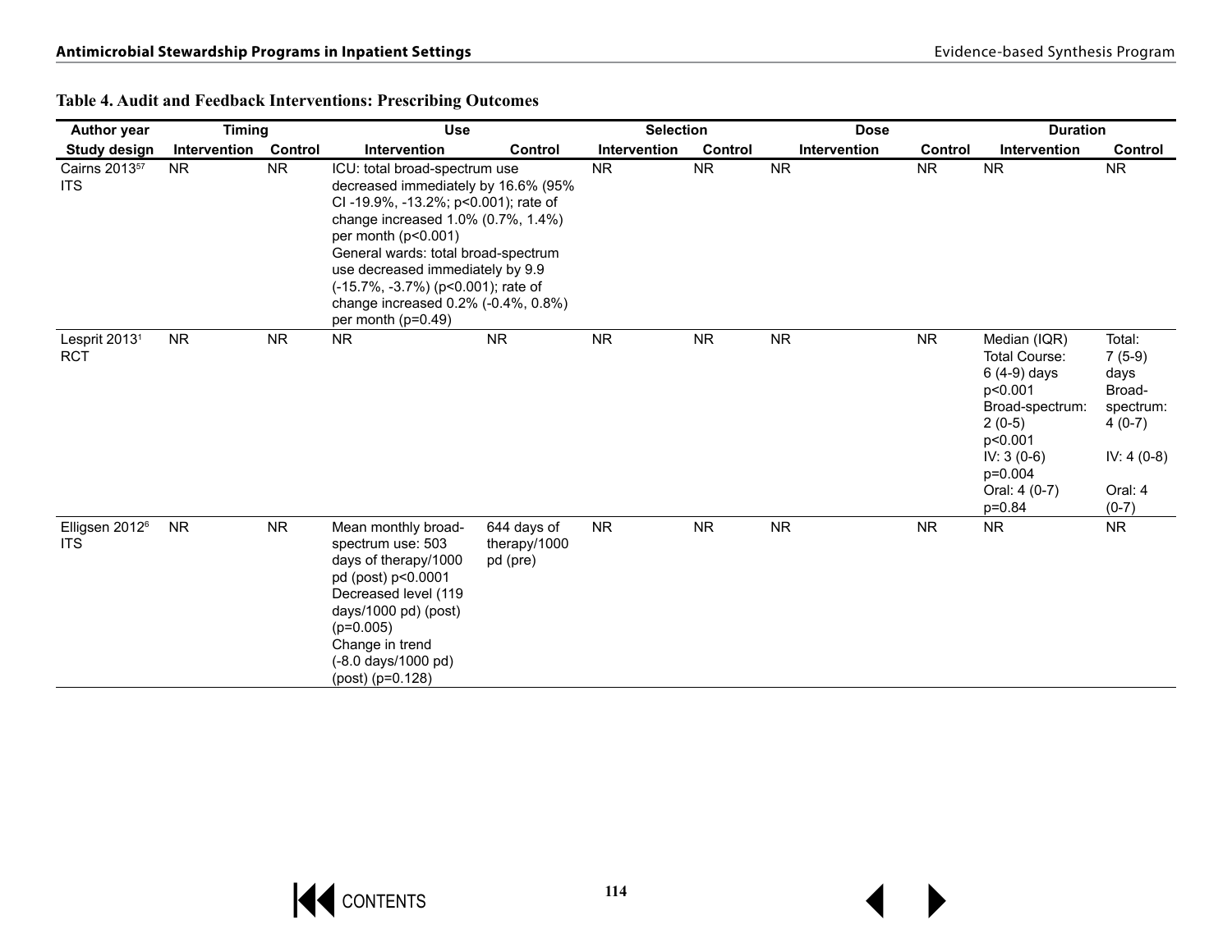**Table 4. Audit and Feedback Interventions: Prescribing Outcomes**

| Author year | Timing | | Use | | Selection | | Dose | | Duration | |
|---|---|---|---|---|---|---|---|---|---|---|
| Study design | Intervention | Control | Intervention | Control | Intervention | Control | Intervention | Control | Intervention | Control |
| Cairns 2013[57] ITS | NR | NR | ICU: total broad-spectrum use decreased immediately by 16.6% (95% CI -19.9%, -13.2%; p<0.001); rate of change increased 1.0% (0.7%, 1.4%) per month (p<0.001)<br>General wards: total broad-spectrum use decreased immediately by 9.9 (-15.7%, -3.7%) (p<0.001); rate of change increased 0.2% (-0.4%, 0.8%) per month (p=0.49) | | NR | NR | NR | NR | NR | NR |
| Lesprit 2013[1] RCT | NR | NR | NR | NR | NR | NR | NR | NR | Median (IQR)<br>Total Course: 6 (4-9) days p<0.001<br>Broad-spectrum: 2 (0-5) p<0.001<br>IV: 3 (0-6) p=0.004<br>Oral: 4 (0-7) p=0.84 | Total: 7 (5-9) days<br>Broad-spectrum: 4 (0-7)<br>IV: 4 (0-8)<br>Oral: 4 (0-7) |
| Elligsen 2012[6] ITS | NR | NR | Mean monthly broad-spectrum use: 503 days of therapy/1000 pd (post) p<0.0001<br>Decreased level (119 days/1000 pd) (post) (p=0.005)<br>Change in trend (-8.0 days/1000 pd) (post) (p=0.128) | 644 days of therapy/1000 pd (pre) | NR | NR | NR | NR | NR | NR |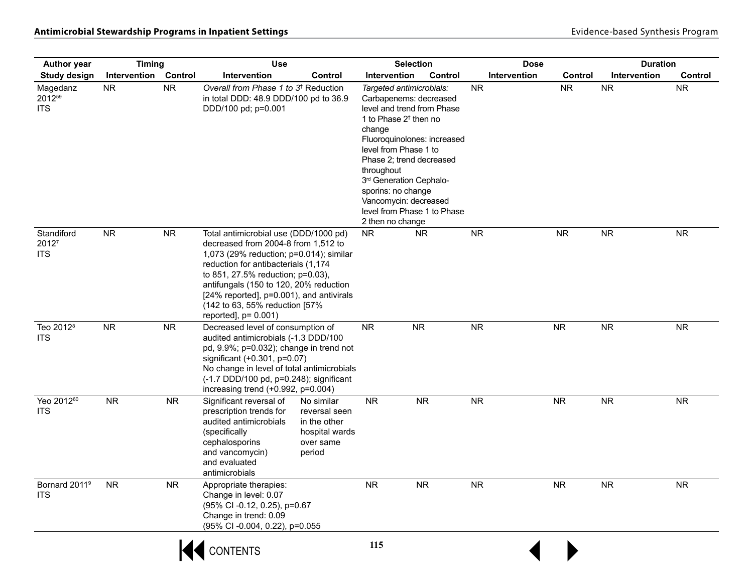| Author year Study design | Timing | | Use | | Selection | | Dose | | Duration | |
|---|---|---|---|---|---|---|---|---|---|---|
| | Intervention | Control | Intervention | Control | Intervention | Control | Intervention | Control | Intervention | Control |
| Magedanz 2012[59] ITS | NR | NR | *Overall from Phase 1 to 3*[†] Reduction in total DDD: 48.9 DDD/100 pd to 36.9 DDD/100 pd; p=0.001 | | *Targeted antimicrobials:* Carbapenems: decreased level and trend from Phase 1 to Phase 2[†] then no change Fluoroquinolones: increased level from Phase 1 to Phase 2; trend decreased throughout 3rd Generation Cephalosporins: no change Vancomycin: decreased level from Phase 1 to Phase 2 then no change | | NR | NR | NR | NR |
| Standiford 2012[7] ITS | NR | NR | Total antimicrobial use (DDD/1000 pd) decreased from 2004-8 from 1,512 to 1,073 (29% reduction; p=0.014); similar reduction for antibacterials (1,174 to 851, 27.5% reduction; p=0.03), antifungals (150 to 120, 20% reduction [24% reported], p=0.001), and antivirals (142 to 63, 55% reduction [57% reported], p= 0.001) | | NR | NR | NR | NR | NR | NR |
| Teo 2012[8] ITS | NR | NR | Decreased level of consumption of audited antimicrobials (-1.3 DDD/100 pd, 9.9%; p=0.032); change in trend not significant (+0.301, p=0.07) No change in level of total antimicrobials (-1.7 DDD/100 pd, p=0.248); significant increasing trend (+0.992, p=0.004) | | NR | NR | NR | NR | NR | NR |
| Yeo 2012[60] ITS | NR | NR | Significant reversal of prescription trends for audited antimicrobials (specifically cephalosporins and vancomycin) and evaluated antimicrobials | No similar reversal seen in the other hospital wards over same period | NR | NR | NR | NR | NR | NR |
| Bornard 2011[9] ITS | NR | NR | Appropriate therapies: Change in level: 0.07 (95% CI -0.12, 0.25), p=0.67 Change in trend: 0.09 (95% CI -0.004, 0.22), p=0.055 | | NR | NR | NR | NR | NR | NR |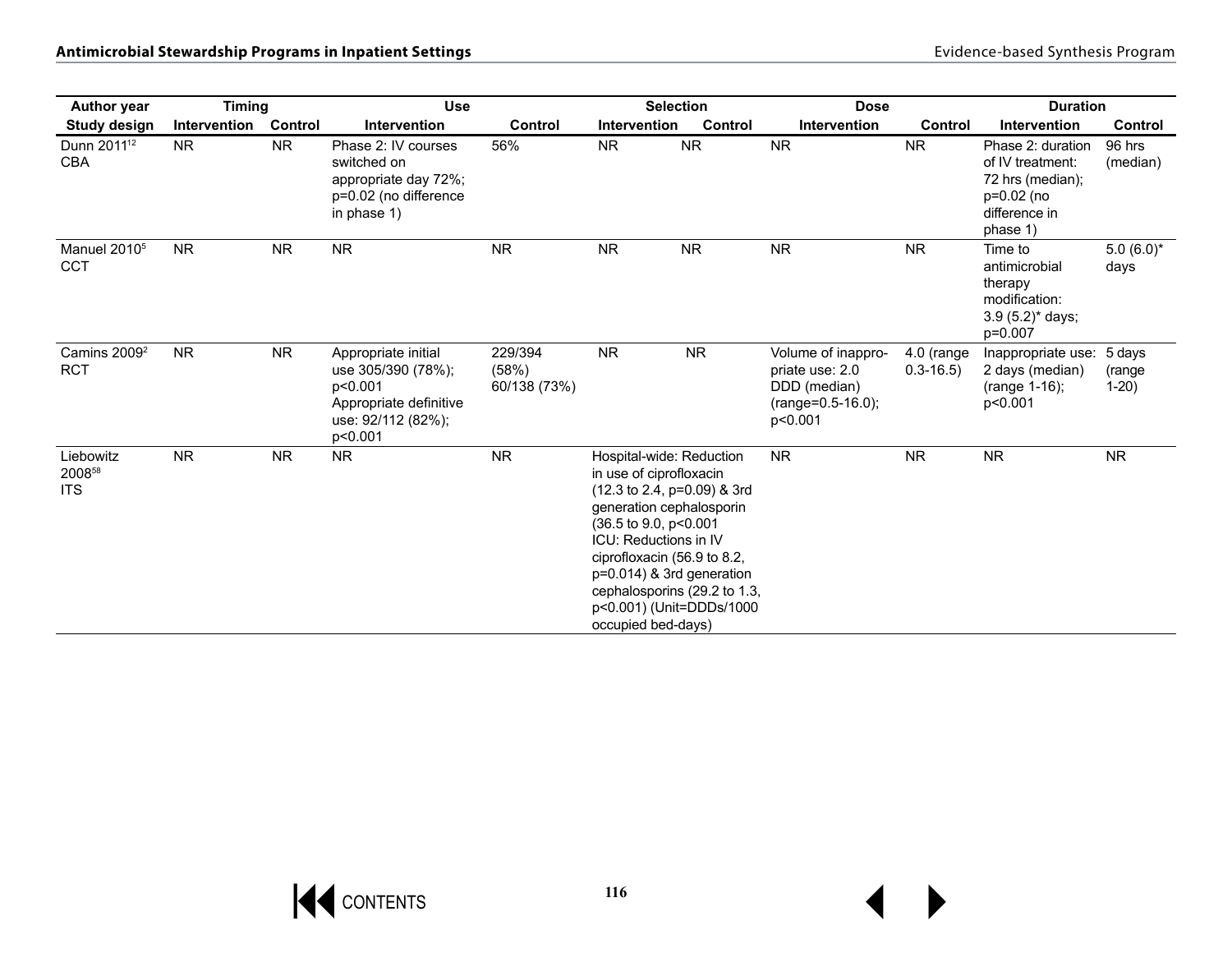| Author year | Timing | | Use | | Selection | | Dose | | Duration | |
|---|---|---|---|---|---|---|---|---|---|---|
| Study design | Intervention | Control | Intervention | Control | Intervention | Control | Intervention | Control | Intervention | Control |
| Dunn 2011[12] CBA | NR | NR | Phase 2: IV courses switched on appropriate day 72%; p=0.02 (no difference in phase 1) | 56% | NR | NR | NR | NR | Phase 2: duration of IV treatment: 72 hrs (median); p=0.02 (no difference in phase 1) | 96 hrs (median) |
| Manuel 2010[5] CCT | NR | NR | NR | NR | NR | NR | NR | NR | Time to antimicrobial therapy modification: 3.9 (5.2)* days; p=0.007 | 5.0 (6.0)* days |
| Camins 2009[2] RCT | NR | NR | Appropriate initial use 305/390 (78%); p<0.001 Appropriate definitive use: 92/112 (82%); p<0.001 | 229/394 (58%) 60/138 (73%) | NR | NR | Volume of inappropriate use: 2.0 DDD (median) (range=0.5-16.0); p<0.001 | 4.0 (range 0.3-16.5) | Inappropriate use: 2 days (median) (range 1-16); p<0.001 | 5 days (range 1-20) |
| Liebowitz 2008[58] ITS | NR | NR | NR | NR | Hospital-wide: Reduction in use of ciprofloxacin (12.3 to 2.4, p=0.09) & 3rd generation cephalosporin (36.5 to 9.0, p<0.001 ICU: Reductions in IV ciprofloxacin (56.9 to 8.2, p=0.014) & 3rd generation cephalosporins (29.2 to 1.3, p<0.001) (Unit=DDDs/1000 occupied bed-days) | | NR | NR | NR | NR |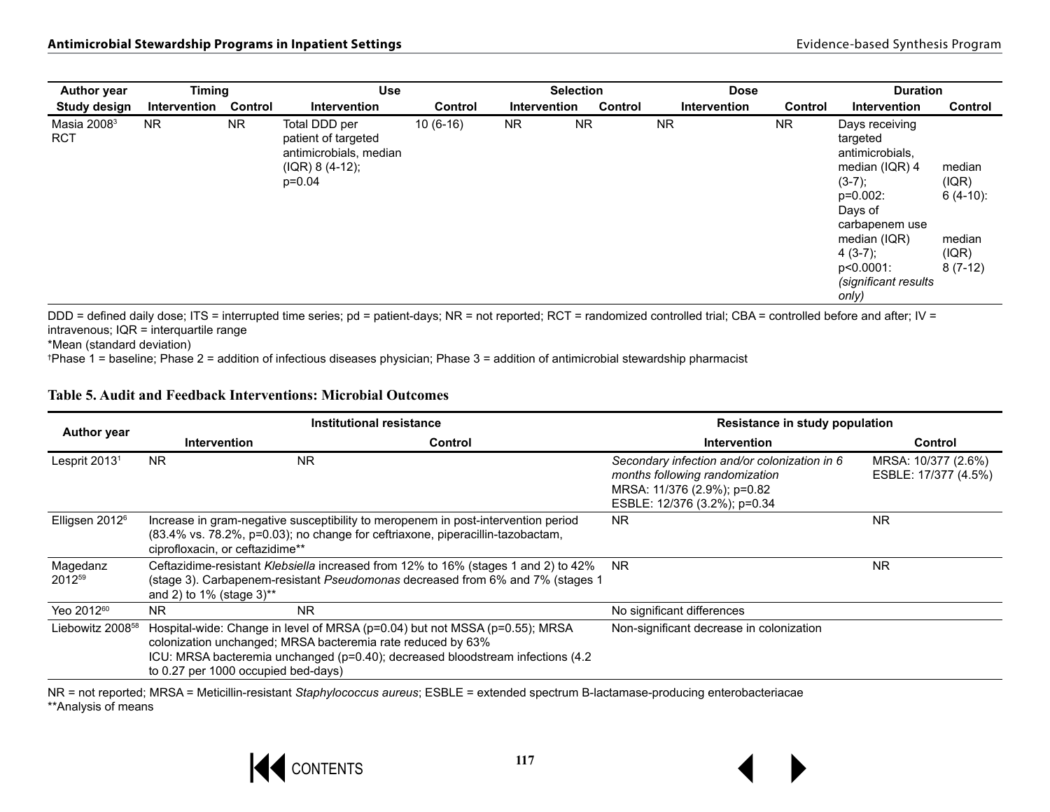| Author year | Timing | | Use | | Selection | | Dose | | Duration | |
|---|---|---|---|---|---|---|---|---|---|---|
| Study design | Intervention | Control | Intervention | Control | Intervention | Control | Intervention | Control | Intervention | Control |
| Masia 2008[3] RCT | NR | NR | Total DDD per patient of targeted antimicrobials, median (IQR) 8 (4-12); p=0.04 | 10 (6-16) | NR | NR | NR | NR | Days receiving targeted antimicrobials, median (IQR) 4 (3-7); p=0.002: Days of carbapenem use median (IQR) 4 (3-7); p<0.0001: *(significant results only)* | median (IQR) 6 (4-10): median (IQR) 8 (7-12) |

DDD = defined daily dose; ITS = interrupted time series; pd = patient-days; NR = not reported; RCT = randomized controlled trial; CBA = controlled before and after; IV = intravenous; IQR = interquartile range

*Mean (standard deviation)

†Phase 1 = baseline; Phase 2 = addition of infectious diseases physician; Phase 3 = addition of antimicrobial stewardship pharmacist

### Table 5. Audit and Feedback Interventions: Microbial Outcomes

| Author year | Institutional resistance | | Resistance in study population | |
|---|---|---|---|---|
| | Intervention | Control | Intervention | Control |
| Lesprit 2013[1] | NR | NR | *Secondary infection and/or colonization in 6 months following randomization* MRSA: 11/376 (2.9%); p=0.82 ESBLE: 12/376 (3.2%); p=0.34 | MRSA: 10/377 (2.6%) ESBLE: 17/377 (4.5%) |
| Elligsen 2012[6] | Increase in gram-negative susceptibility to meropenem in post-intervention period (83.4% vs. 78.2%, p=0.03); no change for ceftriaxone, piperacillin-tazobactam, ciprofloxacin, or ceftazidime** | | NR | NR |
| Magedanz 2012[59] | Ceftazidime-resistant *Klebsiella* increased from 12% to 16% (stages 1 and 2) to 42% (stage 3). Carbapenem-resistant *Pseudomonas* decreased from 6% and 7% (stages 1 and 2) to 1% (stage 3)** | | NR | NR |
| Yeo 2012[60] | NR | NR | No significant differences | |
| Liebowitz 2008[58] | Hospital-wide: Change in level of MRSA (p=0.04) but not MSSA (p=0.55); MRSA colonization unchanged; MRSA bacteremia rate reduced by 63% ICU: MRSA bacteremia unchanged (p=0.40); decreased bloodstream infections (4.2 to 0.27 per 1000 occupied bed-days) | | Non-significant decrease in colonization | |

NR = not reported; MRSA = Meticillin-resistant *Staphylococcus aureus*; ESBLE = extended spectrum B-lactamase-producing enterobacteriacae

**Analysis of means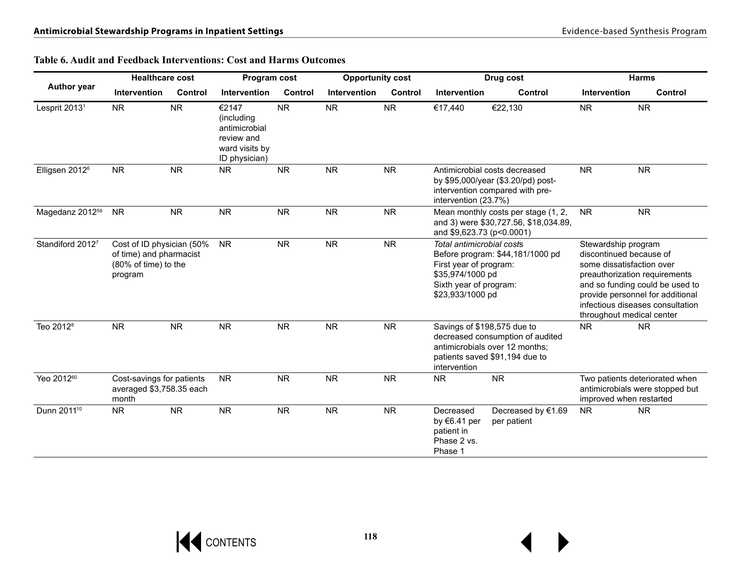**Table 6. Audit and Feedback Interventions: Cost and Harms Outcomes**

| Author year | Healthcare cost | | Program cost | | Opportunity cost | | Drug cost | | Harms | |
|---|---|---|---|---|---|---|---|---|---|---|
| | Intervention | Control | Intervention | Control | Intervention | Control | Intervention | Control | Intervention | Control |
| Lesprit 2013[1] | NR | NR | €2147 (including antimicrobial review and ward visits by ID physician) | NR | NR | NR | €17,440 | €22,130 | NR | NR |
| Elligsen 2012[6] | NR | NR | NR | NR | NR | NR | Antimicrobial costs decreased by $95,000/year ($3.20/pd) post-intervention compared with pre-intervention (23.7%) | | NR | NR |
| Magedanz 2012[59] | NR | NR | NR | NR | NR | NR | Mean monthly costs per stage (1, 2, and 3) were $30,727.56, $18,034.89, and $9,623.73 (p<0.0001) | | NR | NR |
| Standiford 2012[7] | Cost of ID physician (50% of time) and pharmacist (80% of time) to the program | | NR | NR | NR | NR | *Total antimicrobial costs* Before program: $44,181/1000 pd First year of program: $35,974/1000 pd Sixth year of program: $23,933/1000 pd | | Stewardship program discontinued because of some dissatisfaction over preauthorization requirements and so funding could be used to provide personnel for additional infectious diseases consultation throughout medical center | |
| Teo 2012[8] | NR | NR | NR | NR | NR | NR | Savings of $198,575 due to decreased consumption of audited antimicrobials over 12 months; patients saved $91,194 due to intervention | | NR | NR |
| Yeo 2012[60] | Cost-savings for patients averaged $3,758.35 each month | | NR | NR | NR | NR | NR | NR | Two patients deteriorated when antimicrobials were stopped but improved when restarted | |
| Dunn 2011[10] | NR | NR | NR | NR | NR | NR | Decreased by €6.41 per patient in Phase 2 vs. Phase 1 | Decreased by €1.69 per patient | NR | NR |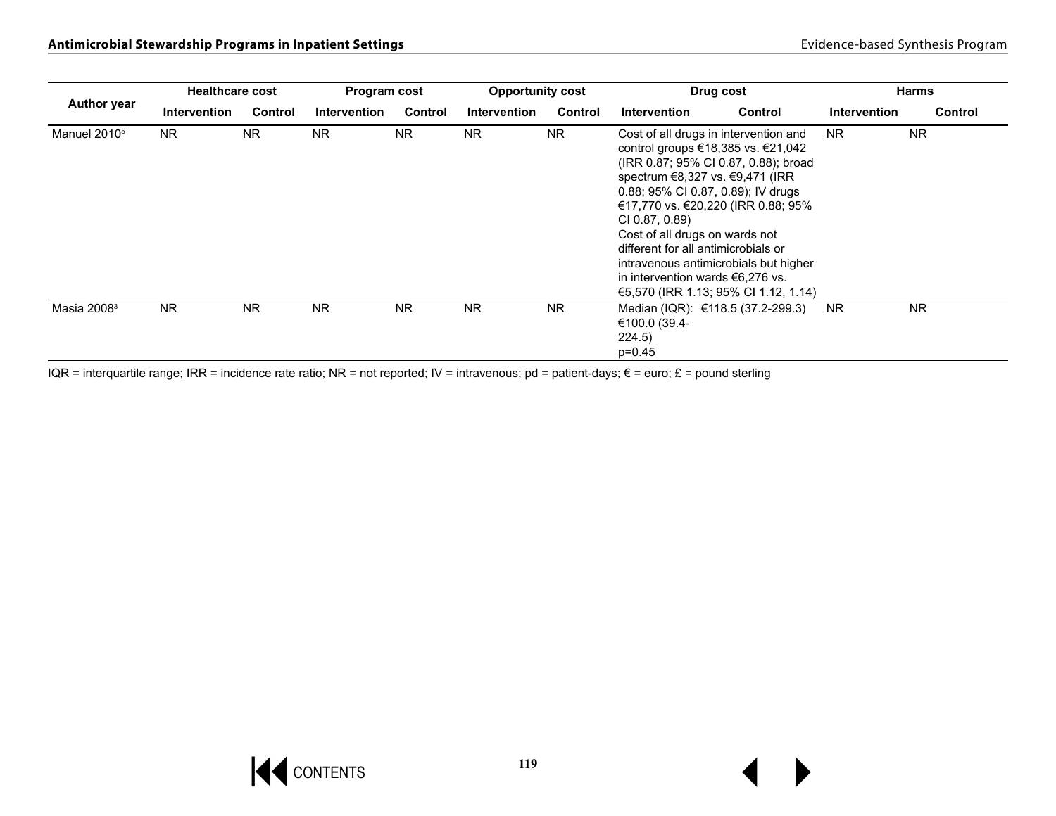| Author year | Healthcare cost | | Program cost | | Opportunity cost | | Drug cost | | Harms | |
|---|---|---|---|---|---|---|---|---|---|---|
| | Intervention | Control | Intervention | Control | Intervention | Control | Intervention | Control | Intervention | Control |
| Manuel 2010[5] | NR | NR | NR | NR | NR | NR | Cost of all drugs in intervention and control groups €18,385 vs. €21,042 (IRR 0.87; 95% CI 0.87, 0.88); broad spectrum €8,327 vs. €9,471 (IRR 0.88; 95% CI 0.87, 0.89); IV drugs €17,770 vs. €20,220 (IRR 0.88; 95% CI 0.87, 0.89)<br>Cost of all drugs on wards not different for all antimicrobials or intravenous antimicrobials but higher in intervention wards €6,276 vs. €5,570 (IRR 1.13; 95% CI 1.12, 1.14) | | NR | NR |
| Masia 2008[3] | NR | NR | NR | NR | NR | NR | Median (IQR): €100.0 (39.4-224.5)<br>p=0.45 | €118.5 (37.2-299.3) | NR | NR |

IQR = interquartile range; IRR = incidence rate ratio; NR = not reported; IV = intravenous; pd = patient-days; € = euro; £ = pound sterling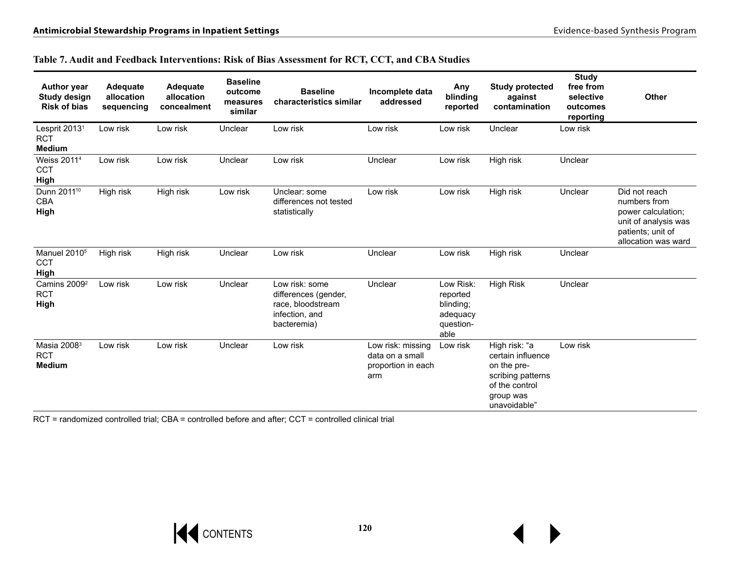**Table 7. Audit and Feedback Interventions: Risk of Bias Assessment for RCT, CCT, and CBA Studies**

| Author year Study design Risk of bias | Adequate allocation sequencing | Adequate allocation concealment | Baseline outcome measures similar | Baseline characteristics similar | Incomplete data addressed | Any blinding reported | Study protected against contamination | Study free from selective outcomes reporting | Other |
|---|---|---|---|---|---|---|---|---|---|
| Lesprit 2013[1] RCT **Medium** | Low risk | Low risk | Unclear | Low risk | Low risk | Low risk | Unclear | Low risk | |
| Weiss 2011[4] CCT **High** | Low risk | Low risk | Unclear | Low risk | Unclear | Low risk | High risk | Unclear | |
| Dunn 2011[10] CBA **High** | High risk | High risk | Low risk | Unclear: some differences not tested statistically | Low risk | Low risk | High risk | Unclear | Did not reach numbers from power calculation; unit of analysis was patients; unit of allocation was ward |
| Manuel 2010[5] CCT **High** | High risk | High risk | Unclear | Low risk | Unclear | Low risk | High risk | Unclear | |
| Camins 2009[2] RCT **High** | Low risk | Low risk | Unclear | Low risk: some differences (gender, race, bloodstream infection, and bacteremia) | Unclear | Low Risk: reported blinding; adequacy question-able | High Risk | Unclear | |
| Masia 2008[3] RCT **Medium** | Low risk | Low risk | Unclear | Low risk | Low risk: missing data on a small proportion in each arm | Low risk | High risk: "a certain influence on the pre-scribing patterns of the control group was unavoidable" | Low risk | |

RCT = randomized controlled trial; CBA = controlled before and after; CCT = controlled clinical trial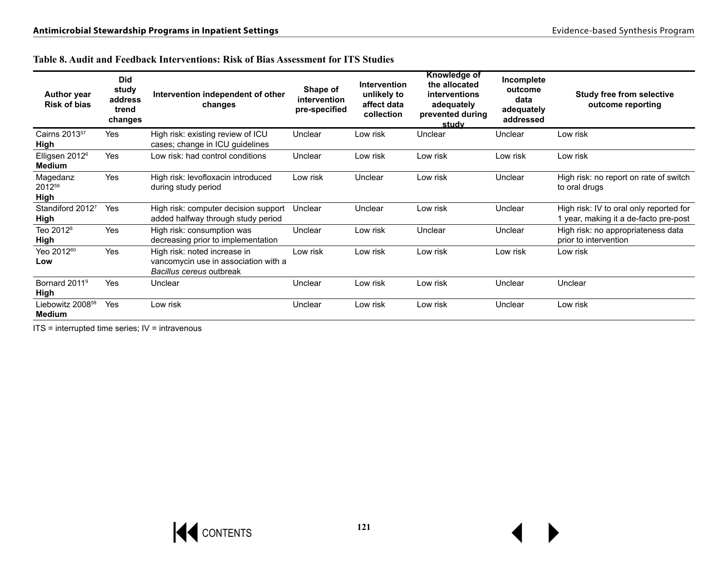**Table 8. Audit and Feedback Interventions: Risk of Bias Assessment for ITS Studies**

| Author year Risk of bias | Did study address trend changes | Intervention independent of other changes | Shape of intervention pre-specified | Intervention unlikely to affect data collection | Knowledge of the allocated interventions adequately prevented during study | Incomplete outcome data adequately addressed | Study free from selective outcome reporting |
|---|---|---|---|---|---|---|---|
| Cairns 2013[57] **High** | Yes | High risk: existing review of ICU cases; change in ICU guidelines | Unclear | Low risk | Unclear | Unclear | Low risk |
| Elligsen 2012[6] **Medium** | Yes | Low risk: had control conditions | Unclear | Low risk | Low risk | Low risk | Low risk |
| Magedanz 2012[59] **High** | Yes | High risk: levofloxacin introduced during study period | Low risk | Unclear | Low risk | Unclear | High risk: no report on rate of switch to oral drugs |
| Standiford 2012[7] **High** | Yes | High risk: computer decision support added halfway through study period | Unclear | Unclear | Low risk | Unclear | High risk: IV to oral only reported for 1 year, making it a de-facto pre-post |
| Teo 2012[8] **High** | Yes | High risk: consumption was decreasing prior to implementation | Unclear | Low risk | Unclear | Unclear | High risk: no appropriateness data prior to intervention |
| Yeo 2012[60] **Low** | Yes | High risk: noted increase in vancomycin use in association with a *Bacillus cereus* outbreak | Low risk | Low risk | Low risk | Low risk | Low risk |
| Bornard 2011[9] **High** | Yes | Unclear | Unclear | Low risk | Low risk | Unclear | Unclear |
| Liebowitz 2008[58] **Medium** | Yes | Low risk | Unclear | Low risk | Low risk | Unclear | Low risk |

ITS = interrupted time series; IV = intravenous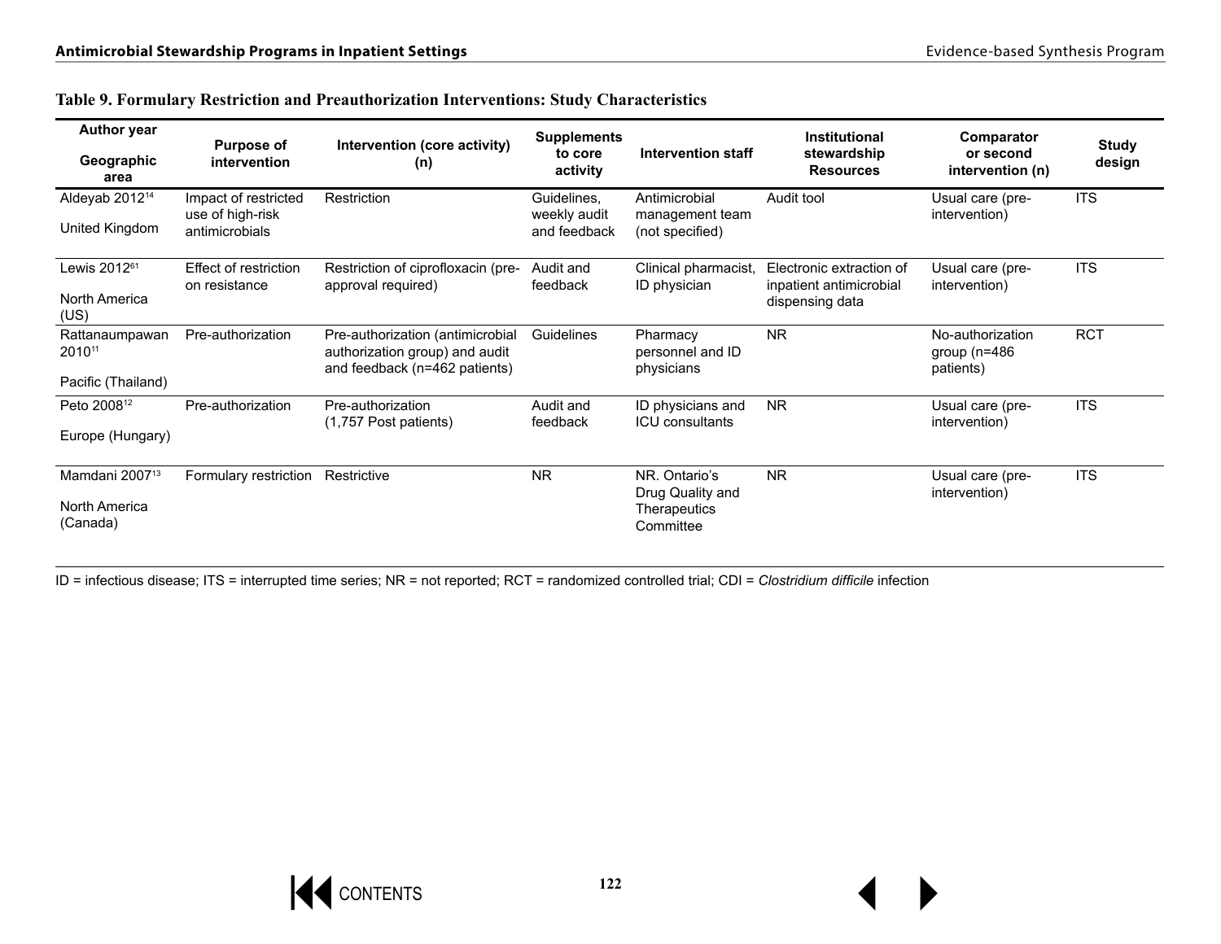**Table 9. Formulary Restriction and Preauthorization Interventions: Study Characteristics**

| Author year<br><br>Geographic area | Purpose of intervention | Intervention (core activity) (n) | Supplements to core activity | Intervention staff | Institutional stewardship Resources | Comparator or second intervention (n) | Study design |
|---|---|---|---|---|---|---|---|
| Aldeyab 2012[14]<br><br>United Kingdom | Impact of restricted use of high-risk antimicrobials | Restriction | Guidelines, weekly audit and feedback | Antimicrobial management team (not specified) | Audit tool | Usual care (pre-intervention) | ITS |
| Lewis 2012[61]<br><br>North America (US) | Effect of restriction on resistance | Restriction of ciprofloxacin (pre-approval required) | Audit and feedback | Clinical pharmacist, ID physician | Electronic extraction of inpatient antimicrobial dispensing data | Usual care (pre-intervention) | ITS |
| Rattanaumpawan 2010[11]<br><br>Pacific (Thailand) | Pre-authorization | Pre-authorization (antimicrobial authorization group) and audit and feedback (n=462 patients) | Guidelines | Pharmacy personnel and ID physicians | NR | No-authorization group (n=486 patients) | RCT |
| Peto 2008[12]<br><br>Europe (Hungary) | Pre-authorization | Pre-authorization (1,757 Post patients) | Audit and feedback | ID physicians and ICU consultants | NR | Usual care (pre-intervention) | ITS |
| Mamdani 2007[13]<br><br>North America (Canada) | Formulary restriction | Restrictive | NR | NR. Ontario's Drug Quality and Therapeutics Committee | NR | Usual care (pre-intervention) | ITS |

ID = infectious disease; ITS = interrupted time series; NR = not reported; RCT = randomized controlled trial; CDI = *Clostridium difficile* infection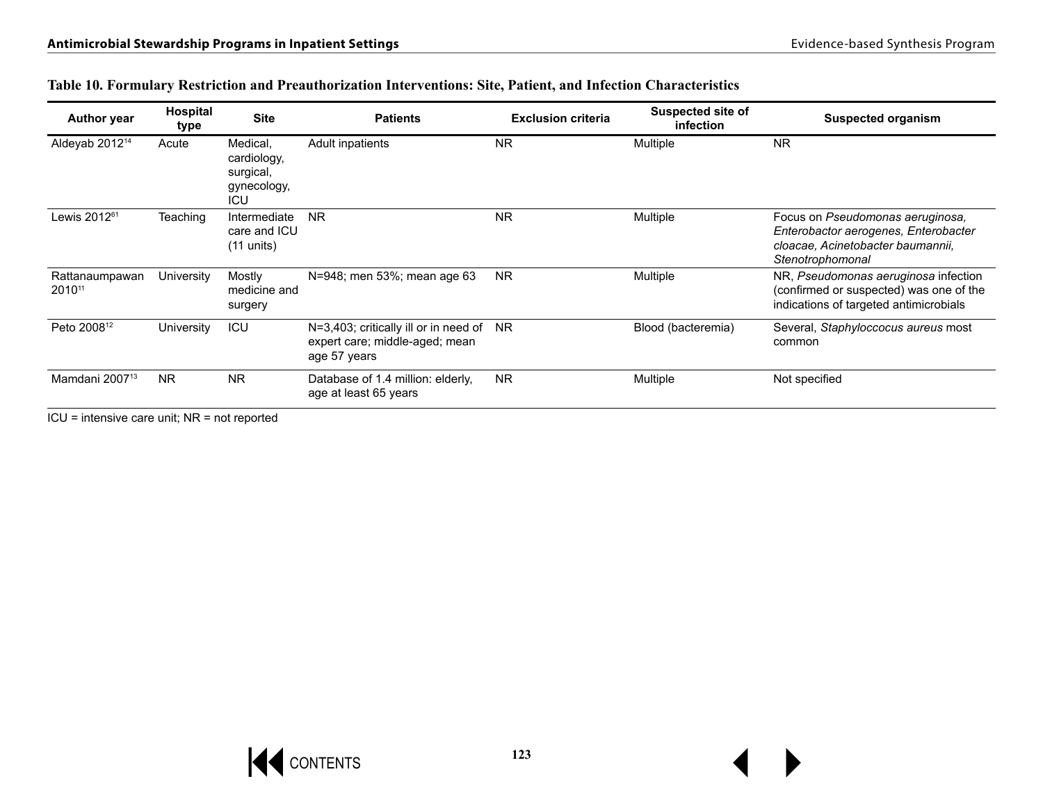**Table 10. Formulary Restriction and Preauthorization Interventions: Site, Patient, and Infection Characteristics**

| Author year | Hospital type | Site | Patients | Exclusion criteria | Suspected site of infection | Suspected organism |
|---|---|---|---|---|---|---|
| Aldeyab 2012[14] | Acute | Medical, cardiology, surgical, gynecology, ICU | Adult inpatients | NR | Multiple | NR |
| Lewis 2012[61] | Teaching | Intermediate care and ICU (11 units) | NR | NR | Multiple | Focus on *Pseudomonas aeruginosa, Enterobactor aerogenes, Enterobacter cloacae, Acinetobacter baumannii, Stenotrophomonal* |
| Rattanaumpawan 2010[11] | University | Mostly medicine and surgery | N=948; men 53%; mean age 63 | NR | Multiple | NR, *Pseudomonas aeruginosa* infection (confirmed or suspected) was one of the indications of targeted antimicrobials |
| Peto 2008[12] | University | ICU | N=3,403; critically ill or in need of expert care; middle-aged; mean age 57 years | NR | Blood (bacteremia) | Several, *Staphyloccocus aureus* most common |
| Mamdani 2007[13] | NR | NR | Database of 1.4 million: elderly, age at least 65 years | NR | Multiple | Not specified |

ICU = intensive care unit; NR = not reported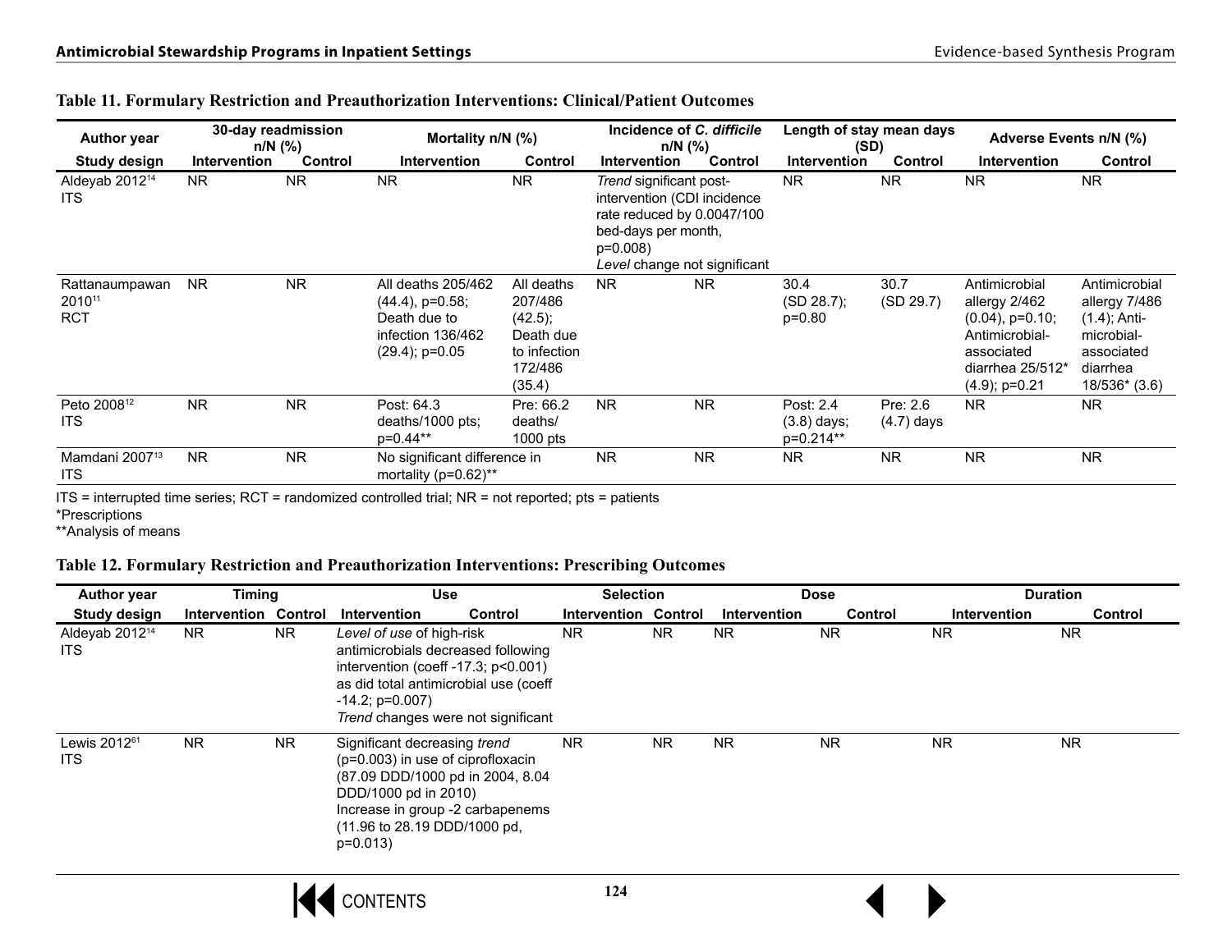**Table 11. Formulary Restriction and Preauthorization Interventions: Clinical/Patient Outcomes**

| Author year | 30-day readmission n/N (%) | | Mortality n/N (%) | | Incidence of *C. difficile* n/N (%) | | Length of stay mean days (SD) | | Adverse Events n/N (%) | |
|---|---|---|---|---|---|---|---|---|---|---|
| Study design | Intervention | Control | Intervention | Control | Intervention | Control | Intervention | Control | Intervention | Control |
| Aldeyab 2012[14] ITS | NR | NR | NR | NR | *Trend* significant post-intervention (CDI incidence rate reduced by 0.0047/100 bed-days per month, p=0.008) *Level* change not significant | | NR | NR | NR | NR |
| Rattanaumpawan 2010[11] RCT | NR | NR | All deaths 205/462 (44.4), p=0.58; Death due to infection 136/462 (29.4); p=0.05 | All deaths 207/486 (42.5); Death due to infection 172/486 (35.4) | NR | NR | 30.4 (SD 28.7); p=0.80 | 30.7 (SD 29.7) | Antimicrobial allergy 2/462 (0.04), p=0.10; Antimicrobial-associated diarrhea 25/512* (4.9); p=0.21 | Antimicrobial allergy 7/486 (1.4); Anti-microbial-associated diarrhea 18/536* (3.6) |
| Peto 2008[12] ITS | NR | NR | Post: 64.3 deaths/1000 pts; p=0.44** | Pre: 66.2 deaths/ 1000 pts | NR | NR | Post: 2.4 (3.8) days; p=0.214** | Pre: 2.6 (4.7) days | NR | NR |
| Mamdani 2007[13] ITS | NR | NR | No significant difference in mortality (p=0.62)** | | NR | NR | NR | NR | NR | NR |

ITS = interrupted time series; RCT = randomized controlled trial; NR = not reported; pts = patients

*Prescriptions

**Analysis of means

**Table 12. Formulary Restriction and Preauthorization Interventions: Prescribing Outcomes**

| Author year | Timing | | Use | | Selection | | Dose | | Duration | |
|---|---|---|---|---|---|---|---|---|---|---|
| Study design | Intervention | Control | Intervention | Control | Intervention | Control | Intervention | Control | Intervention | Control |
| Aldeyab 2012[14] ITS | NR | NR | *Level of use* of high-risk antimicrobials decreased following intervention (coeff -17.3; p<0.001) as did total antimicrobial use (coeff -14.2; p=0.007) *Trend* changes were not significant | | NR | NR | NR | NR | NR | NR |
| Lewis 2012[61] ITS | NR | NR | Significant decreasing *trend* (p=0.003) in use of ciprofloxacin (87.09 DDD/1000 pd in 2004, 8.04 DDD/1000 pd in 2010) Increase in group -2 carbapenems (11.96 to 28.19 DDD/1000 pd, p=0.013) | | NR | NR | NR | NR | NR | NR |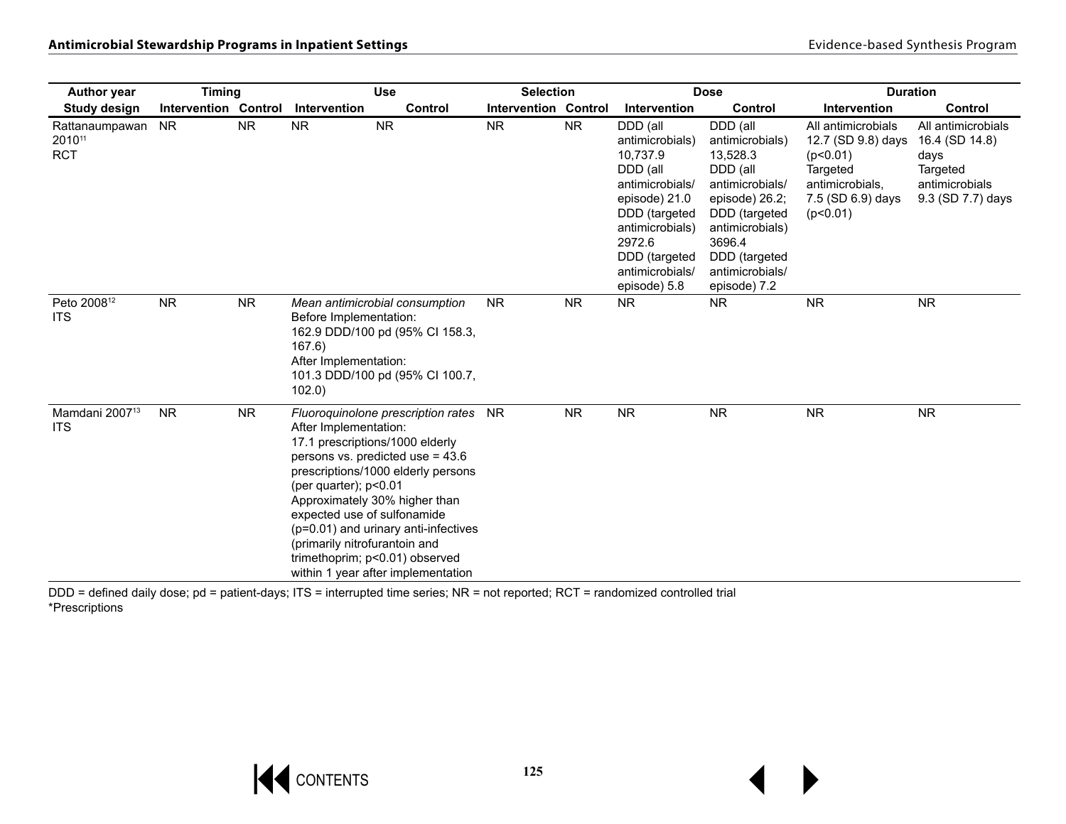| Author year | Timing | | Use | | Selection | | Dose | | Duration | |
|---|---|---|---|---|---|---|---|---|---|---|
| Study design | Intervention | Control | Intervention | Control | Intervention | Control | Intervention | Control | Intervention | Control |
| Rattanaumpawan 2010[11] RCT | NR | NR | NR | NR | NR | NR | DDD (all antimicrobials) 10,737.9 DDD (all antimicrobials/ episode) 21.0 DDD (targeted antimicrobials) 2972.6 DDD (targeted antimicrobials/ episode) 5.8 | DDD (all antimicrobials) 13,528.3 DDD (all antimicrobials/ episode) 26.2; DDD (targeted antimicrobials) 3696.4 DDD (targeted antimicrobials/ episode) 7.2 | All antimicrobials 12.7 (SD 9.8) days (p<0.01) Targeted antimicrobials, 7.5 (SD 6.9) days (p<0.01) | All antimicrobials 16.4 (SD 14.8) days Targeted antimicrobials 9.3 (SD 7.7) days |
| Peto 2008[12] ITS | NR | NR | *Mean antimicrobial consumption* Before Implementation: 162.9 DDD/100 pd (95% CI 158.3, 167.6) After Implementation: 101.3 DDD/100 pd (95% CI 100.7, 102.0) | | NR | NR | NR | NR | NR | NR |
| Mamdani 2007[13] ITS | NR | NR | *Fluoroquinolone prescription rates* After Implementation: 17.1 prescriptions/1000 elderly persons vs. predicted use = 43.6 prescriptions/1000 elderly persons (per quarter); p<0.01 Approximately 30% higher than expected use of sulfonamide (p=0.01) and urinary anti-infectives (primarily nitrofurantoin and trimethoprim; p<0.01) observed within 1 year after implementation | | NR | NR | NR | NR | NR | NR |

DDD = defined daily dose; pd = patient-days; ITS = interrupted time series; NR = not reported; RCT = randomized controlled trial
*Prescriptions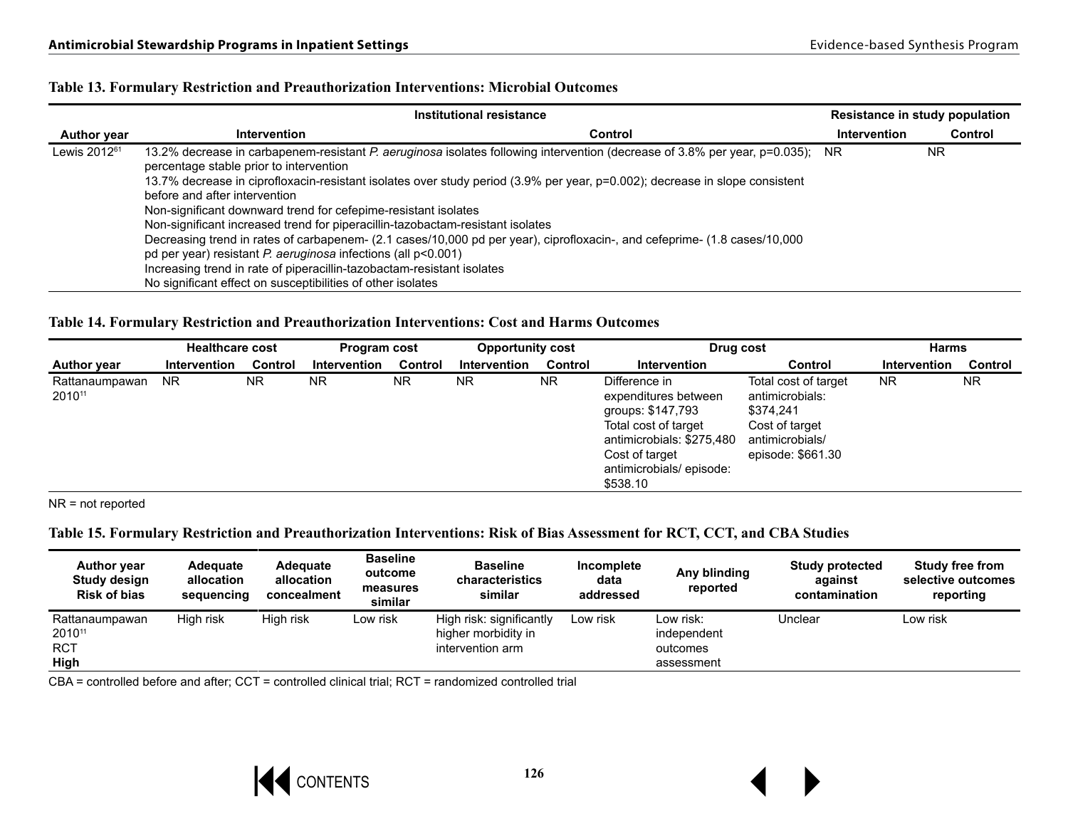### Table 13. Formulary Restriction and Preauthorization Interventions: Microbial Outcomes

| Author year | Institutional resistance | | Resistance in study population | |
|---|---|---|---|---|
| | Intervention | Control | Intervention | Control |
| Lewis 2012[61] | 13.2% decrease in carbapenem-resistant *P. aeruginosa* isolates following intervention (decrease of 3.8% per year, p=0.035); percentage stable prior to intervention<br>13.7% decrease in ciprofloxacin-resistant isolates over study period (3.9% per year, p=0.002); decrease in slope consistent before and after intervention<br>Non-significant downward trend for cefepime-resistant isolates<br>Non-significant increased trend for piperacillin-tazobactam-resistant isolates<br>Decreasing trend in rates of carbapenem- (2.1 cases/10,000 pd per year), ciprofloxacin-, and cefeprime- (1.8 cases/10,000 pd per year) resistant *P. aeruginosa* infections (all p<0.001)<br>Increasing trend in rate of piperacillin-tazobactam-resistant isolates<br>No significant effect on susceptibilities of other isolates | | NR | NR |

### Table 14. Formulary Restriction and Preauthorization Interventions: Cost and Harms Outcomes

| Author year | Healthcare cost | | Program cost | | Opportunity cost | | Drug cost | | Harms | |
|---|---|---|---|---|---|---|---|---|---|---|
| | Intervention | Control | Intervention | Control | Intervention | Control | Intervention | Control | Intervention | Control |
| Rattanaumpawan 2010[11] | NR | NR | NR | NR | NR | NR | Difference in expenditures between groups: $147,793<br>Total cost of target antimicrobials: $275,480<br>Cost of target antimicrobials/ episode: $538.10 | Total cost of target antimicrobials: $374,241<br>Cost of target antimicrobials/ episode: $661.30 | NR | NR |

NR = not reported

### Table 15. Formulary Restriction and Preauthorization Interventions: Risk of Bias Assessment for RCT, CCT, and CBA Studies

| Author year Study design Risk of bias | Adequate allocation sequencing | Adequate allocation concealment | Baseline outcome measures similar | Baseline characteristics similar | Incomplete data addressed | Any blinding reported | Study protected against contamination | Study free from selective outcomes reporting |
|---|---|---|---|---|---|---|---|---|
| Rattanaumpawan 2010[11]<br>RCT<br>**High** | High risk | High risk | Low risk | High risk: significantly higher morbidity in intervention arm | Low risk | Low risk: independent outcomes assessment | Unclear | Low risk |

CBA = controlled before and after; CCT = controlled clinical trial; RCT = randomized controlled trial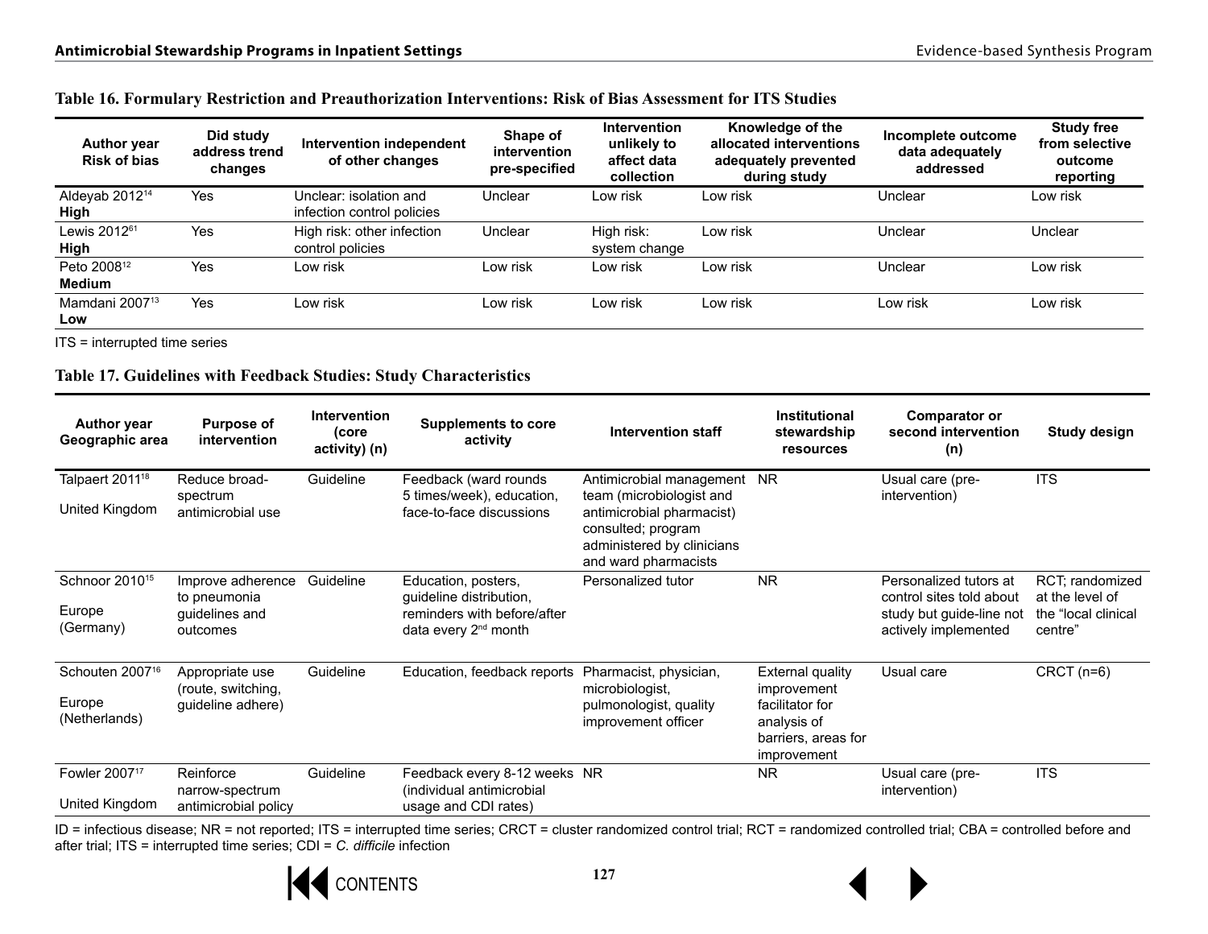**Table 16. Formulary Restriction and Preauthorization Interventions: Risk of Bias Assessment for ITS Studies**

| Author year Risk of bias | Did study address trend changes | Intervention independent of other changes | Shape of intervention pre-specified | Intervention unlikely to affect data collection | Knowledge of the allocated interventions adequately prevented during study | Incomplete outcome data adequately addressed | Study free from selective outcome reporting |
|---|---|---|---|---|---|---|---|
| Aldeyab 2012[14] **High** | Yes | Unclear: isolation and infection control policies | Unclear | Low risk | Low risk | Unclear | Low risk |
| Lewis 2012[61] **High** | Yes | High risk: other infection control policies | Unclear | High risk: system change | Low risk | Unclear | Unclear |
| Peto 2008[12] **Medium** | Yes | Low risk | Low risk | Low risk | Low risk | Unclear | Low risk |
| Mamdani 2007[13] **Low** | Yes | Low risk | Low risk | Low risk | Low risk | Low risk | Low risk |

ITS = interrupted time series

**Table 17. Guidelines with Feedback Studies: Study Characteristics**

| Author year Geographic area | Purpose of intervention | Intervention (core activity) (n) | Supplements to core activity | Intervention staff | Institutional stewardship resources | Comparator or second intervention (n) | Study design |
|---|---|---|---|---|---|---|---|
| Talpaert 2011[18] United Kingdom | Reduce broad-spectrum antimicrobial use | Guideline | Feedback (ward rounds 5 times/week), education, face-to-face discussions | Antimicrobial management team (microbiologist and antimicrobial pharmacist) consulted; program administered by clinicians and ward pharmacists | NR | Usual care (pre-intervention) | ITS |
| Schnoor 2010[15] Europe (Germany) | Improve adherence to pneumonia guidelines and outcomes | Guideline | Education, posters, guideline distribution, reminders with before/after data every 2nd month | Personalized tutor | NR | Personalized tutors at control sites told about study but guide-line not actively implemented | RCT; randomized at the level of the "local clinical centre" |
| Schouten 2007[16] Europe (Netherlands) | Appropriate use (route, switching, guideline adhere) | Guideline | Education, feedback reports | Pharmacist, physician, microbiologist, pulmonologist, quality improvement officer | External quality improvement facilitator for analysis of barriers, areas for improvement | Usual care | CRCT (n=6) |
| Fowler 2007[17] United Kingdom | Reinforce narrow-spectrum antimicrobial policy | Guideline | Feedback every 8-12 weeks (individual antimicrobial usage and CDI rates) | NR | NR | Usual care (pre-intervention) | ITS |

ID = infectious disease; NR = not reported; ITS = interrupted time series; CRCT = cluster randomized control trial; RCT = randomized controlled trial; CBA = controlled before and after trial; ITS = interrupted time series; CDI = *C. difficile* infection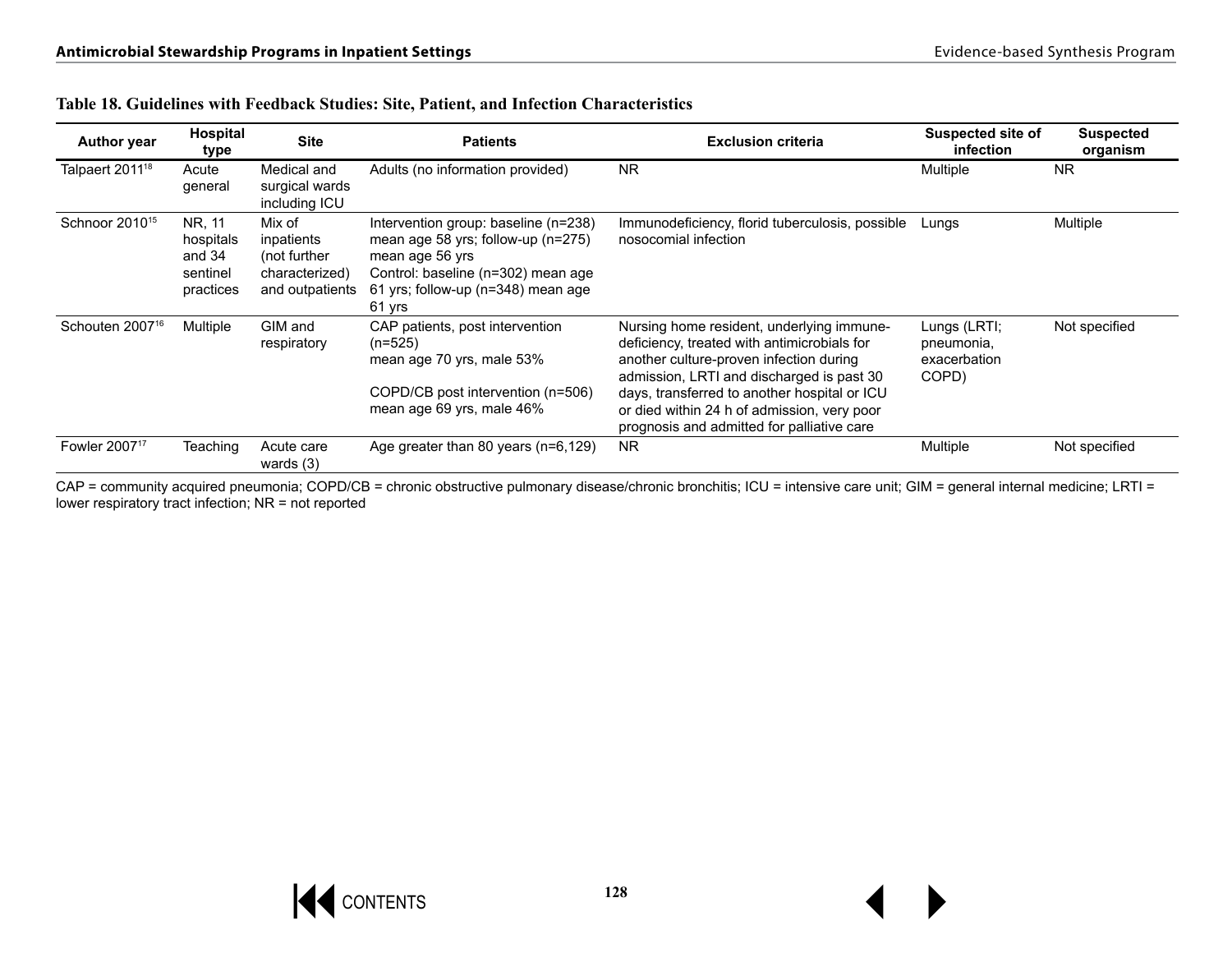**Table 18. Guidelines with Feedback Studies: Site, Patient, and Infection Characteristics**

| Author year | Hospital type | Site | Patients | Exclusion criteria | Suspected site of infection | Suspected organism |
|---|---|---|---|---|---|---|
| Talpaert 2011[18] | Acute general | Medical and surgical wards including ICU | Adults (no information provided) | NR | Multiple | NR |
| Schnoor 2010[15] | NR, 11 hospitals and 34 sentinel practices | Mix of inpatients (not further characterized) and outpatients | Intervention group: baseline (n=238) mean age 58 yrs; follow-up (n=275) mean age 56 yrs<br>Control: baseline (n=302) mean age 61 yrs; follow-up (n=348) mean age 61 yrs | Immunodeficiency, florid tuberculosis, possible nosocomial infection | Lungs | Multiple |
| Schouten 2007[16] | Multiple | GIM and respiratory | CAP patients, post intervention (n=525)<br>mean age 70 yrs, male 53%<br><br>COPD/CB post intervention (n=506)<br>mean age 69 yrs, male 46% | Nursing home resident, underlying immune-deficiency, treated with antimicrobials for another culture-proven infection during admission, LRTI and discharged is past 30 days, transferred to another hospital or ICU or died within 24 h of admission, very poor prognosis and admitted for palliative care | Lungs (LRTI; pneumonia, exacerbation COPD) | Not specified |
| Fowler 2007[17] | Teaching | Acute care wards (3) | Age greater than 80 years (n=6,129) | NR | Multiple | Not specified |

CAP = community acquired pneumonia; COPD/CB = chronic obstructive pulmonary disease/chronic bronchitis; ICU = intensive care unit; GIM = general internal medicine; LRTI = lower respiratory tract infection; NR = not reported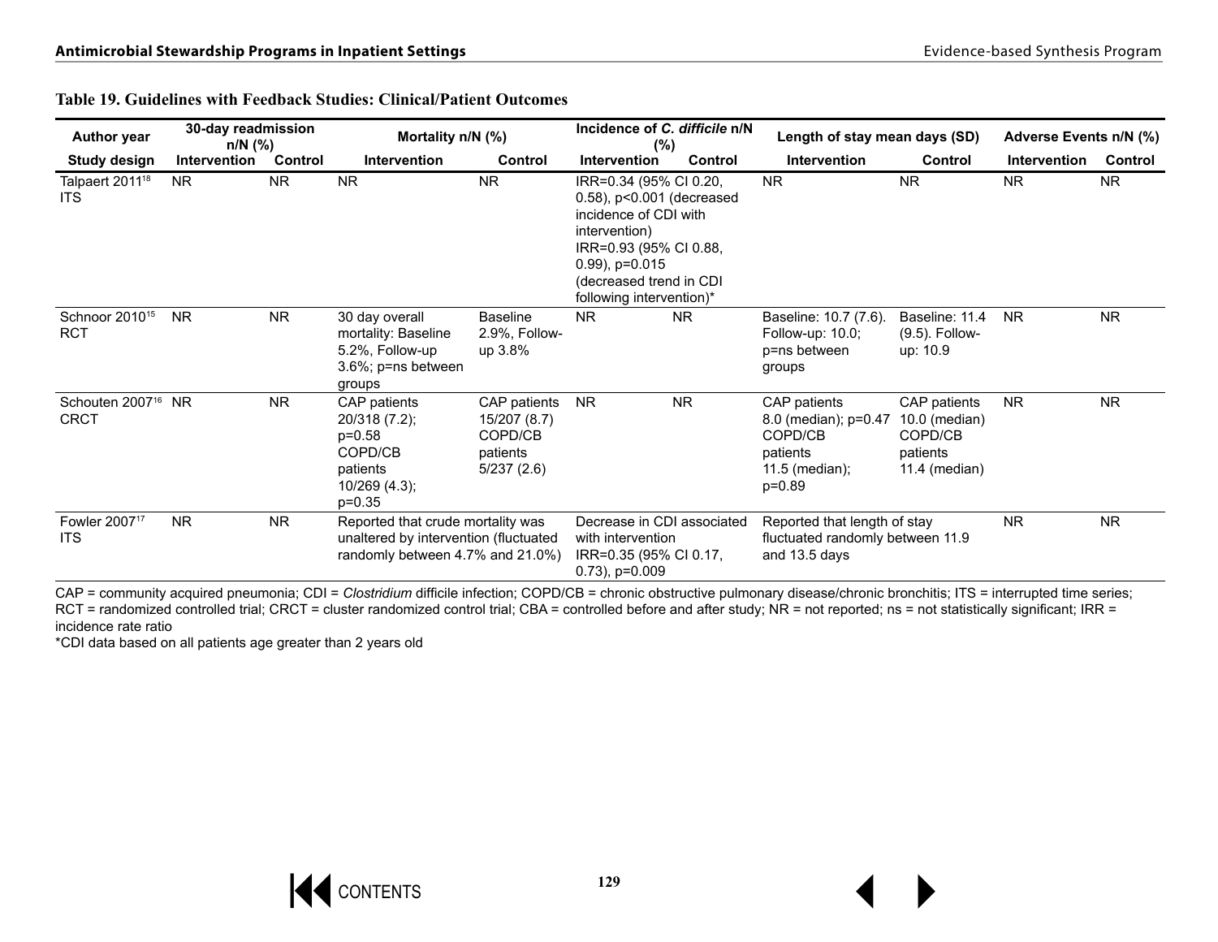**Table 19. Guidelines with Feedback Studies: Clinical/Patient Outcomes**

| Author year | 30-day readmission n/N (%) | | Mortality n/N (%) | | Incidence of *C. difficile* n/N (%) | | Length of stay mean days (SD) | | Adverse Events n/N (%) | |
|---|---|---|---|---|---|---|---|---|---|---|
| Study design | Intervention | Control | Intervention | Control | Intervention | Control | Intervention | Control | Intervention | Control |
| Talpaert 2011[18] ITS | NR | NR | NR | NR | IRR=0.34 (95% CI 0.20, 0.58), p<0.001 (decreased incidence of CDI with intervention) IRR=0.93 (95% CI 0.88, 0.99), p=0.015 (decreased trend in CDI following intervention)* | | NR | NR | NR | NR |
| Schnoor 2010[15] RCT | NR | NR | 30 day overall mortality: Baseline 5.2%, Follow-up 3.6%; p=ns between groups | Baseline 2.9%, Follow-up 3.8% | NR | NR | Baseline: 10.7 (7.6). Follow-up: 10.0; p=ns between groups | Baseline: 11.4 (9.5). Follow-up: 10.9 | NR | NR |
| Schouten 2007[16] CRCT | NR | NR | CAP patients 20/318 (7.2); p=0.58 COPD/CB patients 10/269 (4.3); p=0.35 | CAP patients 15/207 (8.7) COPD/CB patients 5/237 (2.6) | NR | NR | CAP patients 8.0 (median); p=0.47 COPD/CB patients 11.5 (median); p=0.89 | CAP patients 10.0 (median) COPD/CB patients 11.4 (median) | NR | NR |
| Fowler 2007[17] ITS | NR | NR | Reported that crude mortality was unaltered by intervention (fluctuated randomly between 4.7% and 21.0%) | | Decrease in CDI associated with intervention IRR=0.35 (95% CI 0.17, 0.73), p=0.009 | | Reported that length of stay fluctuated randomly between 11.9 and 13.5 days | | NR | NR |

CAP = community acquired pneumonia; CDI = *Clostridium* difficile infection; COPD/CB = chronic obstructive pulmonary disease/chronic bronchitis; ITS = interrupted time series; RCT = randomized controlled trial; CRCT = cluster randomized control trial; CBA = controlled before and after study; NR = not reported; ns = not statistically significant; IRR = incidence rate ratio

*CDI data based on all patients age greater than 2 years old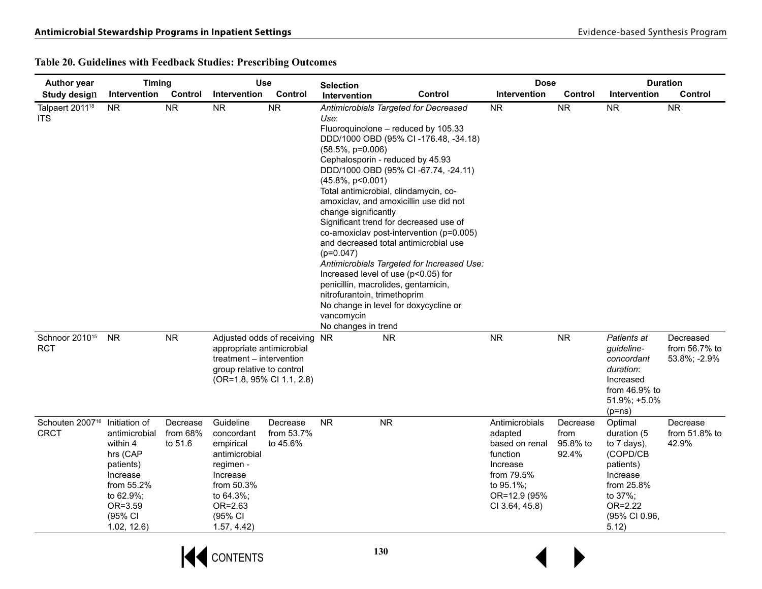**Table 20. Guidelines with Feedback Studies: Prescribing Outcomes**

| Author year Study design | Timing | | Use | | Selection | | Dose | | Duration | |
|---|---|---|---|---|---|---|---|---|---|---|
| | Intervention | Control | Intervention | Control | Intervention | Control | Intervention | Control | Intervention | Control |
| Talpaert 2011[18] ITS | NR | NR | NR | NR | *Antimicrobials Targeted for Decreased Use*: Fluoroquinolone – reduced by 105.33 DDD/1000 OBD (95% CI -176.48, -34.18) (58.5%, p=0.006) Cephalosporin - reduced by 45.93 DDD/1000 OBD (95% CI -67.74, -24.11) (45.8%, p<0.001) Total antimicrobial, clindamycin, co-amoxiclav, and amoxicillin use did not change significantly Significant trend for decreased use of co-amoxiclav post-intervention (p=0.005) and decreased total antimicrobial use (p=0.047) *Antimicrobials Targeted for Increased Use:* Increased level of use (p<0.05) for penicillin, macrolides, gentamicin, nitrofurantoin, trimethoprim No change in level for doxycycline or vancomycin No changes in trend | | NR | NR | NR | NR |
| Schnoor 2010[15] RCT | NR | NR | Adjusted odds of receiving appropriate antimicrobial treatment – intervention group relative to control (OR=1.8, 95% CI 1.1, 2.8) | | NR | NR | NR | NR | *Patients at guideline-concordant duration*: Increased from 46.9% to 51.9%; +5.0% (p=ns) | Decreased from 56.7% to 53.8%; -2.9% |
| Schouten 2007[16] CRCT | Initiation of antimicrobial within 4 hrs (CAP patients) Increase from 55.2% to 62.9%; OR=3.59 (95% CI 1.02, 12.6) | Decrease from 68% to 51.6 | Guideline concordant empirical antimicrobial regimen - Increase from 50.3% to 64.3%; OR=2.63 (95% CI 1.57, 4.42) | Decrease from 53.7% to 45.6% | NR | NR | Antimicrobials adapted based on renal function Increase from 79.5% to 95.1%; OR=12.9 (95% CI 3.64, 45.8) | Decrease from 95.8% to 92.4% | Optimal duration (5 to 7 days), (COPD/CB patients) Increase from 25.8% to 37%; OR=2.22 (95% CI 0.96, 5.12) | Decrease from 51.8% to 42.9% |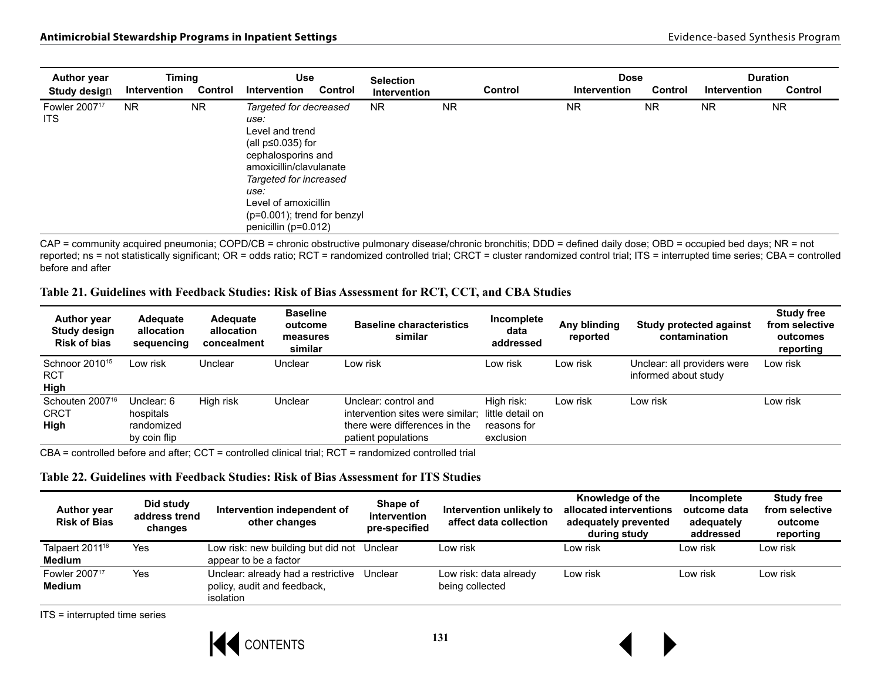| Author year<br>Study design | Timing | | Use | | Selection | | Dose | | Duration | |
|---|---|---|---|---|---|---|---|---|---|---|
| | Intervention | Control | Intervention | Control | Intervention | Control | Intervention | Control | Intervention | Control |
| Fowler 2007[17]<br>ITS | NR | NR | *Targeted for decreased use:*<br>Level and trend (all p≤0.035) for cephalosporins and amoxicillin/clavulanate<br>*Targeted for increased use:*<br>Level of amoxicillin (p=0.001); trend for benzyl penicillin (p=0.012) | NR | NR | NR | NR | NR | NR | NR |

CAP = community acquired pneumonia; COPD/CB = chronic obstructive pulmonary disease/chronic bronchitis; DDD = defined daily dose; OBD = occupied bed days; NR = not reported; ns = not statistically significant; OR = odds ratio; RCT = randomized controlled trial; CRCT = cluster randomized control trial; ITS = interrupted time series; CBA = controlled before and after

### Table 21. Guidelines with Feedback Studies: Risk of Bias Assessment for RCT, CCT, and CBA Studies

| Author year<br>Study design<br>Risk of bias | Adequate allocation sequencing | Adequate allocation concealment | Baseline outcome measures similar | Baseline characteristics similar | Incomplete data addressed | Any blinding reported | Study protected against contamination | Study free from selective outcomes reporting |
|---|---|---|---|---|---|---|---|---|
| Schnoor 2010[15]<br>RCT<br>**High** | Low risk | Unclear | Unclear | Low risk | Low risk | Low risk | Unclear: all providers were informed about study | Low risk |
| Schouten 2007[16]<br>CRCT<br>**High** | Unclear: 6 hospitals randomized by coin flip | High risk | Unclear | Unclear: control and intervention sites were similar; there were differences in the patient populations | High risk: little detail on reasons for exclusion | Low risk | Low risk | Low risk |

CBA = controlled before and after; CCT = controlled clinical trial; RCT = randomized controlled trial

### Table 22. Guidelines with Feedback Studies: Risk of Bias Assessment for ITS Studies

| Author year<br>Risk of Bias | Did study address trend changes | Intervention independent of other changes | Shape of intervention pre-specified | Intervention unlikely to affect data collection | Knowledge of the allocated interventions adequately prevented during study | Incomplete outcome data adequately addressed | Study free from selective outcome reporting |
|---|---|---|---|---|---|---|---|
| Talpaert 2011[18]<br>**Medium** | Yes | Low risk: new building but did not appear to be a factor | Unclear | Low risk | Low risk | Low risk | Low risk |
| Fowler 2007[17]<br>**Medium** | Yes | Unclear: already had a restrictive policy, audit and feedback, isolation | Unclear | Low risk: data already being collected | Low risk | Low risk | Low risk |

ITS = interrupted time series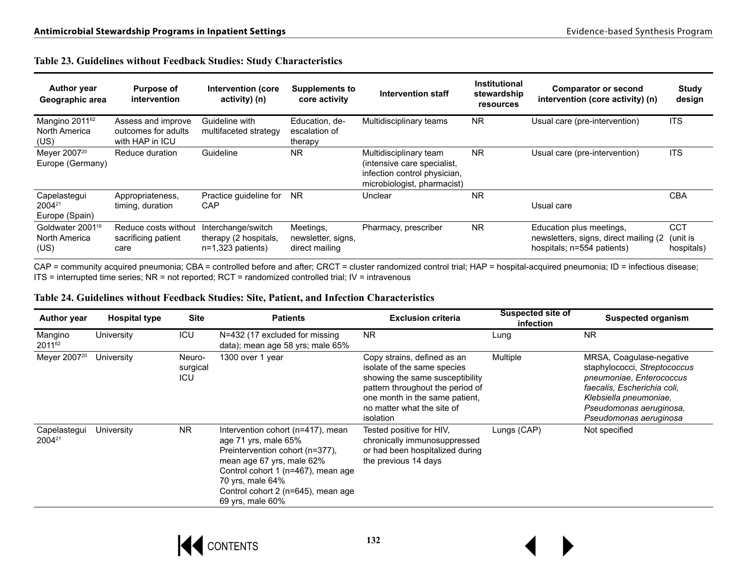**Table 23. Guidelines without Feedback Studies: Study Characteristics**

| Author year Geographic area | Purpose of intervention | Intervention (core activity) (n) | Supplements to core activity | Intervention staff | Institutional stewardship resources | Comparator or second intervention (core activity) (n) | Study design |
|---|---|---|---|---|---|---|---|
| Mangino 2011[62] North America (US) | Assess and improve outcomes for adults with HAP in ICU | Guideline with multifaceted strategy | Education, de-escalation of therapy | Multidisciplinary teams | NR | Usual care (pre-intervention) | ITS |
| Meyer 2007[20] Europe (Germany) | Reduce duration | Guideline | NR | Multidisciplinary team (intensive care specialist, infection control physician, microbiologist, pharmacist) | NR | Usual care (pre-intervention) | ITS |
| Capelastegui 2004[21] Europe (Spain) | Appropriateness, timing, duration | Practice guideline for CAP | NR | Unclear | NR | Usual care | CBA |
| Goldwater 2001[19] North America (US) | Reduce costs without sacrificing patient care | Interchange/switch therapy (2 hospitals, n=1,323 patients) | Meetings, newsletter, signs, direct mailing | Pharmacy, prescriber | NR | Education plus meetings, newsletters, signs, direct mailing (2 hospitals; n=554 patients) | CCT (unit is hospitals) |

CAP = community acquired pneumonia; CBA = controlled before and after; CRCT = cluster randomized control trial; HAP = hospital-acquired pneumonia; ID = infectious disease; ITS = interrupted time series; NR = not reported; RCT = randomized controlled trial; IV = intravenous

**Table 24. Guidelines without Feedback Studies: Site, Patient, and Infection Characteristics**

| Author year | Hospital type | Site | Patients | Exclusion criteria | Suspected site of infection | Suspected organism |
|---|---|---|---|---|---|---|
| Mangino 2011[62] | University | ICU | N=432 (17 excluded for missing data); mean age 58 yrs; male 65% | NR | Lung | NR |
| Meyer 2007[20] | University | Neuro-surgical ICU | 1300 over 1 year | Copy strains, defined as an isolate of the same species showing the same susceptibility pattern throughout the period of one month in the same patient, no matter what the site of isolation | Multiple | MRSA, Coagulase-negative staphylococci, *Streptococcus pneumoniae*, *Enterococcus faecalis, Escherichia coli, Klebsiella pneumoniae, Pseudomonas aeruginosa, Pseudomonas aeruginosa* |
| Capelastegui 2004[21] | University | NR | Intervention cohort (n=417), mean age 71 yrs, male 65%<br>Preintervention cohort (n=377), mean age 67 yrs, male 62%<br>Control cohort 1 (n=467), mean age 70 yrs, male 64%<br>Control cohort 2 (n=645), mean age 69 yrs, male 60% | Tested positive for HIV, chronically immunosuppressed or had been hospitalized during the previous 14 days | Lungs (CAP) | Not specified |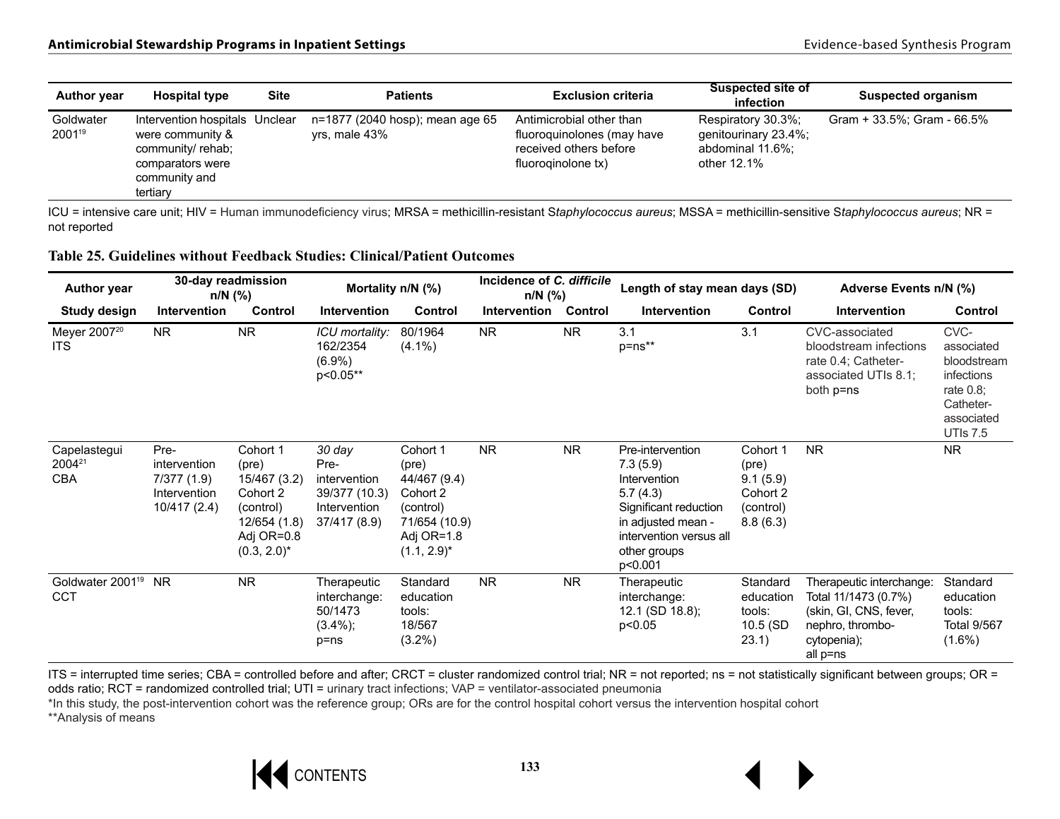| Author year | Hospital type | Site | Patients | Exclusion criteria | Suspected site of infection | Suspected organism |
|---|---|---|---|---|---|---|
| Goldwater 2001[19] | Intervention hospitals were community & community/ rehab; comparators were community and tertiary | Unclear | n=1877 (2040 hosp); mean age 65 yrs, male 43% | Antimicrobial other than fluoroquinolones (may have received others before fluoroqinolone tx) | Respiratory 30.3%; genitourinary 23.4%; abdominal 11.6%; other 12.1% | Gram + 33.5%; Gram - 66.5% |

ICU = intensive care unit; HIV = Human immunodeficiency virus; MRSA = methicillin-resistant S*taphylococcus aureus*; MSSA = methicillin-sensitive S*taphylococcus aureus*; NR = not reported

**Table 25. Guidelines without Feedback Studies: Clinical/Patient Outcomes**

| Author year | 30-day readmission n/N (%) | | Mortality n/N (%) | | Incidence of *C. difficile* n/N (%) | | Length of stay mean days (SD) | | Adverse Events n/N (%) | |
|---|---|---|---|---|---|---|---|---|---|---|
| **Study design** | **Intervention** | **Control** | **Intervention** | **Control** | **Intervention** | **Control** | **Intervention** | **Control** | **Intervention** | **Control** |
| Meyer 2007[20] ITS | NR | NR | *ICU mortality:* 162/2354 (6.9%) p<0.05** | 80/1964 (4.1%) | NR | NR | 3.1 p=ns** | 3.1 | CVC-associated bloodstream infections rate 0.4; Catheter-associated UTIs 8.1; both p=ns | CVC-associated bloodstream infections rate 0.8; Catheter-associated UTIs 7.5 |
| Capelastegui 2004[21] CBA | Pre-intervention 7/377 (1.9) Intervention 10/417 (2.4) | Cohort 1 (pre) 15/467 (3.2) Cohort 2 (control) 12/654 (1.8) Adj OR=0.8 (0.3, 2.0)* | *30 day* Pre-intervention 39/377 (10.3) Intervention 37/417 (8.9) | Cohort 1 (pre) 44/467 (9.4) Cohort 2 (control) 71/654 (10.9) Adj OR=1.8 (1.1, 2.9)* | NR | NR | Pre-intervention 7.3 (5.9) Intervention 5.7 (4.3) Significant reduction in adjusted mean - intervention versus all other groups p<0.001 | Cohort 1 (pre) 9.1 (5.9) Cohort 2 (control) 8.8 (6.3) | NR | NR |
| Goldwater 2001[19] CCT | NR | NR | Therapeutic interchange: 50/1473 (3.4%); p=ns | Standard education tools: 18/567 (3.2%) | NR | NR | Therapeutic interchange: 12.1 (SD 18.8); p<0.05 | Standard education tools: 10.5 (SD 23.1) | Therapeutic interchange: Total 11/1473 (0.7%) (skin, GI, CNS, fever, nephro, thrombo-cytopenia); all p=ns | Standard education tools: Total 9/567 (1.6%) |

ITS = interrupted time series; CBA = controlled before and after; CRCT = cluster randomized control trial; NR = not reported; ns = not statistically significant between groups; OR = odds ratio; RCT = randomized controlled trial; UTI = urinary tract infections; VAP = ventilator-associated pneumonia

*In this study, the post-intervention cohort was the reference group; ORs are for the control hospital cohort versus the intervention hospital cohort

**Analysis of means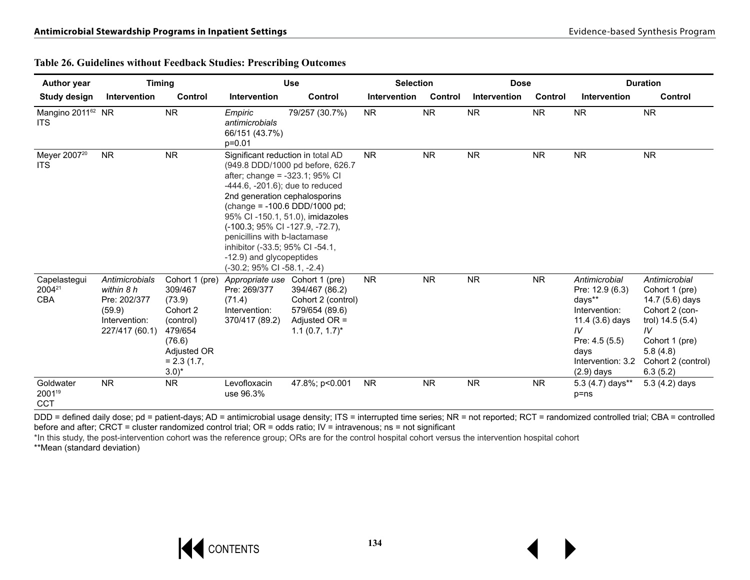**Table 26. Guidelines without Feedback Studies: Prescribing Outcomes**

| Author year | Timing | | Use | | Selection | | Dose | | Duration | |
|---|---|---|---|---|---|---|---|---|---|---|
| Study design | Intervention | Control | Intervention | Control | Intervention | Control | Intervention | Control | Intervention | Control |
| Mangino 2011[62] ITS | NR | NR | *Empiric antimicrobials* 66/151 (43.7%) p=0.01 | 79/257 (30.7%) | NR | NR | NR | NR | NR | NR |
| Meyer 2007[20] ITS | NR | NR | Significant reduction in total AD (949.8 DDD/1000 pd before, 626.7 after; change = -323.1; 95% CI -444.6, -201.6); due to reduced 2nd generation cephalosporins (change = -100.6 DDD/1000 pd; 95% CI -150.1, 51.0), imidazoles (-100.3; 95% CI -127.9, -72.7), penicillins with b-lactamase inhibitor (-33.5; 95% CI -54.1, -12.9) and glycopeptides (-30.2; 95% CI -58.1, -2.4) | | NR | NR | NR | NR | NR | NR |
| Capelastegui 2004[21] CBA | *Antimicrobials within 8 h* Pre: 202/377 (59.9) Intervention: 227/417 (60.1) | Cohort 1 (pre) 309/467 (73.9) Cohort 2 (control) 479/654 (76.6) Adjusted OR = 2.3 (1.7, 3.0)* | *Appropriate use* Pre: 269/377 (71.4) Intervention: 370/417 (89.2) | Cohort 1 (pre) 394/467 (86.2) Cohort 2 (control) 579/654 (89.6) Adjusted OR = 1.1 (0.7, 1.7)* | NR | NR | NR | NR | *Antimicrobial* Pre: 12.9 (6.3) days** Intervention: 11.4 (3.6) days *IV* Pre: 4.5 (5.5) days Intervention: 3.2 (2.9) days | *Antimicrobial* Cohort 1 (pre) 14.7 (5.6) days Cohort 2 (control) 14.5 (5.4) *IV* Cohort 1 (pre) 5.8 (4.8) Cohort 2 (control) 6.3 (5.2) |
| Goldwater 2001[19] CCT | NR | NR | Levofloxacin use 96.3% | 47.8%; p<0.001 | NR | NR | NR | NR | 5.3 (4.7) days** p=ns | 5.3 (4.2) days |

DDD = defined daily dose; pd = patient-days; AD = antimicrobial usage density; ITS = interrupted time series; NR = not reported; RCT = randomized controlled trial; CBA = controlled before and after; CRCT = cluster randomized control trial; OR = odds ratio; IV = intravenous; ns = not significant

*In this study, the post-intervention cohort was the reference group; ORs are for the control hospital cohort versus the intervention hospital cohort

**Mean (standard deviation)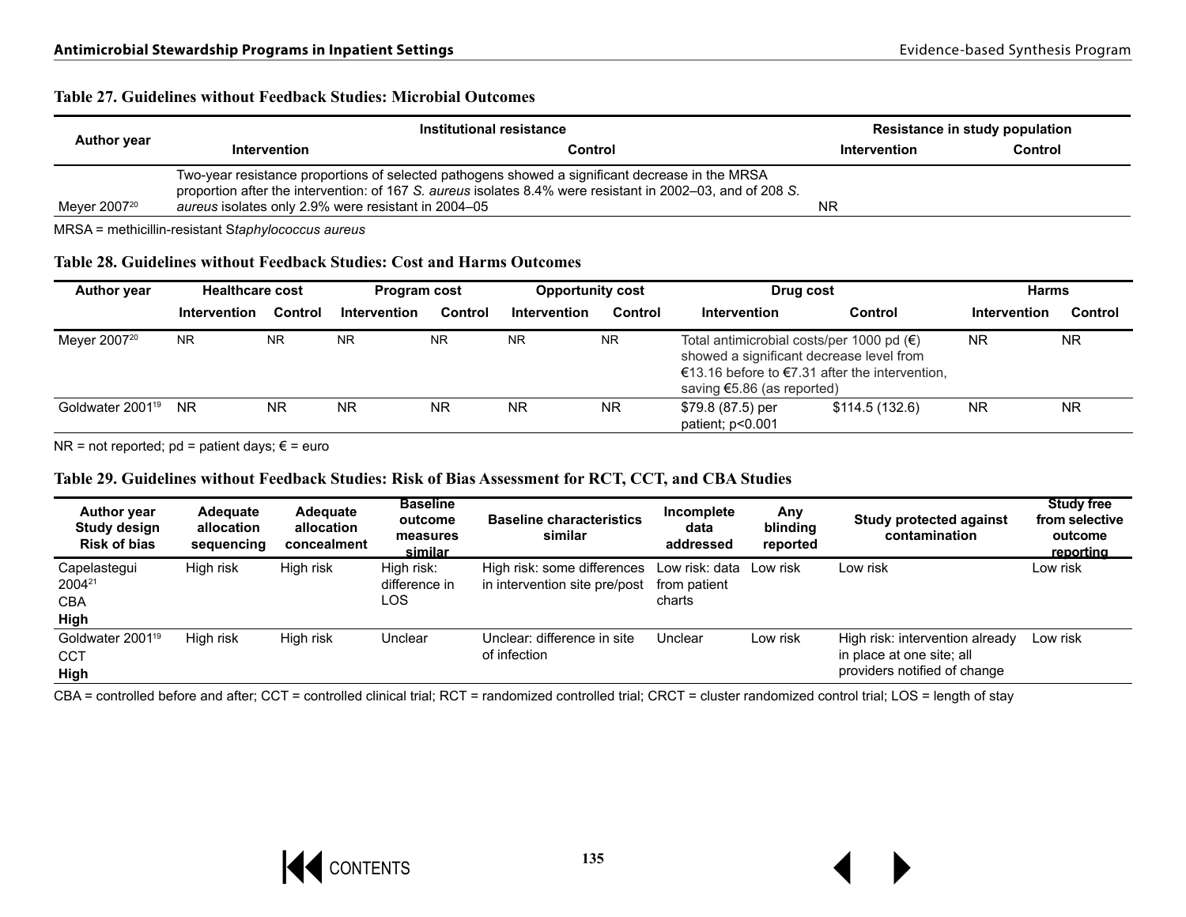**Table 27. Guidelines without Feedback Studies: Microbial Outcomes**

| Author year | Institutional resistance | | Resistance in study population | |
|---|---|---|---|---|
| | Intervention | Control | Intervention | Control |
| Meyer 2007[20] | Two-year resistance proportions of selected pathogens showed a significant decrease in the MRSA proportion after the intervention: of 167 *S. aureus* isolates 8.4% were resistant in 2002–03, and of 208 *S. aureus* isolates only 2.9% were resistant in 2004–05 | | NR | |

MRSA = methicillin-resistant S*taphylococcus aureus*

**Table 28. Guidelines without Feedback Studies: Cost and Harms Outcomes**

| Author year | Healthcare cost | | Program cost | | Opportunity cost | | Drug cost | | Harms | |
|---|---|---|---|---|---|---|---|---|---|---|
| | Intervention | Control | Intervention | Control | Intervention | Control | Intervention | Control | Intervention | Control |
| Meyer 2007[20] | NR | NR | NR | NR | NR | NR | Total antimicrobial costs/per 1000 pd (€) showed a significant decrease level from €13.16 before to €7.31 after the intervention, saving €5.86 (as reported) | | NR | NR |
| Goldwater 2001[19] | NR | NR | NR | NR | NR | NR | \$79.8 (87.5) per patient; p<0.001 | \$114.5 (132.6) | NR | NR |

NR = not reported; pd = patient days; € = euro

**Table 29. Guidelines without Feedback Studies: Risk of Bias Assessment for RCT, CCT, and CBA Studies**

| Author year Study design Risk of bias | Adequate allocation sequencing | Adequate allocation concealment | Baseline outcome measures similar | Baseline characteristics similar | Incomplete data addressed | Any blinding reported | Study protected against contamination | Study free from selective outcome reporting |
|---|---|---|---|---|---|---|---|---|
| Capelastegui 2004[21] CBA **High** | High risk | High risk | High risk: difference in LOS | High risk: some differences in intervention site pre/post | Low risk: data from patient charts | Low risk | Low risk | Low risk |
| Goldwater 2001[19] CCT **High** | High risk | High risk | Unclear | Unclear: difference in site of infection | Unclear | Low risk | High risk: intervention already in place at one site; all providers notified of change | Low risk |

CBA = controlled before and after; CCT = controlled clinical trial; RCT = randomized controlled trial; CRCT = cluster randomized control trial; LOS = length of stay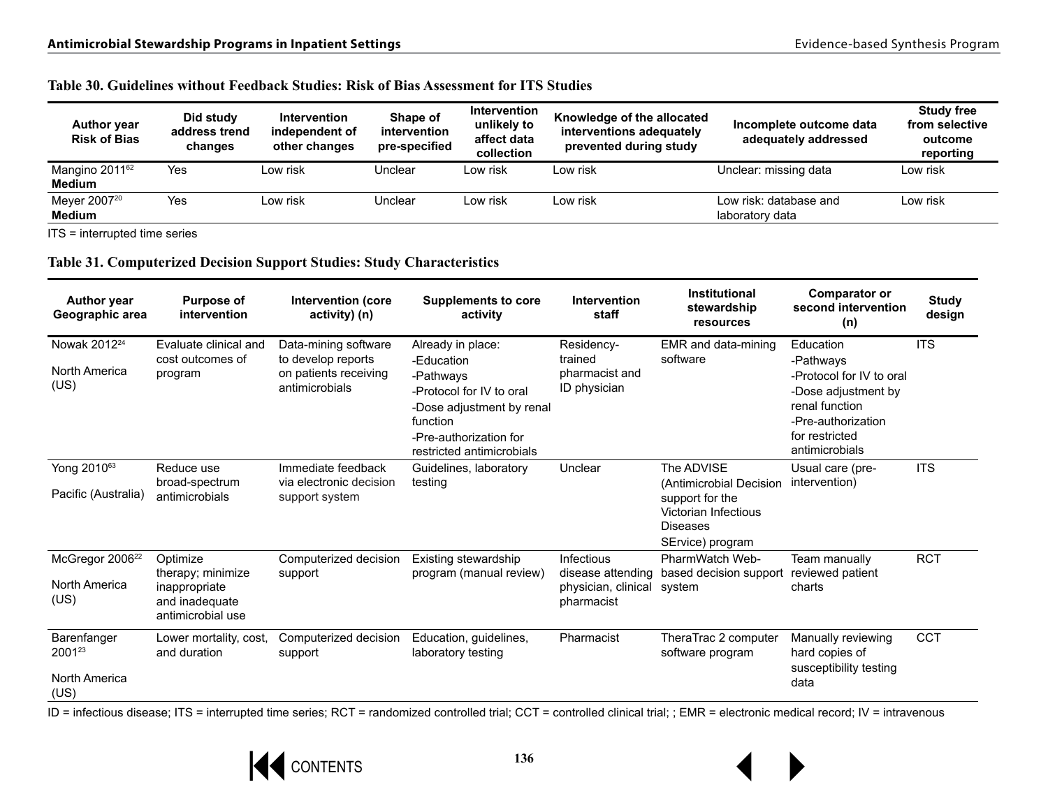**Table 30. Guidelines without Feedback Studies: Risk of Bias Assessment for ITS Studies**

| Author year Risk of Bias | Did study address trend changes | Intervention independent of other changes | Shape of intervention pre-specified | Intervention unlikely to affect data collection | Knowledge of the allocated interventions adequately prevented during study | Incomplete outcome data adequately addressed | Study free from selective outcome reporting |
|---|---|---|---|---|---|---|---|
| Mangino 2011[62] **Medium** | Yes | Low risk | Unclear | Low risk | Low risk | Unclear: missing data | Low risk |
| Meyer 2007[20] **Medium** | Yes | Low risk | Unclear | Low risk | Low risk | Low risk: database and laboratory data | Low risk |

ITS = interrupted time series

**Table 31. Computerized Decision Support Studies: Study Characteristics**

| Author year Geographic area | Purpose of intervention | Intervention (core activity) (n) | Supplements to core activity | Intervention staff | Institutional stewardship resources | Comparator or second intervention (n) | Study design |
|---|---|---|---|---|---|---|---|
| Nowak 2012[24] North America (US) | Evaluate clinical and cost outcomes of program | Data-mining software to develop reports on patients receiving antimicrobials | Already in place: -Education -Pathways -Protocol for IV to oral -Dose adjustment by renal function -Pre-authorization for restricted antimicrobials | Residency-trained pharmacist and ID physician | EMR and data-mining software | Education -Pathways -Protocol for IV to oral -Dose adjustment by renal function -Pre-authorization for restricted antimicrobials | ITS |
| Yong 2010[63] Pacific (Australia) | Reduce use broad-spectrum antimicrobials | Immediate feedback via electronic decision support system | Guidelines, laboratory testing | Unclear | The ADVISE (Antimicrobial Decision support for the Victorian Infectious Diseases SErvice) program | Usual care (pre-intervention) | ITS |
| McGregor 2006[22] North America (US) | Optimize therapy; minimize inappropriate and inadequate antimicrobial use | Computerized decision support | Existing stewardship program (manual review) | Infectious disease attending physician, clinical pharmacist | PharmWatch Web-based decision support system | Team manually reviewed patient charts | RCT |
| Barenfanger 2001[23] North America (US) | Lower mortality, cost, and duration | Computerized decision support | Education, guidelines, laboratory testing | Pharmacist | TheraTrac 2 computer software program | Manually reviewing hard copies of susceptibility testing data | CCT |

ID = infectious disease; ITS = interrupted time series; RCT = randomized controlled trial; CCT = controlled clinical trial; ; EMR = electronic medical record; IV = intravenous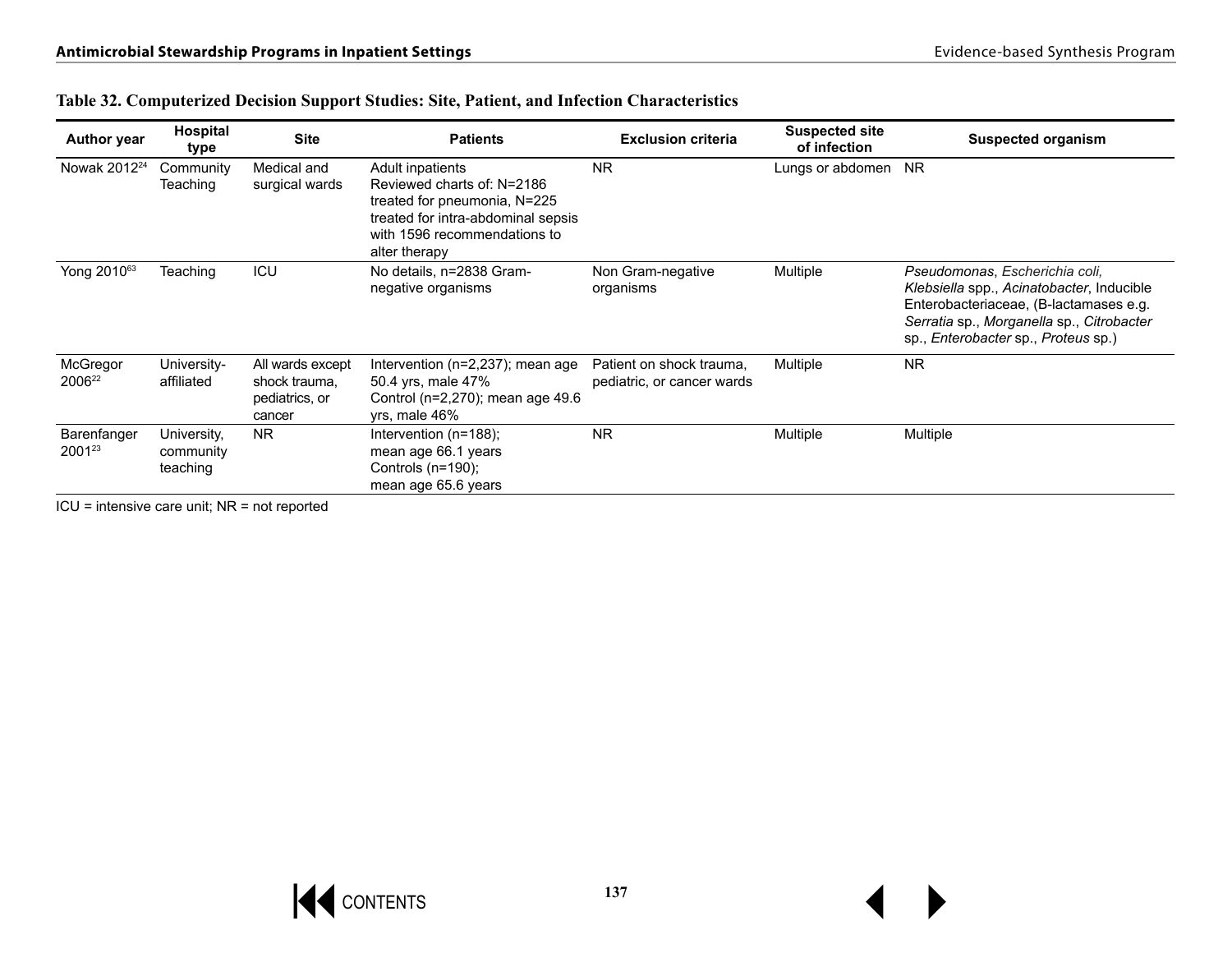**Table 32. Computerized Decision Support Studies: Site, Patient, and Infection Characteristics**

| Author year | Hospital type | Site | Patients | Exclusion criteria | Suspected site of infection | Suspected organism |
|---|---|---|---|---|---|---|
| Nowak 2012[24] | Community Teaching | Medical and surgical wards | Adult inpatients Reviewed charts of: N=2186 treated for pneumonia, N=225 treated for intra-abdominal sepsis with 1596 recommendations to alter therapy | NR | Lungs or abdomen | NR |
| Yong 2010[63] | Teaching | ICU | No details, n=2838 Gram-negative organisms | Non Gram-negative organisms | Multiple | *Pseudomonas*, *Escherichia coli, Klebsiella* spp., *Acinatobacter*, Inducible Enterobacteriaceae, (B-lactamases e.g. *Serratia* sp., *Morganella* sp., *Citrobacter* sp., *Enterobacter* sp., *Proteus* sp.) |
| McGregor 2006[22] | University-affiliated | All wards except shock trauma, pediatrics, or cancer | Intervention (n=2,237); mean age 50.4 yrs, male 47% Control (n=2,270); mean age 49.6 yrs, male 46% | Patient on shock trauma, pediatric, or cancer wards | Multiple | NR |
| Barenfanger 2001[23] | University, community teaching | NR | Intervention (n=188); mean age 66.1 years Controls (n=190); mean age 65.6 years | NR | Multiple | Multiple |

ICU = intensive care unit; NR = not reported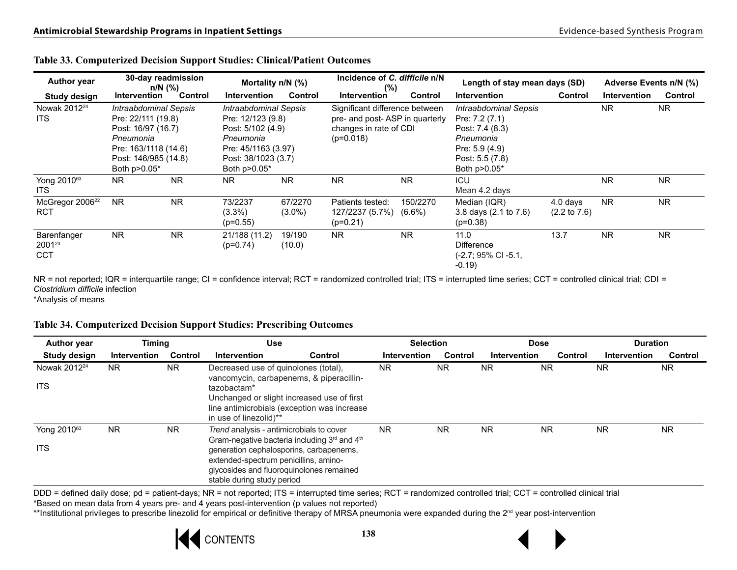### Table 33. Computerized Decision Support Studies: Clinical/Patient Outcomes

| Author year | 30-day readmission n/N (%) | | Mortality n/N (%) | | Incidence of *C. difficile* n/N (%) | | Length of stay mean days (SD) | | Adverse Events n/N (%) | |
|---|---|---|---|---|---|---|---|---|---|---|
| Study design | Intervention | Control | Intervention | Control | Intervention | Control | Intervention | Control | Intervention | Control |
| Nowak 2012[24] ITS | *Intraabdominal Sepsis* Pre: 22/111 (19.8) Post: 16/97 (16.7) *Pneumonia* Pre: 163/1118 (14.6) Post: 146/985 (14.8) Both p>0.05* | | *Intraabdominal Sepsis* Pre: 12/123 (9.8) Post: 5/102 (4.9) *Pneumonia* Pre: 45/1163 (3.97) Post: 38/1023 (3.7) Both p>0.05* | | Significant difference between pre- and post- ASP in quarterly changes in rate of CDI (p=0.018) | | *Intraabdominal Sepsis* Pre: 7.2 (7.1) Post: 7.4 (8.3) *Pneumonia* Pre: 5.9 (4.9) Post: 5.5 (7.8) Both p>0.05* | | NR | NR |
| Yong 2010[63] ITS | NR | NR | NR | NR | NR | NR | ICU Mean 4.2 days | | NR | NR |
| McGregor 2006[22] RCT | NR | NR | 73/2237 (3.3%) (p=0.55) | 67/2270 (3.0%) | Patients tested: 127/2237 (5.7%) (p=0.21) | 150/2270 (6.6%) | Median (IQR) 3.8 days (2.1 to 7.6) (p=0.38) | 4.0 days (2.2 to 7.6) | NR | NR |
| Barenfanger 2001[23] CCT | NR | NR | 21/188 (11.2) (p=0.74) | 19/190 (10.0) | NR | NR | 11.0 Difference (-2.7; 95% CI -5.1, -0.19) | 13.7 | NR | NR |

NR = not reported; IQR = interquartile range; CI = confidence interval; RCT = randomized controlled trial; ITS = interrupted time series; CCT = controlled clinical trial; CDI = *Clostridium difficile* infection
*Analysis of means

### Table 34. Computerized Decision Support Studies: Prescribing Outcomes

| Author year | Timing | | Use | | Selection | | Dose | | Duration | |
|---|---|---|---|---|---|---|---|---|---|---|
| Study design | Intervention | Control | Intervention | Control | Intervention | Control | Intervention | Control | Intervention | Control |
| Nowak 2012[24] ITS | NR | NR | Decreased use of quinolones (total), vancomycin, carbapenems, & piperacillin-tazobactam* Unchanged or slight increased use of first line antimicrobials (exception was increase in use of linezolid)** | | NR | NR | NR | NR | NR | NR |
| Yong 2010[63] ITS | NR | NR | *Trend* analysis - antimicrobials to cover Gram-negative bacteria including 3rd and 4th generation cephalosporins, carbapenems, extended-spectrum penicillins, amino-glycosides and fluoroquinolones remained stable during study period | | NR | NR | NR | NR | NR | NR |

DDD = defined daily dose; pd = patient-days; NR = not reported; ITS = interrupted time series; RCT = randomized controlled trial; CCT = controlled clinical trial
*Based on mean data from 4 years pre- and 4 years post-intervention (p values not reported)
**Institutional privileges to prescribe linezolid for empirical or definitive therapy of MRSA pneumonia were expanded during the 2nd year post-intervention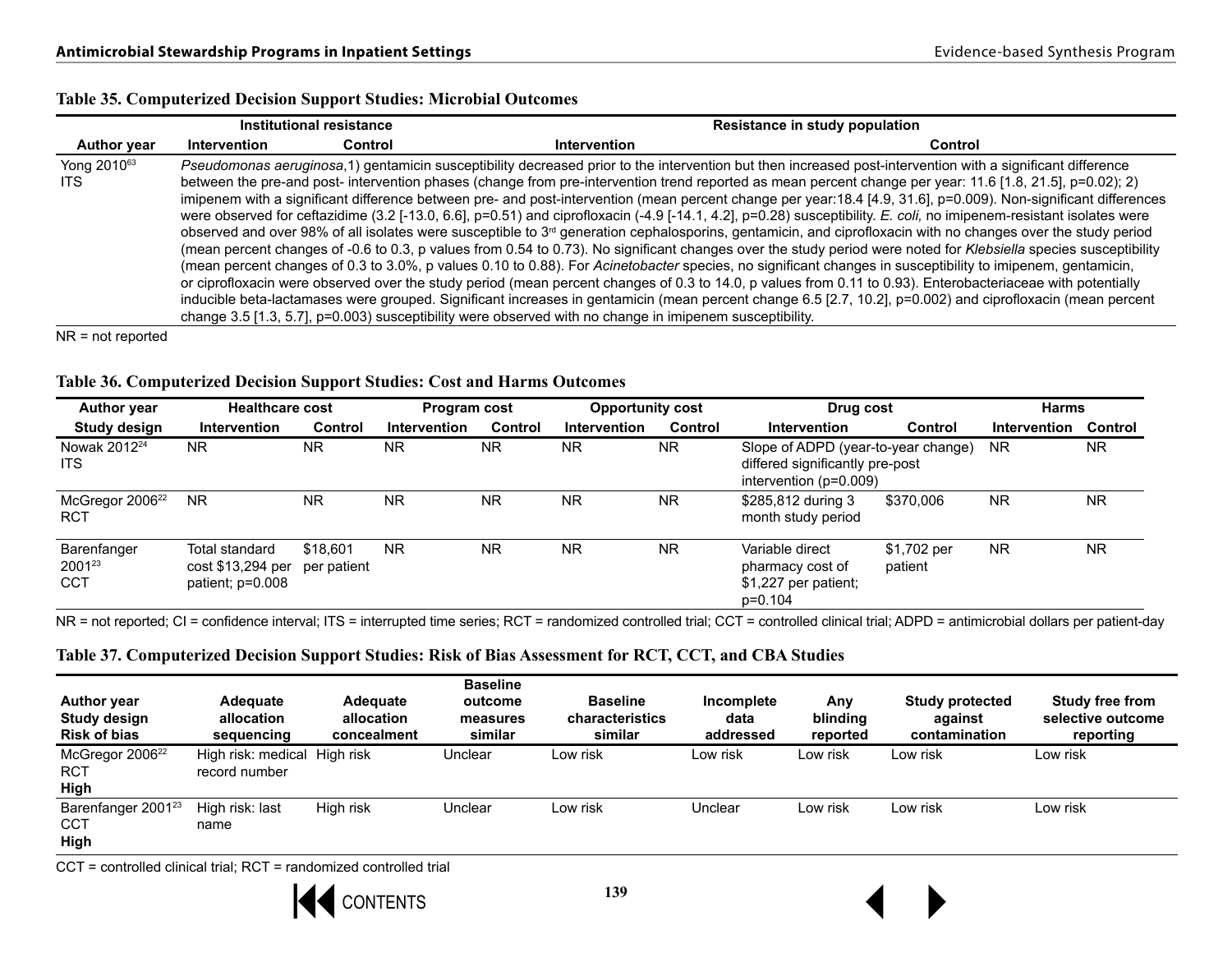**Table 35. Computerized Decision Support Studies: Microbial Outcomes**

| | Institutional resistance | | Resistance in study population | |
|---|---|---|---|---|
| **Author year** | **Intervention** | **Control** | **Intervention** | **Control** |
| Yong 2010[63] ITS | *Pseudomonas aeruginosa*,1) gentamicin susceptibility decreased prior to the intervention but then increased post-intervention with a significant difference between the pre-and post- intervention phases (change from pre-intervention trend reported as mean percent change per year: 11.6 [1.8, 21.5], p=0.02); 2) imipenem with a significant difference between pre- and post-intervention (mean percent change per year:18.4 [4.9, 31.6], p=0.009). Non-significant differences were observed for ceftazidime (3.2 [-13.0, 6.6], p=0.51) and ciprofloxacin (-4.9 [-14.1, 4.2], p=0.28) susceptibility. *E. coli,* no imipenem-resistant isolates were observed and over 98% of all isolates were susceptible to 3rd generation cephalosporins, gentamicin, and ciprofloxacin with no changes over the study period (mean percent changes of -0.6 to 0.3, p values from 0.54 to 0.73). No significant changes over the study period were noted for *Klebsiella* species susceptibility (mean percent changes of 0.3 to 3.0%, p values 0.10 to 0.88). For *Acinetobacter* species, no significant changes in susceptibility to imipenem, gentamicin, or ciprofloxacin were observed over the study period (mean percent changes of 0.3 to 14.0, p values from 0.11 to 0.93). Enterobacteriaceae with potentially inducible beta-lactamases were grouped. Significant increases in gentamicin (mean percent change 6.5 [2.7, 10.2], p=0.002) and ciprofloxacin (mean percent change 3.5 [1.3, 5.7], p=0.003) susceptibility were observed with no change in imipenem susceptibility. | | | |

NR = not reported

**Table 36. Computerized Decision Support Studies: Cost and Harms Outcomes**

| Author year | Healthcare cost | | Program cost | | Opportunity cost | | Drug cost | | Harms | |
|---|---|---|---|---|---|---|---|---|---|---|
| **Study design** | **Intervention** | **Control** | **Intervention** | **Control** | **Intervention** | **Control** | **Intervention** | **Control** | **Intervention** | **Control** |
| Nowak 2012[24] ITS | NR | NR | NR | NR | NR | NR | Slope of ADPD (year-to-year change) differed significantly pre-post intervention (p=0.009) | | NR | NR |
| McGregor 2006[22] RCT | NR | NR | NR | NR | NR | NR | $285,812 during 3 month study period | $370,006 | NR | NR |
| Barenfanger 2001[23] CCT | Total standard cost $13,294 per patient; p=0.008 | $18,601 per patient | NR | NR | NR | NR | Variable direct pharmacy cost of $1,227 per patient; p=0.104 | $1,702 per patient | NR | NR |

NR = not reported; CI = confidence interval; ITS = interrupted time series; RCT = randomized controlled trial; CCT = controlled clinical trial; ADPD = antimicrobial dollars per patient-day

**Table 37. Computerized Decision Support Studies: Risk of Bias Assessment for RCT, CCT, and CBA Studies**

| Author year Study design Risk of bias | Adequate allocation sequencing | Adequate allocation concealment | Baseline outcome measures similar | Baseline characteristics similar | Incomplete data addressed | Any blinding reported | Study protected against contamination | Study free from selective outcome reporting |
|---|---|---|---|---|---|---|---|---|
| McGregor 2006[22] RCT **High** | High risk: medical record number | High risk | Unclear | Low risk | Low risk | Low risk | Low risk | Low risk |
| Barenfanger 2001[23] CCT **High** | High risk: last name | High risk | Unclear | Low risk | Unclear | Low risk | Low risk | Low risk |

CCT = controlled clinical trial; RCT = randomized controlled trial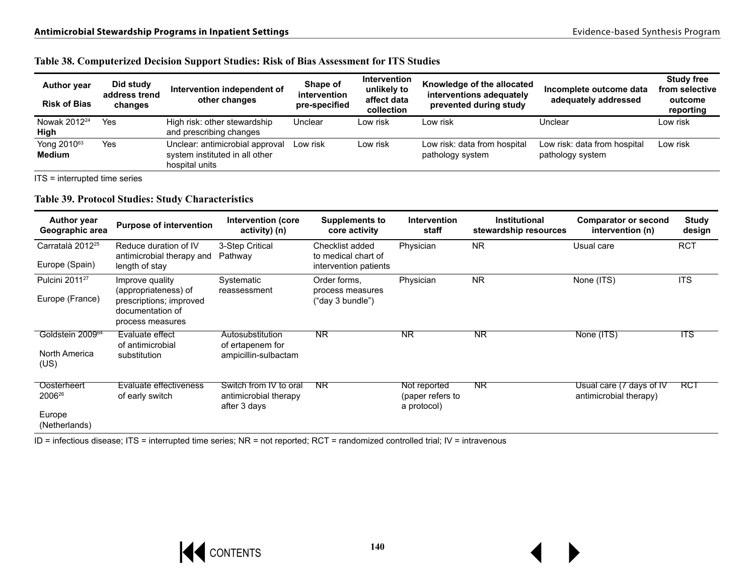**Table 38. Computerized Decision Support Studies: Risk of Bias Assessment for ITS Studies**

| Author year<br>Risk of Bias | Did study address trend changes | Intervention independent of other changes | Shape of intervention pre-specified | Intervention unlikely to affect data collection | Knowledge of the allocated interventions adequately prevented during study | Incomplete outcome data adequately addressed | Study free from selective outcome reporting |
|---|---|---|---|---|---|---|---|
| Nowak 2012[24]<br>**High** | Yes | High risk: other stewardship and prescribing changes | Unclear | Low risk | Low risk | Unclear | Low risk |
| Yong 2010[63]<br>**Medium** | Yes | Unclear: antimicrobial approval system instituted in all other hospital units | Low risk | Low risk | Low risk: data from hospital pathology system | Low risk: data from hospital pathology system | Low risk |

ITS = interrupted time series

**Table 39. Protocol Studies: Study Characteristics**

| Author year<br>Geographic area | Purpose of intervention | Intervention (core activity) (n) | Supplements to core activity | Intervention staff | Institutional stewardship resources | Comparator or second intervention (n) | Study design |
|---|---|---|---|---|---|---|---|
| Carratalà 2012[25]<br>Europe (Spain) | Reduce duration of IV antimicrobial therapy and length of stay | 3-Step Critical Pathway | Checklist added to medical chart of intervention patients | Physician | NR | Usual care | RCT |
| Pulcini 2011[27]<br>Europe (France) | Improve quality (appropriateness) of prescriptions; improved documentation of process measures | Systematic reassessment | Order forms, process measures ("day 3 bundle") | Physician | NR | None (ITS) | ITS |
| Goldstein 2009[64]<br>North America (US) | Evaluate effect of antimicrobial substitution | Autosubstitution of ertapenem for ampicillin-sulbactam | NR | NR | NR | None (ITS) | ITS |
| Oosterheert 2006[26]<br>Europe (Netherlands) | Evaluate effectiveness of early switch | Switch from IV to oral antimicrobial therapy after 3 days | NR | Not reported (paper refers to a protocol) | NR | Usual care (7 days of IV antimicrobial therapy) | RCT |

ID = infectious disease; ITS = interrupted time series; NR = not reported; RCT = randomized controlled trial; IV = intravenous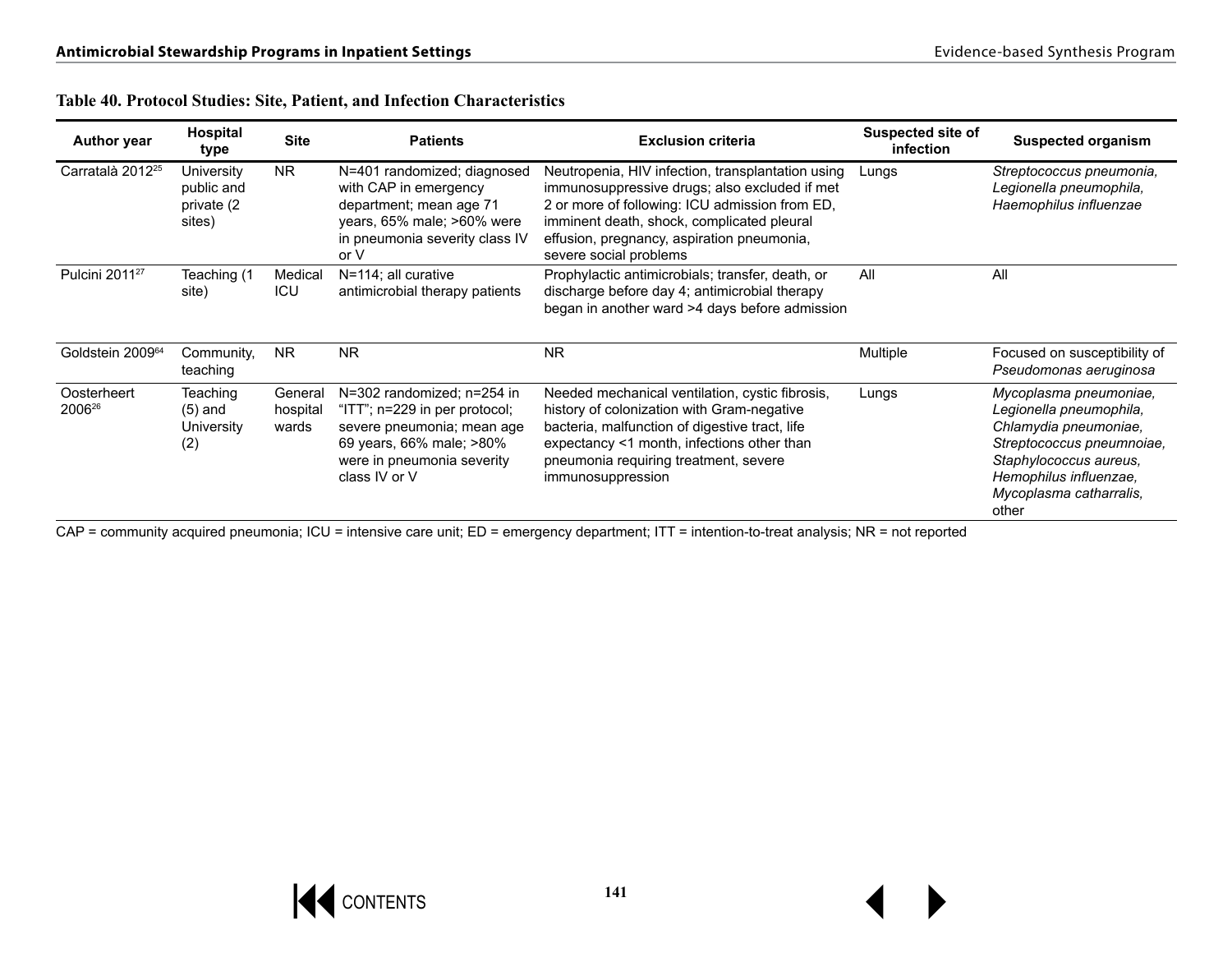**Table 40. Protocol Studies: Site, Patient, and Infection Characteristics**

| Author year | Hospital type | Site | Patients | Exclusion criteria | Suspected site of infection | Suspected organism |
|---|---|---|---|---|---|---|
| Carratalà 2012[25] | University public and private (2 sites) | NR | N=401 randomized; diagnosed with CAP in emergency department; mean age 71 years, 65% male; >60% were in pneumonia severity class IV or V | Neutropenia, HIV infection, transplantation using immunosuppressive drugs; also excluded if met 2 or more of following: ICU admission from ED, imminent death, shock, complicated pleural effusion, pregnancy, aspiration pneumonia, severe social problems | Lungs | *Streptococcus pneumonia, Legionella pneumophila, Haemophilus influenzae* |
| Pulcini 2011[27] | Teaching (1 site) | Medical ICU | N=114; all curative antimicrobial therapy patients | Prophylactic antimicrobials; transfer, death, or discharge before day 4; antimicrobial therapy began in another ward >4 days before admission | All | All |
| Goldstein 2009[64] | Community, teaching | NR | NR | NR | Multiple | Focused on susceptibility of *Pseudomonas aeruginosa* |
| Oosterheert 2006[26] | Teaching (5) and University (2) | General hospital wards | N=302 randomized; n=254 in "ITT"; n=229 in per protocol; severe pneumonia; mean age 69 years, 66% male; >80% were in pneumonia severity class IV or V | Needed mechanical ventilation, cystic fibrosis, history of colonization with Gram-negative bacteria, malfunction of digestive tract, life expectancy <1 month, infections other than pneumonia requiring treatment, severe immunosuppression | Lungs | *Mycoplasma pneumoniae, Legionella pneumophila, Chlamydia pneumoniae, Streptococcus pneumnoiae, Staphylococcus aureus, Hemophilus influenzae, Mycoplasma catharralis,* other |

CAP = community acquired pneumonia; ICU = intensive care unit; ED = emergency department; ITT = intention-to-treat analysis; NR = not reported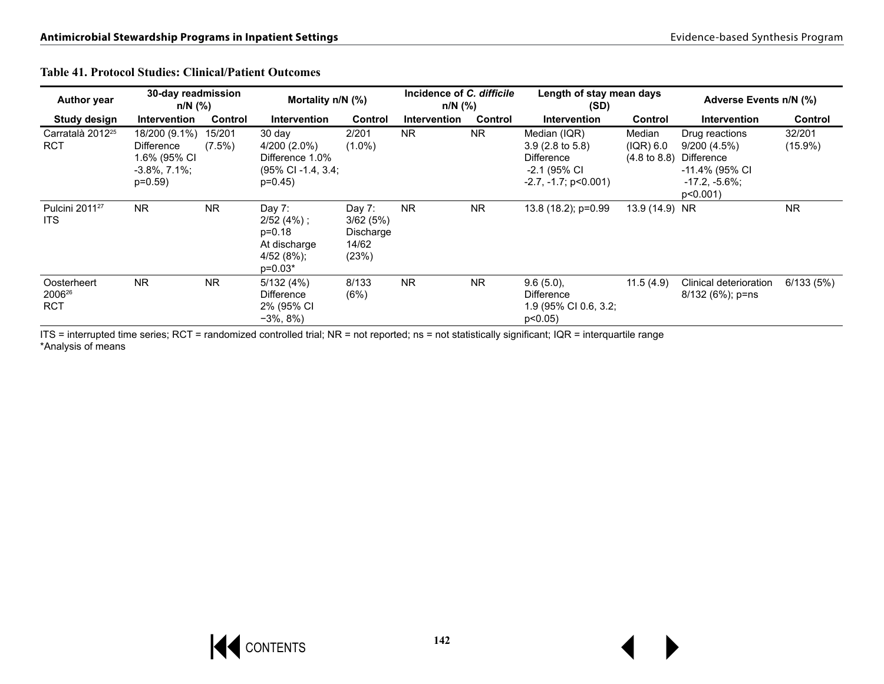**Table 41. Protocol Studies: Clinical/Patient Outcomes**

| Author year | 30-day readmission n/N (%) | | Mortality n/N (%) | | Incidence of *C. difficile* n/N (%) | | Length of stay mean days (SD) | | Adverse Events n/N (%) | |
|---|---|---|---|---|---|---|---|---|---|---|
| **Study design** | **Intervention** | **Control** | **Intervention** | **Control** | **Intervention** | **Control** | **Intervention** | **Control** | **Intervention** | **Control** |
| Carratalà 2012[25] RCT | 18/200 (9.1%) Difference 1.6% (95% CI -3.8%, 7.1%; p=0.59) | 15/201 (7.5%) | 30 day 4/200 (2.0%) Difference 1.0% (95% CI -1.4, 3.4; p=0.45) | 2/201 (1.0%) | NR | NR | Median (IQR) 3.9 (2.8 to 5.8) Difference -2.1 (95% CI -2.7, -1.7; p<0.001) | Median (IQR) 6.0 (4.8 to 8.8) | Drug reactions 9/200 (4.5%) Difference -11.4% (95% CI -17.2, -5.6%; p<0.001) | 32/201 (15.9%) |
| Pulcini 2011[27] ITS | NR | NR | Day 7: 2/52 (4%) ; p=0.18 At discharge 4/52 (8%); p=0.03* | Day 7: 3/62 (5%) Discharge 14/62 (23%) | NR | NR | 13.8 (18.2); p=0.99 | 13.9 (14.9) | NR | NR |
| Oosterheert 2006[26] RCT | NR | NR | 5/132 (4%) Difference 2% (95% CI −3%, 8%) | 8/133 (6%) | NR | NR | 9.6 (5.0), Difference 1.9 (95% CI 0.6, 3.2; p<0.05) | 11.5 (4.9) | Clinical deterioration 8/132 (6%); p=ns | 6/133 (5%) |

ITS = interrupted time series; RCT = randomized controlled trial; NR = not reported; ns = not statistically significant; IQR = interquartile range
*Analysis of means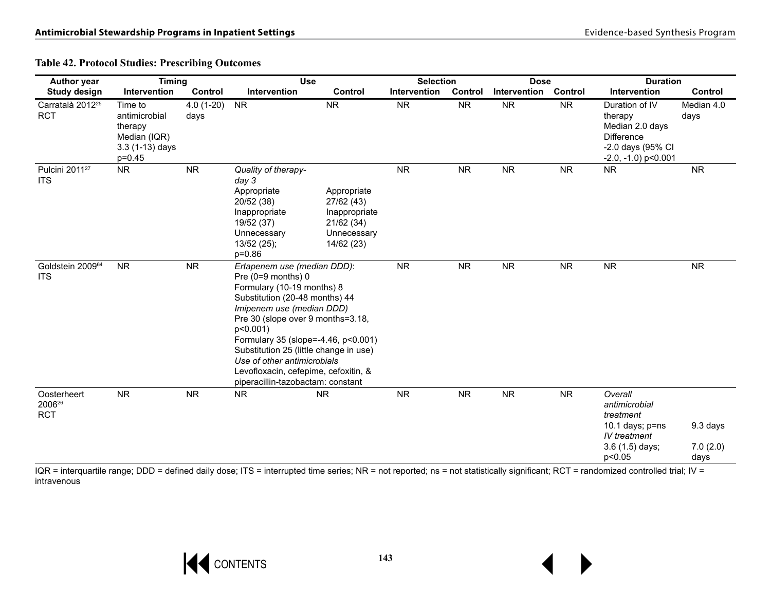**Table 42. Protocol Studies: Prescribing Outcomes**

| Author year | Timing | | Use | | Selection | | Dose | | Duration | |
|---|---|---|---|---|---|---|---|---|---|---|
| Study design | Intervention | Control | Intervention | Control | Intervention | Control | Intervention | Control | Intervention | Control |
| Carratalà 2012[25] RCT | Time to antimicrobial therapy Median (IQR) 3.3 (1-13) days p=0.45 | 4.0 (1-20) days | NR | NR | NR | NR | NR | NR | Duration of IV therapy Median 2.0 days Difference -2.0 days (95% CI -2.0, -1.0) p<0.001 | Median 4.0 days |
| Pulcini 2011[27] ITS | NR | NR | *Quality of therapy-day 3* Appropriate 20/52 (38) Inappropriate 19/52 (37) Unnecessary 13/52 (25); p=0.86 | Appropriate 27/62 (43) Inappropriate 21/62 (34) Unnecessary 14/62 (23) | NR | NR | NR | NR | NR | NR |
| Goldstein 2009[64] ITS | NR | NR | *Ertapenem use (median DDD)*: Pre (0=9 months) 0 Formulary (10-19 months) 8 Substitution (20-48 months) 44 *Imipenem use (median DDD)* Pre 30 (slope over 9 months=3.18, p<0.001) Formulary 35 (slope=-4.46, p<0.001) Substitution 25 (little change in use) *Use of other antimicrobials* Levofloxacin, cefepime, cefoxitin, & piperacillin-tazobactam: constant | | NR | NR | NR | NR | NR | NR |
| Oosterheert 2006[26] RCT | NR | NR | NR | NR | NR | NR | NR | NR | *Overall antimicrobial treatment* 10.1 days; p=ns *IV treatment* 3.6 (1.5) days; p<0.05 | 9.3 days 7.0 (2.0) days |

IQR = interquartile range; DDD = defined daily dose; ITS = interrupted time series; NR = not reported; ns = not statistically significant; RCT = randomized controlled trial; IV = intravenous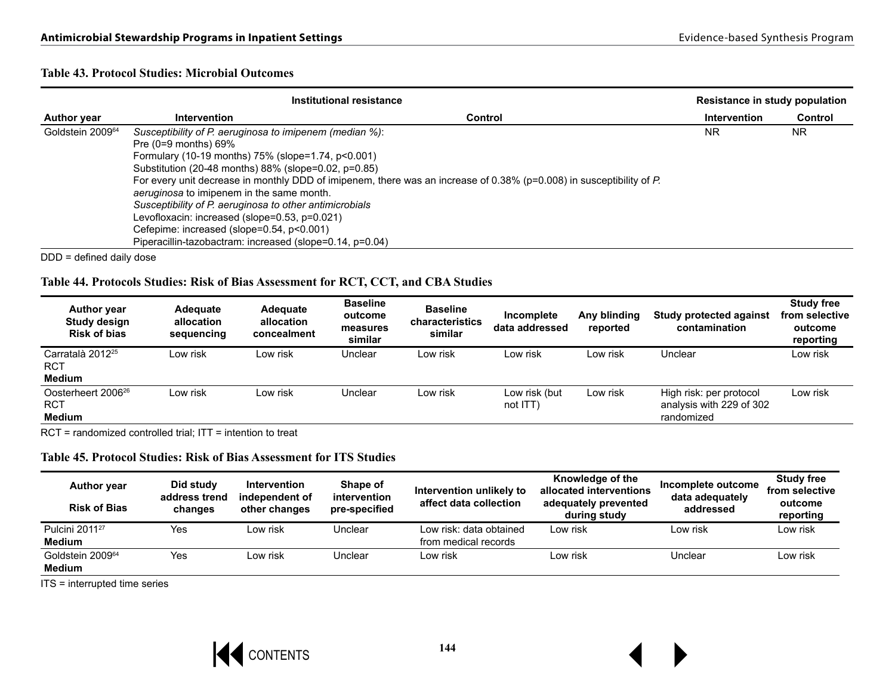### Table 43. Protocol Studies: Microbial Outcomes

| | Institutional resistance | | Resistance in study population | |
|---|---|---|---|---|
| **Author year** | **Intervention** | **Control** | **Intervention** | **Control** |
| Goldstein 2009[64] | *Susceptibility of P. aeruginosa to imipenem (median %)*:<br>Pre (0=9 months) 69%<br>Formulary (10-19 months) 75% (slope=1.74, p<0.001)<br>Substitution (20-48 months) 88% (slope=0.02, p=0.85)<br>For every unit decrease in monthly DDD of imipenem, there was an increase of 0.38% (p=0.008) in susceptibility of *P. aeruginosa* to imipenem in the same month.<br>*Susceptibility of P. aeruginosa to other antimicrobials*<br>Levofloxacin: increased (slope=0.53, p=0.021)<br>Cefepime: increased (slope=0.54, p<0.001)<br>Piperacillin-tazobactram: increased (slope=0.14, p=0.04) | | NR | NR |

DDD = defined daily dose

### Table 44. Protocols Studies: Risk of Bias Assessment for RCT, CCT, and CBA Studies

| Author year<br>Study design<br>Risk of bias | Adequate allocation sequencing | Adequate allocation concealment | Baseline outcome measures similar | Baseline characteristics similar | Incomplete data addressed | Any blinding reported | Study protected against contamination | Study free from selective outcome reporting |
|---|---|---|---|---|---|---|---|---|
| Carratalà 2012[25]<br>RCT<br>**Medium** | Low risk | Low risk | Unclear | Low risk | Low risk | Low risk | Unclear | Low risk |
| Oosterheert 2006[26]<br>RCT<br>**Medium** | Low risk | Low risk | Unclear | Low risk | Low risk (but not ITT) | Low risk | High risk: per protocol analysis with 229 of 302 randomized | Low risk |

RCT = randomized controlled trial; ITT = intention to treat

### Table 45. Protocol Studies: Risk of Bias Assessment for ITS Studies

| Author year<br>Risk of Bias | Did study address trend changes | Intervention independent of other changes | Shape of intervention pre-specified | Intervention unlikely to affect data collection | Knowledge of the allocated interventions adequately prevented during study | Incomplete outcome data adequately addressed | Study free from selective outcome reporting |
|---|---|---|---|---|---|---|---|
| Pulcini 2011[27]<br>**Medium** | Yes | Low risk | Unclear | Low risk: data obtained from medical records | Low risk | Low risk | Low risk |
| Goldstein 2009[64]<br>**Medium** | Yes | Low risk | Unclear | Low risk | Low risk | Unclear | Low risk |

ITS = interrupted time series